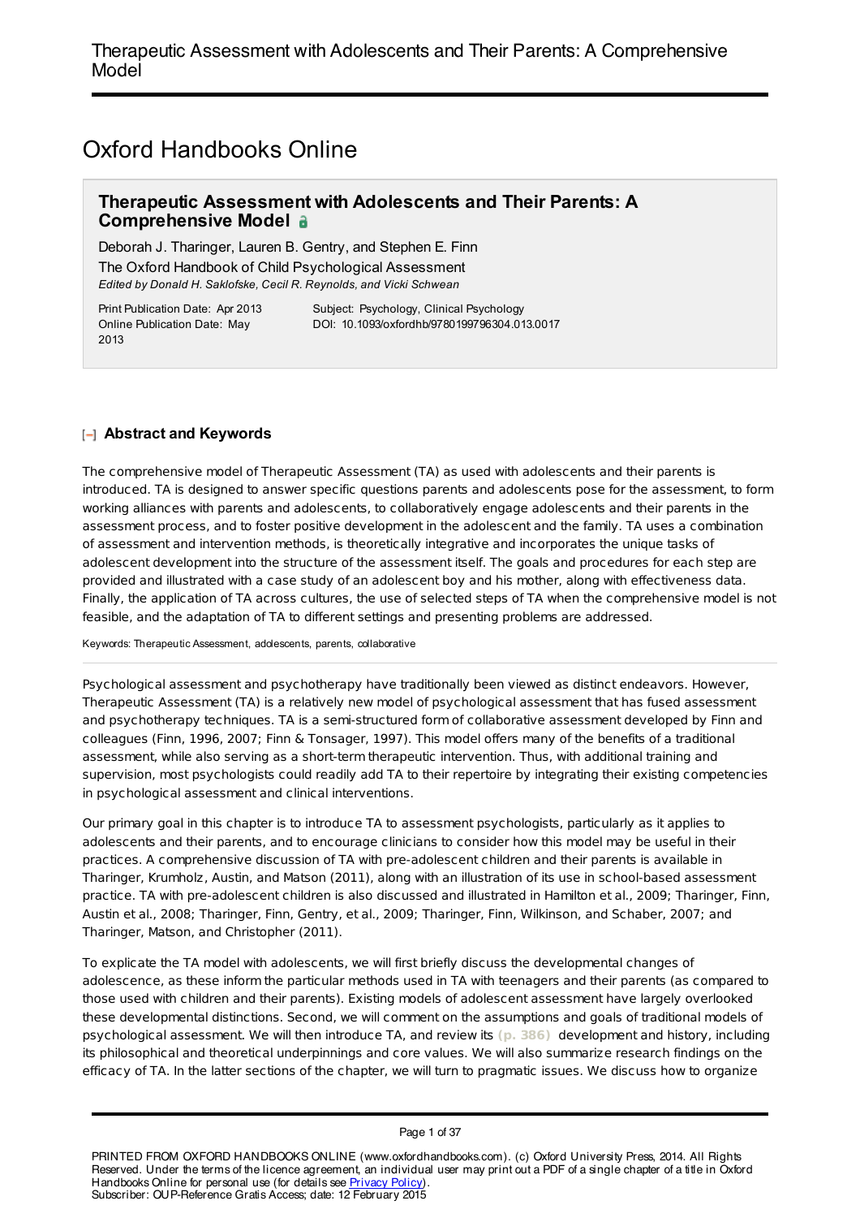# Oxford Handbooks Online

## Therapeutic Assessment with Adolescents and Their Parents: A Comprehensive Model

Deborah J. Tharinger, Lauren B. Gentry, and Stephen E. Finn

The Oxford Handbook of Child Psychological Assessment

*Edited by Donald H. Saklofske, Cecil R. Reynolds, and Vicki Schwean*

Print Publication Date: Apr 2013
Online Publication Date: May 2013

Subject: Psychology, Clinical Psychology
DOI: 10.1093/oxfordhb/9780199796304.013.0017

### Abstract and Keywords

The comprehensive model of Therapeutic Assessment (TA) as used with adolescents and their parents is introduced. TA is designed to answer specific questions parents and adolescents pose for the assessment, to form working alliances with parents and adolescents, to collaboratively engage adolescents and their parents in the assessment process, and to foster positive development in the adolescent and the family. TA uses a combination of assessment and intervention methods, is theoretically integrative and incorporates the unique tasks of adolescent development into the structure of the assessment itself. The goals and procedures for each step are provided and illustrated with a case study of an adolescent boy and his mother, along with effectiveness data. Finally, the application of TA across cultures, the use of selected steps of TA when the comprehensive model is not feasible, and the adaptation of TA to different settings and presenting problems are addressed.

Keywords: Therapeutic Assessment, adolescents, parents, collaborative

Psychological assessment and psychotherapy have traditionally been viewed as distinct endeavors. However, Therapeutic Assessment (TA) is a relatively new model of psychological assessment that has fused assessment and psychotherapy techniques. TA is a semi-structured form of collaborative assessment developed by Finn and colleagues (Finn, 1996, 2007; Finn & Tonsager, 1997). This model offers many of the benefits of a traditional assessment, while also serving as a short-term therapeutic intervention. Thus, with additional training and supervision, most psychologists could readily add TA to their repertoire by integrating their existing competencies in psychological assessment and clinical interventions.

Our primary goal in this chapter is to introduce TA to assessment psychologists, particularly as it applies to adolescents and their parents, and to encourage clinicians to consider how this model may be useful in their practices. A comprehensive discussion of TA with pre-adolescent children and their parents is available in Tharinger, Krumholz, Austin, and Matson (2011), along with an illustration of its use in school-based assessment practice. TA with pre-adolescent children is also discussed and illustrated in Hamilton et al., 2009; Tharinger, Finn, Austin et al., 2008; Tharinger, Finn, Gentry, et al., 2009; Tharinger, Finn, Wilkinson, and Schaber, 2007; and Tharinger, Matson, and Christopher (2011).

To explicate the TA model with adolescents, we will first briefly discuss the developmental changes of adolescence, as these inform the particular methods used in TA with teenagers and their parents (as compared to those used with children and their parents). Existing models of adolescent assessment have largely overlooked these developmental distinctions. Second, we will comment on the assumptions and goals of traditional models of psychological assessment. We will then introduce TA, and review its (p. 386) development and history, including its philosophical and theoretical underpinnings and core values. We will also summarize research findings on the efficacy of TA. In the latter sections of the chapter, we will turn to pragmatic issues. We discuss how to organize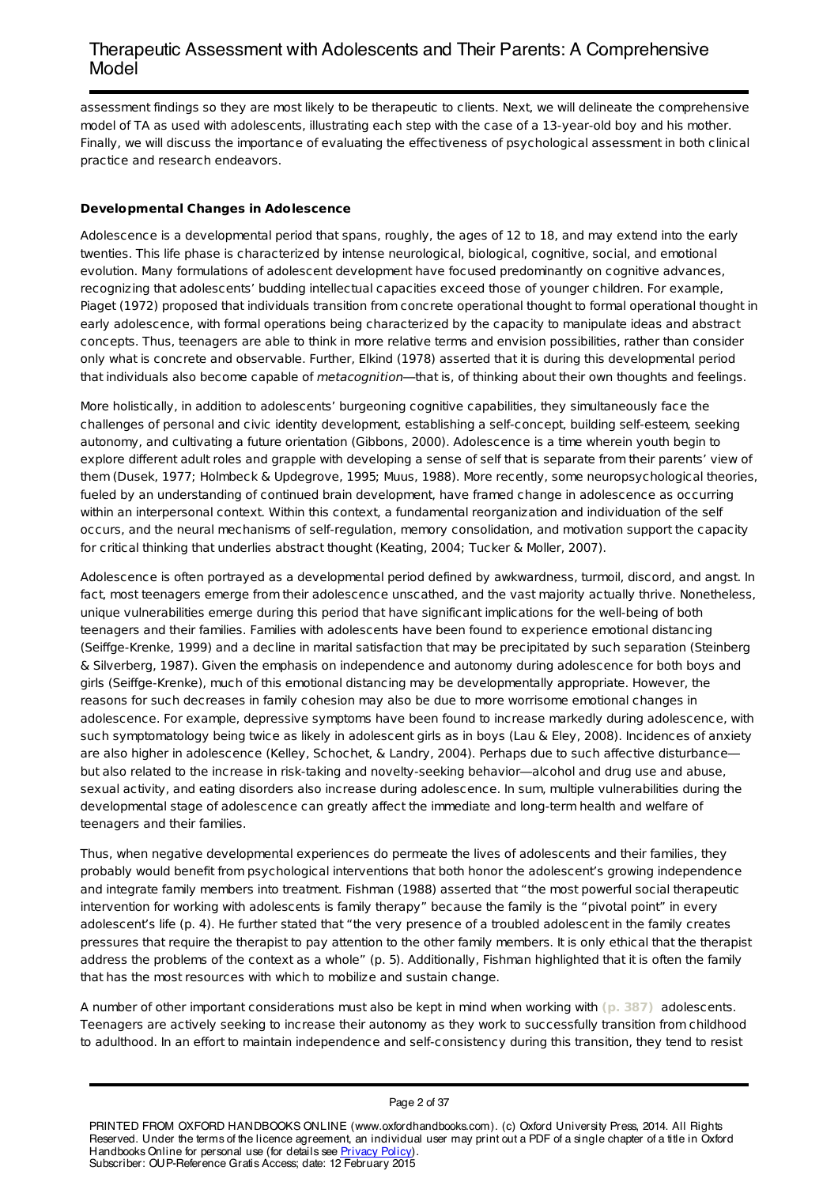assessment findings so they are most likely to be therapeutic to clients. Next, we will delineate the comprehensive model of TA as used with adolescents, illustrating each step with the case of a 13-year-old boy and his mother. Finally, we will discuss the importance of evaluating the effectiveness of psychological assessment in both clinical practice and research endeavors.

**Developmental Changes in Adolescence**

Adolescence is a developmental period that spans, roughly, the ages of 12 to 18, and may extend into the early twenties. This life phase is characterized by intense neurological, biological, cognitive, social, and emotional evolution. Many formulations of adolescent development have focused predominantly on cognitive advances, recognizing that adolescents' budding intellectual capacities exceed those of younger children. For example, Piaget (1972) proposed that individuals transition from concrete operational thought to formal operational thought in early adolescence, with formal operations being characterized by the capacity to manipulate ideas and abstract concepts. Thus, teenagers are able to think in more relative terms and envision possibilities, rather than consider only what is concrete and observable. Further, Elkind (1978) asserted that it is during this developmental period that individuals also become capable of *metacognition*—that is, of thinking about their own thoughts and feelings.

More holistically, in addition to adolescents' burgeoning cognitive capabilities, they simultaneously face the challenges of personal and civic identity development, establishing a self-concept, building self-esteem, seeking autonomy, and cultivating a future orientation (Gibbons, 2000). Adolescence is a time wherein youth begin to explore different adult roles and grapple with developing a sense of self that is separate from their parents' view of them (Dusek, 1977; Holmbeck & Updegrove, 1995; Muus, 1988). More recently, some neuropsychological theories, fueled by an understanding of continued brain development, have framed change in adolescence as occurring within an interpersonal context. Within this context, a fundamental reorganization and individuation of the self occurs, and the neural mechanisms of self-regulation, memory consolidation, and motivation support the capacity for critical thinking that underlies abstract thought (Keating, 2004; Tucker & Moller, 2007).

Adolescence is often portrayed as a developmental period defined by awkwardness, turmoil, discord, and angst. In fact, most teenagers emerge from their adolescence unscathed, and the vast majority actually thrive. Nonetheless, unique vulnerabilities emerge during this period that have significant implications for the well-being of both teenagers and their families. Families with adolescents have been found to experience emotional distancing (Seiffge-Krenke, 1999) and a decline in marital satisfaction that may be precipitated by such separation (Steinberg & Silverberg, 1987). Given the emphasis on independence and autonomy during adolescence for both boys and girls (Seiffge-Krenke), much of this emotional distancing may be developmentally appropriate. However, the reasons for such decreases in family cohesion may also be due to more worrisome emotional changes in adolescence. For example, depressive symptoms have been found to increase markedly during adolescence, with such symptomatology being twice as likely in adolescent girls as in boys (Lau & Eley, 2008). Incidences of anxiety are also higher in adolescence (Kelley, Schochet, & Landry, 2004). Perhaps due to such affective disturbance—but also related to the increase in risk-taking and novelty-seeking behavior—alcohol and drug use and abuse, sexual activity, and eating disorders also increase during adolescence. In sum, multiple vulnerabilities during the developmental stage of adolescence can greatly affect the immediate and long-term health and welfare of teenagers and their families.

Thus, when negative developmental experiences do permeate the lives of adolescents and their families, they probably would benefit from psychological interventions that both honor the adolescent's growing independence and integrate family members into treatment. Fishman (1988) asserted that "the most powerful social therapeutic intervention for working with adolescents is family therapy" because the family is the "pivotal point" in every adolescent's life (p. 4). He further stated that "the very presence of a troubled adolescent in the family creates pressures that require the therapist to pay attention to the other family members. It is only ethical that the therapist address the problems of the context as a whole" (p. 5). Additionally, Fishman highlighted that it is often the family that has the most resources with which to mobilize and sustain change.

A number of other important considerations must also be kept in mind when working with (p. 387) adolescents. Teenagers are actively seeking to increase their autonomy as they work to successfully transition from childhood to adulthood. In an effort to maintain independence and self-consistency during this transition, they tend to resist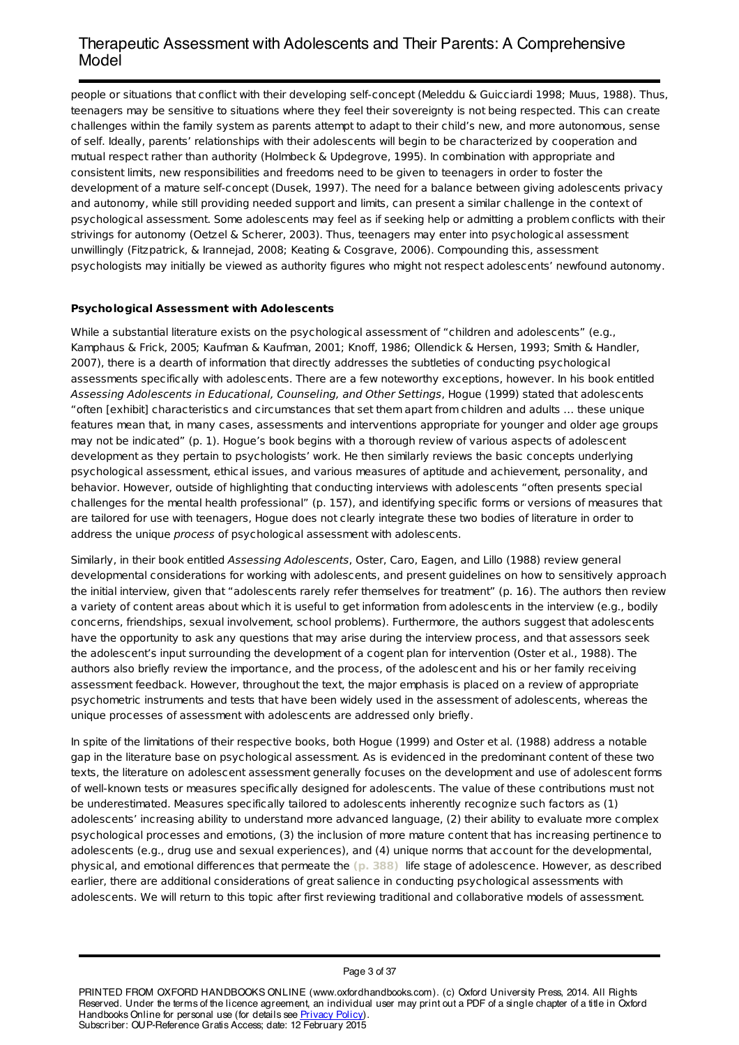people or situations that conflict with their developing self-concept (Meleddu & Guicciardi 1998; Muus, 1988). Thus, teenagers may be sensitive to situations where they feel their sovereignty is not being respected. This can create challenges within the family system as parents attempt to adapt to their child's new, and more autonomous, sense of self. Ideally, parents' relationships with their adolescents will begin to be characterized by cooperation and mutual respect rather than authority (Holmbeck & Updegrove, 1995). In combination with appropriate and consistent limits, new responsibilities and freedoms need to be given to teenagers in order to foster the development of a mature self-concept (Dusek, 1997). The need for a balance between giving adolescents privacy and autonomy, while still providing needed support and limits, can present a similar challenge in the context of psychological assessment. Some adolescents may feel as if seeking help or admitting a problem conflicts with their strivings for autonomy (Oetzel & Scherer, 2003). Thus, teenagers may enter into psychological assessment unwillingly (Fitzpatrick, & Irannejad, 2008; Keating & Cosgrave, 2006). Compounding this, assessment psychologists may initially be viewed as authority figures who might not respect adolescents' newfound autonomy.

### Psychological Assessment with Adolescents

While a substantial literature exists on the psychological assessment of "children and adolescents" (e.g., Kamphaus & Frick, 2005; Kaufman & Kaufman, 2001; Knoff, 1986; Ollendick & Hersen, 1993; Smith & Handler, 2007), there is a dearth of information that directly addresses the subtleties of conducting psychological assessments specifically with adolescents. There are a few noteworthy exceptions, however. In his book entitled *Assessing Adolescents in Educational, Counseling, and Other Settings*, Hogue (1999) stated that adolescents "often [exhibit] characteristics and circumstances that set them apart from children and adults … these unique features mean that, in many cases, assessments and interventions appropriate for younger and older age groups may not be indicated" (p. 1). Hogue's book begins with a thorough review of various aspects of adolescent development as they pertain to psychologists' work. He then similarly reviews the basic concepts underlying psychological assessment, ethical issues, and various measures of aptitude and achievement, personality, and behavior. However, outside of highlighting that conducting interviews with adolescents "often presents special challenges for the mental health professional" (p. 157), and identifying specific forms or versions of measures that are tailored for use with teenagers, Hogue does not clearly integrate these two bodies of literature in order to address the unique *process* of psychological assessment with adolescents.

Similarly, in their book entitled *Assessing Adolescents*, Oster, Caro, Eagen, and Lillo (1988) review general developmental considerations for working with adolescents, and present guidelines on how to sensitively approach the initial interview, given that "adolescents rarely refer themselves for treatment" (p. 16). The authors then review a variety of content areas about which it is useful to get information from adolescents in the interview (e.g., bodily concerns, friendships, sexual involvement, school problems). Furthermore, the authors suggest that adolescents have the opportunity to ask any questions that may arise during the interview process, and that assessors seek the adolescent's input surrounding the development of a cogent plan for intervention (Oster et al., 1988). The authors also briefly review the importance, and the process, of the adolescent and his or her family receiving assessment feedback. However, throughout the text, the major emphasis is placed on a review of appropriate psychometric instruments and tests that have been widely used in the assessment of adolescents, whereas the unique processes of assessment with adolescents are addressed only briefly.

In spite of the limitations of their respective books, both Hogue (1999) and Oster et al. (1988) address a notable gap in the literature base on psychological assessment. As is evidenced in the predominant content of these two texts, the literature on adolescent assessment generally focuses on the development and use of adolescent forms of well-known tests or measures specifically designed for adolescents. The value of these contributions must not be underestimated. Measures specifically tailored to adolescents inherently recognize such factors as (1) adolescents' increasing ability to understand more advanced language, (2) their ability to evaluate more complex psychological processes and emotions, (3) the inclusion of more mature content that has increasing pertinence to adolescents (e.g., drug use and sexual experiences), and (4) unique norms that account for the developmental, physical, and emotional differences that permeate the (p. 388) life stage of adolescence. However, as described earlier, there are additional considerations of great salience in conducting psychological assessments with adolescents. We will return to this topic after first reviewing traditional and collaborative models of assessment.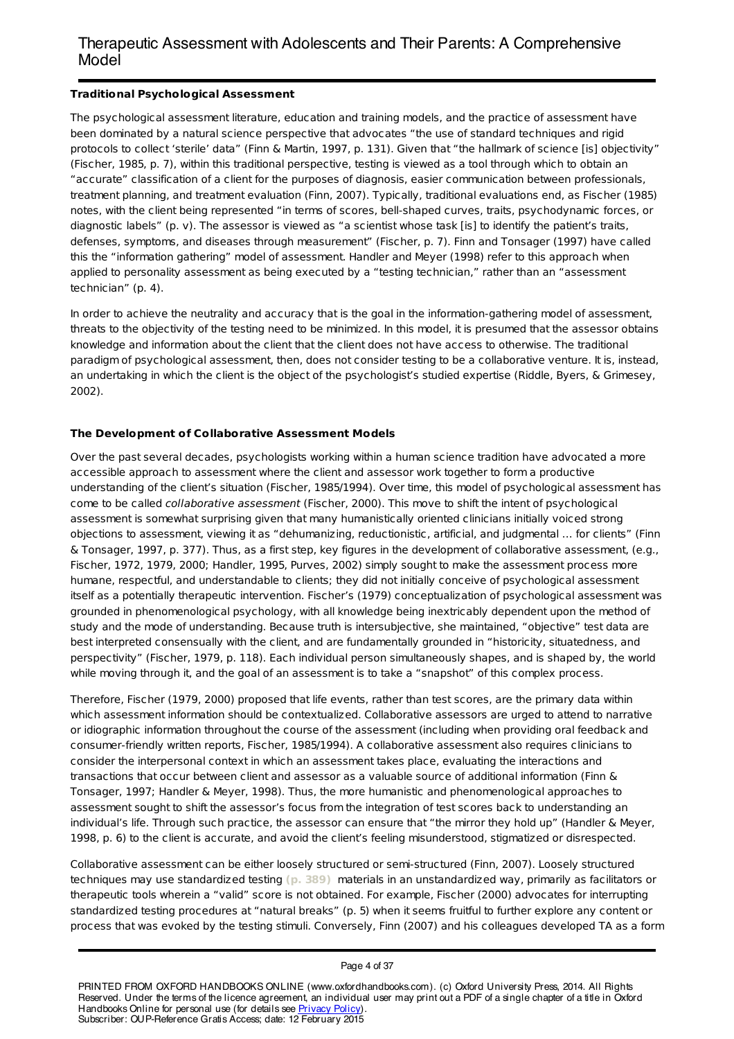### Traditional Psychological Assessment

The psychological assessment literature, education and training models, and the practice of assessment have been dominated by a natural science perspective that advocates "the use of standard techniques and rigid protocols to collect 'sterile' data" (Finn & Martin, 1997, p. 131). Given that "the hallmark of science [is] objectivity" (Fischer, 1985, p. 7), within this traditional perspective, testing is viewed as a tool through which to obtain an "accurate" classification of a client for the purposes of diagnosis, easier communication between professionals, treatment planning, and treatment evaluation (Finn, 2007). Typically, traditional evaluations end, as Fischer (1985) notes, with the client being represented "in terms of scores, bell-shaped curves, traits, psychodynamic forces, or diagnostic labels" (p. v). The assessor is viewed as "a scientist whose task [is] to identify the patient's traits, defenses, symptoms, and diseases through measurement" (Fischer, p. 7). Finn and Tonsager (1997) have called this the "information gathering" model of assessment. Handler and Meyer (1998) refer to this approach when applied to personality assessment as being executed by a "testing technician," rather than an "assessment technician" (p. 4).

In order to achieve the neutrality and accuracy that is the goal in the information-gathering model of assessment, threats to the objectivity of the testing need to be minimized. In this model, it is presumed that the assessor obtains knowledge and information about the client that the client does not have access to otherwise. The traditional paradigm of psychological assessment, then, does not consider testing to be a collaborative venture. It is, instead, an undertaking in which the client is the object of the psychologist's studied expertise (Riddle, Byers, & Grimesey, 2002).

### The Development of Collaborative Assessment Models

Over the past several decades, psychologists working within a human science tradition have advocated a more accessible approach to assessment where the client and assessor work together to form a productive understanding of the client's situation (Fischer, 1985/1994). Over time, this model of psychological assessment has come to be called *collaborative assessment* (Fischer, 2000). This move to shift the intent of psychological assessment is somewhat surprising given that many humanistically oriented clinicians initially voiced strong objections to assessment, viewing it as "dehumanizing, reductionistic, artificial, and judgmental ... for clients" (Finn & Tonsager, 1997, p. 377). Thus, as a first step, key figures in the development of collaborative assessment, (e.g., Fischer, 1972, 1979, 2000; Handler, 1995, Purves, 2002) simply sought to make the assessment process more humane, respectful, and understandable to clients; they did not initially conceive of psychological assessment itself as a potentially therapeutic intervention. Fischer's (1979) conceptualization of psychological assessment was grounded in phenomenological psychology, with all knowledge being inextricably dependent upon the method of study and the mode of understanding. Because truth is intersubjective, she maintained, "objective" test data are best interpreted consensually with the client, and are fundamentally grounded in "historicity, situatedness, and perspectivity" (Fischer, 1979, p. 118). Each individual person simultaneously shapes, and is shaped by, the world while moving through it, and the goal of an assessment is to take a "snapshot" of this complex process.

Therefore, Fischer (1979, 2000) proposed that life events, rather than test scores, are the primary data within which assessment information should be contextualized. Collaborative assessors are urged to attend to narrative or idiographic information throughout the course of the assessment (including when providing oral feedback and consumer-friendly written reports, Fischer, 1985/1994). A collaborative assessment also requires clinicians to consider the interpersonal context in which an assessment takes place, evaluating the interactions and transactions that occur between client and assessor as a valuable source of additional information (Finn & Tonsager, 1997; Handler & Meyer, 1998). Thus, the more humanistic and phenomenological approaches to assessment sought to shift the assessor's focus from the integration of test scores back to understanding an individual's life. Through such practice, the assessor can ensure that "the mirror they hold up" (Handler & Meyer, 1998, p. 6) to the client is accurate, and avoid the client's feeling misunderstood, stigmatized or disrespected.

Collaborative assessment can be either loosely structured or semi-structured (Finn, 2007). Loosely structured techniques may use standardized testing (p. 389) materials in an unstandardized way, primarily as facilitators or therapeutic tools wherein a "valid" score is not obtained. For example, Fischer (2000) advocates for interrupting standardized testing procedures at "natural breaks" (p. 5) when it seems fruitful to further explore any content or process that was evoked by the testing stimuli. Conversely, Finn (2007) and his colleagues developed TA as a form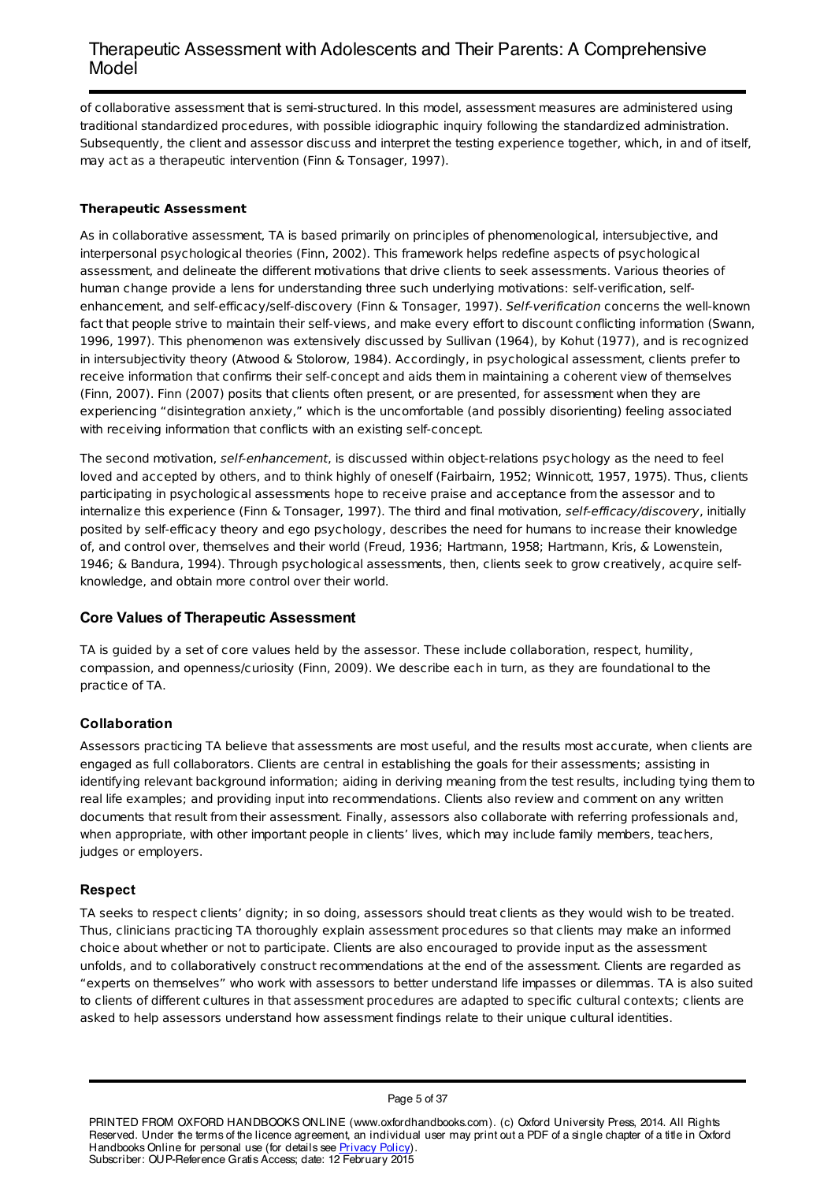of collaborative assessment that is semi-structured. In this model, assessment measures are administered using traditional standardized procedures, with possible idiographic inquiry following the standardized administration. Subsequently, the client and assessor discuss and interpret the testing experience together, which, in and of itself, may act as a therapeutic intervention (Finn & Tonsager, 1997).

### Therapeutic Assessment

As in collaborative assessment, TA is based primarily on principles of phenomenological, intersubjective, and interpersonal psychological theories (Finn, 2002). This framework helps redefine aspects of psychological assessment, and delineate the different motivations that drive clients to seek assessments. Various theories of human change provide a lens for understanding three such underlying motivations: self-verification, self-enhancement, and self-efficacy/self-discovery (Finn & Tonsager, 1997). *Self-verification* concerns the well-known fact that people strive to maintain their self-views, and make every effort to discount conflicting information (Swann, 1996, 1997). This phenomenon was extensively discussed by Sullivan (1964), by Kohut (1977), and is recognized in intersubjectivity theory (Atwood & Stolorow, 1984). Accordingly, in psychological assessment, clients prefer to receive information that confirms their self-concept and aids them in maintaining a coherent view of themselves (Finn, 2007). Finn (2007) posits that clients often present, or are presented, for assessment when they are experiencing "disintegration anxiety," which is the uncomfortable (and possibly disorienting) feeling associated with receiving information that conflicts with an existing self-concept.

The second motivation, *self-enhancement*, is discussed within object-relations psychology as the need to feel loved and accepted by others, and to think highly of oneself (Fairbairn, 1952; Winnicott, 1957, 1975). Thus, clients participating in psychological assessments hope to receive praise and acceptance from the assessor and to internalize this experience (Finn & Tonsager, 1997). The third and final motivation, *self-efficacy/discovery*, initially posited by self-efficacy theory and ego psychology, describes the need for humans to increase their knowledge of, and control over, themselves and their world (Freud, 1936; Hartmann, 1958; Hartmann, Kris, & Lowenstein, 1946; & Bandura, 1994). Through psychological assessments, then, clients seek to grow creatively, acquire self-knowledge, and obtain more control over their world.

## Core Values of Therapeutic Assessment

TA is guided by a set of core values held by the assessor. These include collaboration, respect, humility, compassion, and openness/curiosity (Finn, 2009). We describe each in turn, as they are foundational to the practice of TA.

### Collaboration

Assessors practicing TA believe that assessments are most useful, and the results most accurate, when clients are engaged as full collaborators. Clients are central in establishing the goals for their assessments; assisting in identifying relevant background information; aiding in deriving meaning from the test results, including tying them to real life examples; and providing input into recommendations. Clients also review and comment on any written documents that result from their assessment. Finally, assessors also collaborate with referring professionals and, when appropriate, with other important people in clients' lives, which may include family members, teachers, judges or employers.

### Respect

TA seeks to respect clients' dignity; in so doing, assessors should treat clients as they would wish to be treated. Thus, clinicians practicing TA thoroughly explain assessment procedures so that clients may make an informed choice about whether or not to participate. Clients are also encouraged to provide input as the assessment unfolds, and to collaboratively construct recommendations at the end of the assessment. Clients are regarded as "experts on themselves" who work with assessors to better understand life impasses or dilemmas. TA is also suited to clients of different cultures in that assessment procedures are adapted to specific cultural contexts; clients are asked to help assessors understand how assessment findings relate to their unique cultural identities.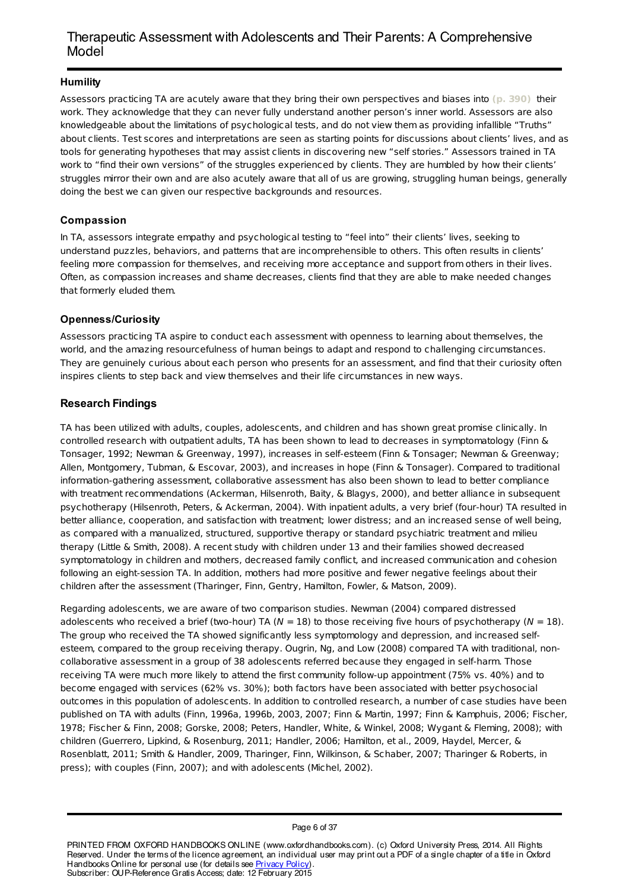### Humility

Assessors practicing TA are acutely aware that they bring their own perspectives and biases into (p. 390) their work. They acknowledge that they can never fully understand another person's inner world. Assessors are also knowledgeable about the limitations of psychological tests, and do not view them as providing infallible "Truths" about clients. Test scores and interpretations are seen as starting points for discussions about clients' lives, and as tools for generating hypotheses that may assist clients in discovering new "self stories." Assessors trained in TA work to "find their own versions" of the struggles experienced by clients. They are humbled by how their clients' struggles mirror their own and are also acutely aware that all of us are growing, struggling human beings, generally doing the best we can given our respective backgrounds and resources.

### Compassion

In TA, assessors integrate empathy and psychological testing to "feel into" their clients' lives, seeking to understand puzzles, behaviors, and patterns that are incomprehensible to others. This often results in clients' feeling more compassion for themselves, and receiving more acceptance and support from others in their lives. Often, as compassion increases and shame decreases, clients find that they are able to make needed changes that formerly eluded them.

### Openness/Curiosity

Assessors practicing TA aspire to conduct each assessment with openness to learning about themselves, the world, and the amazing resourcefulness of human beings to adapt and respond to challenging circumstances. They are genuinely curious about each person who presents for an assessment, and find that their curiosity often inspires clients to step back and view themselves and their life circumstances in new ways.

## Research Findings

TA has been utilized with adults, couples, adolescents, and children and has shown great promise clinically. In controlled research with outpatient adults, TA has been shown to lead to decreases in symptomatology (Finn & Tonsager, 1992; Newman & Greenway, 1997), increases in self-esteem (Finn & Tonsager; Newman & Greenway; Allen, Montgomery, Tubman, & Escovar, 2003), and increases in hope (Finn & Tonsager). Compared to traditional information-gathering assessment, collaborative assessment has also been shown to lead to better compliance with treatment recommendations (Ackerman, Hilsenroth, Baity, & Blagys, 2000), and better alliance in subsequent psychotherapy (Hilsenroth, Peters, & Ackerman, 2004). With inpatient adults, a very brief (four-hour) TA resulted in better alliance, cooperation, and satisfaction with treatment; lower distress; and an increased sense of well being, as compared with a manualized, structured, supportive therapy or standard psychiatric treatment and milieu therapy (Little & Smith, 2008). A recent study with children under 13 and their families showed decreased symptomatology in children and mothers, decreased family conflict, and increased communication and cohesion following an eight-session TA. In addition, mothers had more positive and fewer negative feelings about their children after the assessment (Tharinger, Finn, Gentry, Hamilton, Fowler, & Matson, 2009).

Regarding adolescents, we are aware of two comparison studies. Newman (2004) compared distressed adolescents who received a brief (two-hour) TA ($N = 18$) to those receiving five hours of psychotherapy ($N = 18$). The group who received the TA showed significantly less symptomology and depression, and increased self-esteem, compared to the group receiving therapy. Ougrin, Ng, and Low (2008) compared TA with traditional, non-collaborative assessment in a group of 38 adolescents referred because they engaged in self-harm. Those receiving TA were much more likely to attend the first community follow-up appointment (75% vs. 40%) and to become engaged with services (62% vs. 30%); both factors have been associated with better psychosocial outcomes in this population of adolescents. In addition to controlled research, a number of case studies have been published on TA with adults (Finn, 1996a, 1996b, 2003, 2007; Finn & Martin, 1997; Finn & Kamphuis, 2006; Fischer, 1978; Fischer & Finn, 2008; Gorske, 2008; Peters, Handler, White, & Winkel, 2008; Wygant & Fleming, 2008); with children (Guerrero, Lipkind, & Rosenburg, 2011; Handler, 2006; Hamilton, et al., 2009, Haydel, Mercer, & Rosenblatt, 2011; Smith & Handler, 2009, Tharinger, Finn, Wilkinson, & Schaber, 2007; Tharinger & Roberts, in press); with couples (Finn, 2007); and with adolescents (Michel, 2002).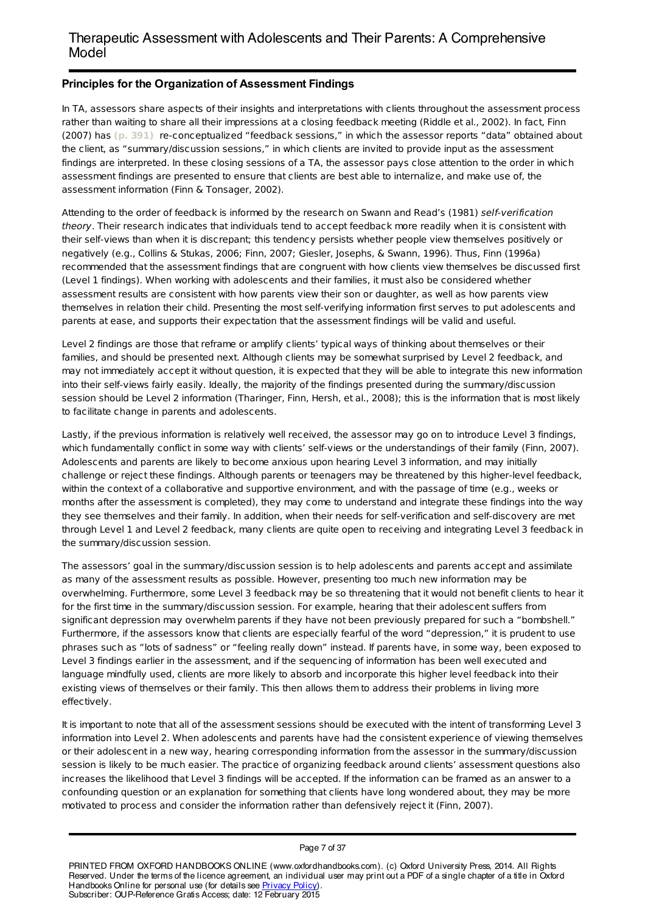## Principles for the Organization of Assessment Findings

In TA, assessors share aspects of their insights and interpretations with clients throughout the assessment process rather than waiting to share all their impressions at a closing feedback meeting (Riddle et al., 2002). In fact, Finn (2007) has **(p. 391)** re-conceptualized "feedback sessions," in which the assessor reports "data" obtained about the client, as "summary/discussion sessions," in which clients are invited to provide input as the assessment findings are interpreted. In these closing sessions of a TA, the assessor pays close attention to the order in which assessment findings are presented to ensure that clients are best able to internalize, and make use of, the assessment information (Finn & Tonsager, 2002).

Attending to the order of feedback is informed by the research on Swann and Read's (1981) *self-verification theory*. Their research indicates that individuals tend to accept feedback more readily when it is consistent with their self-views than when it is discrepant; this tendency persists whether people view themselves positively or negatively (e.g., Collins & Stukas, 2006; Finn, 2007; Giesler, Josephs, & Swann, 1996). Thus, Finn (1996a) recommended that the assessment findings that are congruent with how clients view themselves be discussed first (Level 1 findings). When working with adolescents and their families, it must also be considered whether assessment results are consistent with how parents view their son or daughter, as well as how parents view themselves in relation their child. Presenting the most self-verifying information first serves to put adolescents and parents at ease, and supports their expectation that the assessment findings will be valid and useful.

Level 2 findings are those that reframe or amplify clients' typical ways of thinking about themselves or their families, and should be presented next. Although clients may be somewhat surprised by Level 2 feedback, and may not immediately accept it without question, it is expected that they will be able to integrate this new information into their self-views fairly easily. Ideally, the majority of the findings presented during the summary/discussion session should be Level 2 information (Tharinger, Finn, Hersh, et al., 2008); this is the information that is most likely to facilitate change in parents and adolescents.

Lastly, if the previous information is relatively well received, the assessor may go on to introduce Level 3 findings, which fundamentally conflict in some way with clients' self-views or the understandings of their family (Finn, 2007). Adolescents and parents are likely to become anxious upon hearing Level 3 information, and may initially challenge or reject these findings. Although parents or teenagers may be threatened by this higher-level feedback, within the context of a collaborative and supportive environment, and with the passage of time (e.g., weeks or months after the assessment is completed), they may come to understand and integrate these findings into the way they see themselves and their family. In addition, when their needs for self-verification and self-discovery are met through Level 1 and Level 2 feedback, many clients are quite open to receiving and integrating Level 3 feedback in the summary/discussion session.

The assessors' goal in the summary/discussion session is to help adolescents and parents accept and assimilate as many of the assessment results as possible. However, presenting too much new information may be overwhelming. Furthermore, some Level 3 feedback may be so threatening that it would not benefit clients to hear it for the first time in the summary/discussion session. For example, hearing that their adolescent suffers from significant depression may overwhelm parents if they have not been previously prepared for such a "bombshell." Furthermore, if the assessors know that clients are especially fearful of the word "depression," it is prudent to use phrases such as "lots of sadness" or "feeling really down" instead. If parents have, in some way, been exposed to Level 3 findings earlier in the assessment, and if the sequencing of information has been well executed and language mindfully used, clients are more likely to absorb and incorporate this higher level feedback into their existing views of themselves or their family. This then allows them to address their problems in living more effectively.

It is important to note that all of the assessment sessions should be executed with the intent of transforming Level 3 information into Level 2. When adolescents and parents have had the consistent experience of viewing themselves or their adolescent in a new way, hearing corresponding information from the assessor in the summary/discussion session is likely to be much easier. The practice of organizing feedback around clients' assessment questions also increases the likelihood that Level 3 findings will be accepted. If the information can be framed as an answer to a confounding question or an explanation for something that clients have long wondered about, they may be more motivated to process and consider the information rather than defensively reject it (Finn, 2007).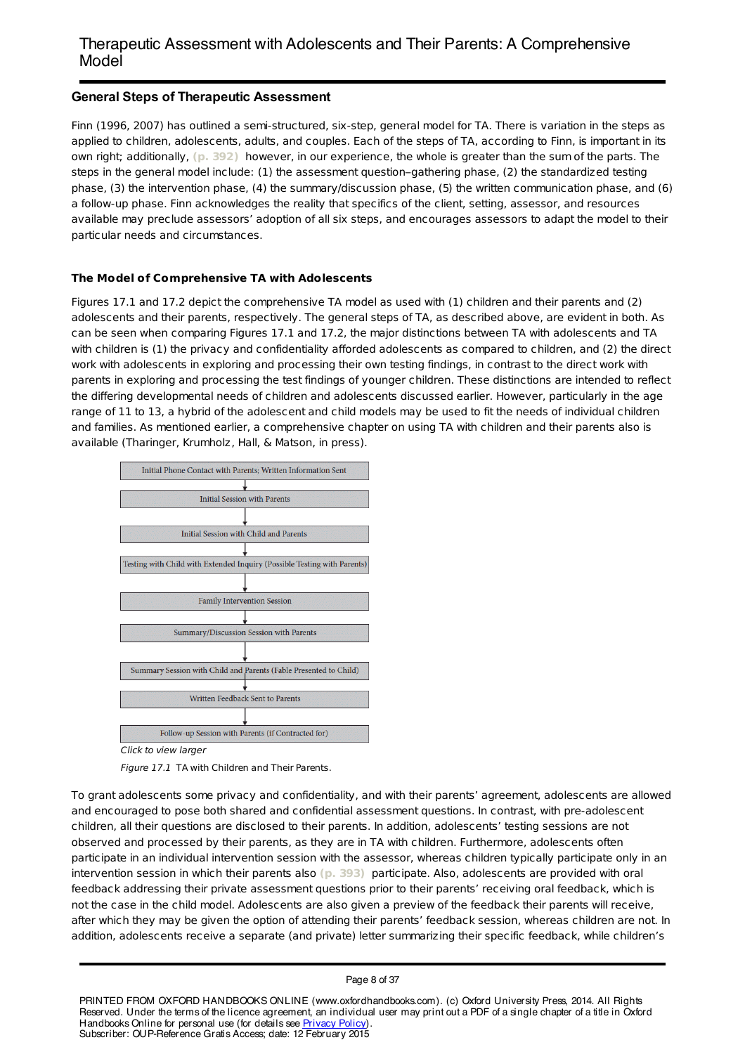## General Steps of Therapeutic Assessment

Finn (1996, 2007) has outlined a semi-structured, six-step, general model for TA. There is variation in the steps as applied to children, adolescents, adults, and couples. Each of the steps of TA, according to Finn, is important in its own right; additionally, **(p. 392)** however, in our experience, the whole is greater than the sum of the parts. The steps in the general model include: (1) the assessment question–gathering phase, (2) the standardized testing phase, (3) the intervention phase, (4) the summary/discussion phase, (5) the written communication phase, and (6) a follow-up phase. Finn acknowledges the reality that specifics of the client, setting, assessor, and resources available may preclude assessors' adoption of all six steps, and encourages assessors to adapt the model to their particular needs and circumstances.

### The Model of Comprehensive TA with Adolescents

Figures 17.1 and 17.2 depict the comprehensive TA model as used with (1) children and their parents and (2) adolescents and their parents, respectively. The general steps of TA, as described above, are evident in both. As can be seen when comparing Figures 17.1 and 17.2, the major distinctions between TA with adolescents and TA with children is (1) the privacy and confidentiality afforded adolescents as compared to children, and (2) the direct work with adolescents in exploring and processing their own testing findings, in contrast to the direct work with parents in exploring and processing the test findings of younger children. These distinctions are intended to reflect the differing developmental needs of children and adolescents discussed earlier. However, particularly in the age range of 11 to 13, a hybrid of the adolescent and child models may be used to fit the needs of individual children and families. As mentioned earlier, a comprehensive chapter on using TA with children and their parents also is available (Tharinger, Krumholz, Hall, & Matson, in press).

Initial Phone Contact with Parents; Written Information Sent
↓
Initial Session with Parents
↓
Initial Session with Child and Parents
↓
Testing with Child with Extended Inquiry (Possible Testing with Parents)
↓
Family Intervention Session
↓
Summary/Discussion Session with Parents
↓
Summary Session with Child and Parents (Fable Presented to Child)
↓
Written Feedback Sent to Parents
↓
Follow-up Session with Parents (if Contracted for)

*Click to view larger*

*Figure 17.1* TA with Children and Their Parents.

To grant adolescents some privacy and confidentiality, and with their parents' agreement, adolescents are allowed and encouraged to pose both shared and confidential assessment questions. In contrast, with pre-adolescent children, all their questions are disclosed to their parents. In addition, adolescents' testing sessions are not observed and processed by their parents, as they are in TA with children. Furthermore, adolescents often participate in an individual intervention session with the assessor, whereas children typically participate only in an intervention session in which their parents also **(p. 393)** participate. Also, adolescents are provided with oral feedback addressing their private assessment questions prior to their parents' receiving oral feedback, which is not the case in the child model. Adolescents are also given a preview of the feedback their parents will receive, after which they may be given the option of attending their parents' feedback session, whereas children are not. In addition, adolescents receive a separate (and private) letter summarizing their specific feedback, while children's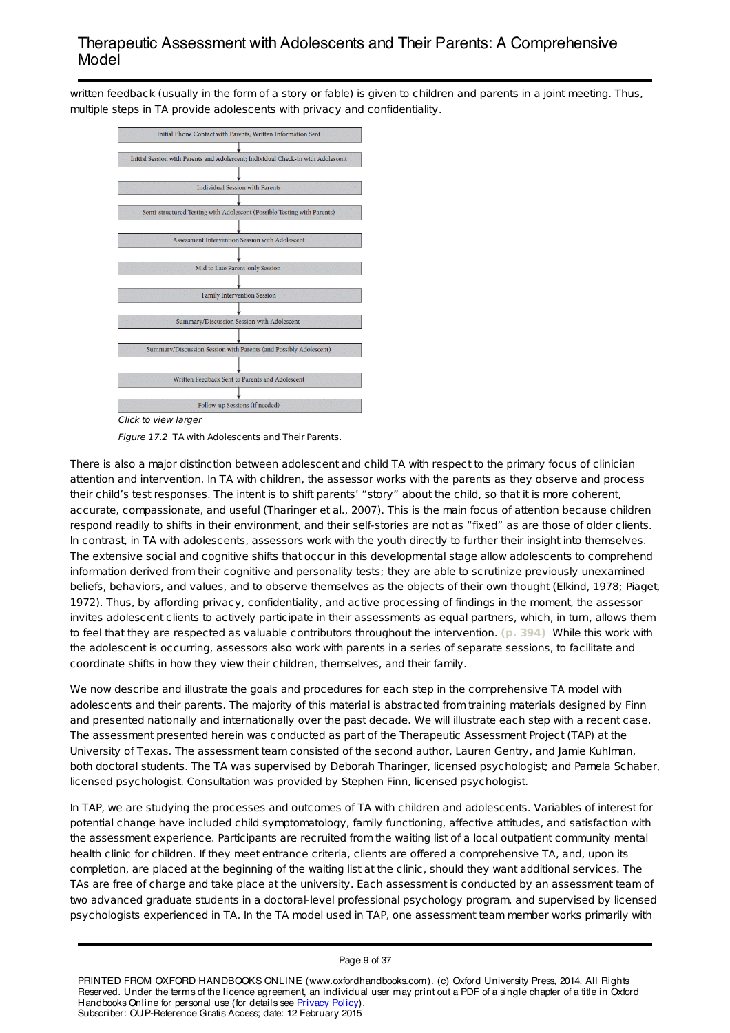written feedback (usually in the form of a story or fable) is given to children and parents in a joint meeting. Thus, multiple steps in TA provide adolescents with privacy and confidentiality.

Initial Phone Contact with Parents; Written Information Sent
↓
Initial Session with Parents and Adolescent; Individual Check-in with Adolescent
↓
Individual Session with Parents
↓
Semi-structured Testing with Adolescent (Possible Testing with Parents)
↓
Assessment Intervention Session with Adolescent
↓
Mid to Late Parent-only Session
↓
Family Intervention Session
↓
Summary/Discussion Session with Adolescent
↓
Summary/Discussion Session with Parents (and Possibly Adolescent)
↓
Written Feedback Sent to Parents and Adolescent
↓
Follow-up Sessions (if needed)

*Click to view larger*

*Figure 17.2* TA with Adolescents and Their Parents.

There is also a major distinction between adolescent and child TA with respect to the primary focus of clinician attention and intervention. In TA with children, the assessor works with the parents as they observe and process their child's test responses. The intent is to shift parents' "story" about the child, so that it is more coherent, accurate, compassionate, and useful (Tharinger et al., 2007). This is the main focus of attention because children respond readily to shifts in their environment, and their self-stories are not as "fixed" as are those of older clients. In contrast, in TA with adolescents, assessors work with the youth directly to further their insight into themselves. The extensive social and cognitive shifts that occur in this developmental stage allow adolescents to comprehend information derived from their cognitive and personality tests; they are able to scrutinize previously unexamined beliefs, behaviors, and values, and to observe themselves as the objects of their own thought (Elkind, 1978; Piaget, 1972). Thus, by affording privacy, confidentiality, and active processing of findings in the moment, the assessor invites adolescent clients to actively participate in their assessments as equal partners, which, in turn, allows them to feel that they are respected as valuable contributors throughout the intervention. (p. 394) While this work with the adolescent is occurring, assessors also work with parents in a series of separate sessions, to facilitate and coordinate shifts in how they view their children, themselves, and their family.

We now describe and illustrate the goals and procedures for each step in the comprehensive TA model with adolescents and their parents. The majority of this material is abstracted from training materials designed by Finn and presented nationally and internationally over the past decade. We will illustrate each step with a recent case. The assessment presented herein was conducted as part of the Therapeutic Assessment Project (TAP) at the University of Texas. The assessment team consisted of the second author, Lauren Gentry, and Jamie Kuhlman, both doctoral students. The TA was supervised by Deborah Tharinger, licensed psychologist; and Pamela Schaber, licensed psychologist. Consultation was provided by Stephen Finn, licensed psychologist.

In TAP, we are studying the processes and outcomes of TA with children and adolescents. Variables of interest for potential change have included child symptomatology, family functioning, affective attitudes, and satisfaction with the assessment experience. Participants are recruited from the waiting list of a local outpatient community mental health clinic for children. If they meet entrance criteria, clients are offered a comprehensive TA, and, upon its completion, are placed at the beginning of the waiting list at the clinic, should they want additional services. The TAs are free of charge and take place at the university. Each assessment is conducted by an assessment team of two advanced graduate students in a doctoral-level professional psychology program, and supervised by licensed psychologists experienced in TA. In the TA model used in TAP, one assessment team member works primarily with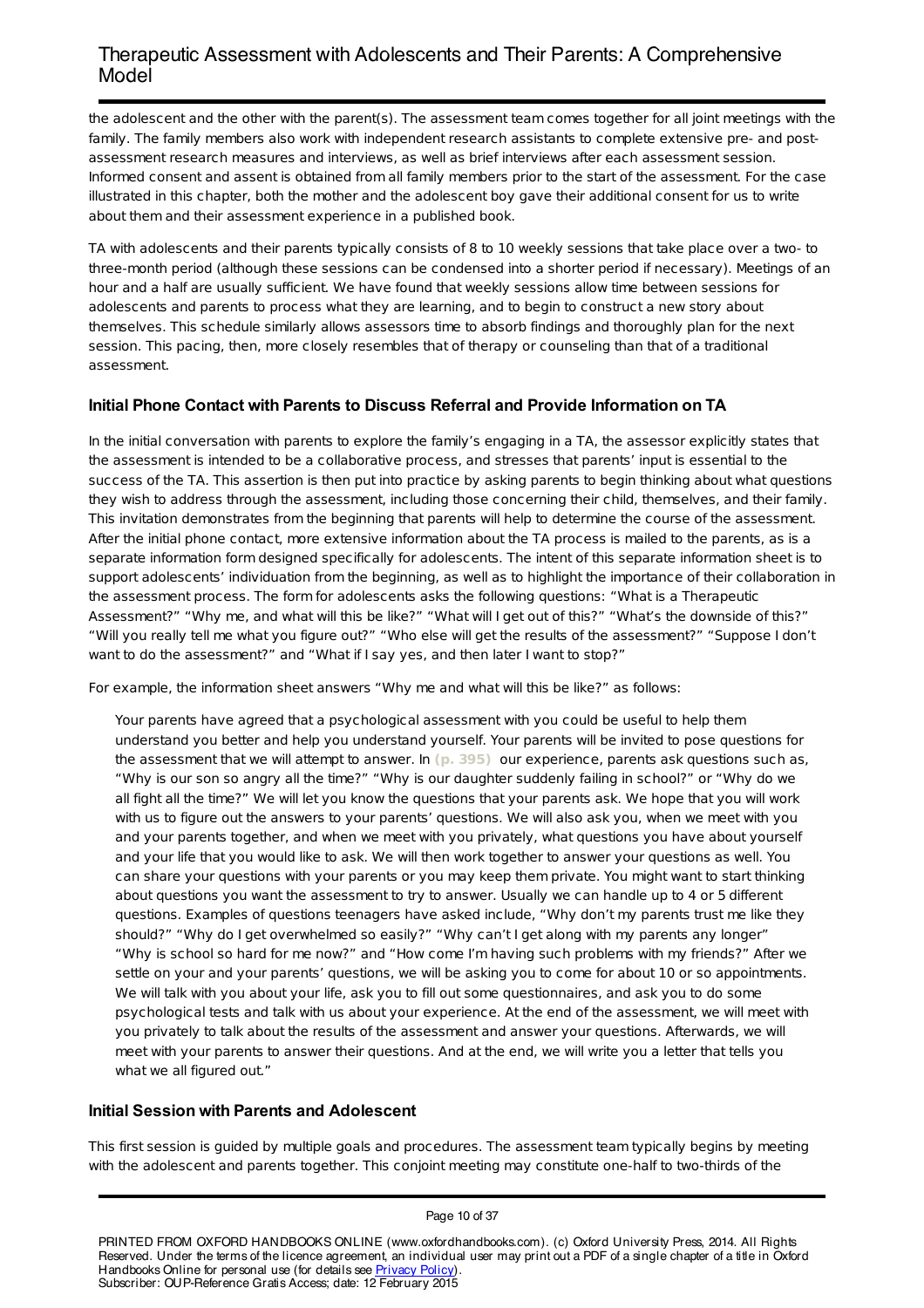the adolescent and the other with the parent(s). The assessment team comes together for all joint meetings with the family. The family members also work with independent research assistants to complete extensive pre- and post-assessment research measures and interviews, as well as brief interviews after each assessment session. Informed consent and assent is obtained from all family members prior to the start of the assessment. For the case illustrated in this chapter, both the mother and the adolescent boy gave their additional consent for us to write about them and their assessment experience in a published book.

TA with adolescents and their parents typically consists of 8 to 10 weekly sessions that take place over a two- to three-month period (although these sessions can be condensed into a shorter period if necessary). Meetings of an hour and a half are usually sufficient. We have found that weekly sessions allow time between sessions for adolescents and parents to process what they are learning, and to begin to construct a new story about themselves. This schedule similarly allows assessors time to absorb findings and thoroughly plan for the next session. This pacing, then, more closely resembles that of therapy or counseling than that of a traditional assessment.

### Initial Phone Contact with Parents to Discuss Referral and Provide Information on TA

In the initial conversation with parents to explore the family's engaging in a TA, the assessor explicitly states that the assessment is intended to be a collaborative process, and stresses that parents' input is essential to the success of the TA. This assertion is then put into practice by asking parents to begin thinking about what questions they wish to address through the assessment, including those concerning their child, themselves, and their family. This invitation demonstrates from the beginning that parents will help to determine the course of the assessment. After the initial phone contact, more extensive information about the TA process is mailed to the parents, as is a separate information form designed specifically for adolescents. The intent of this separate information sheet is to support adolescents' individuation from the beginning, as well as to highlight the importance of their collaboration in the assessment process. The form for adolescents asks the following questions: "What is a Therapeutic Assessment?" "Why me, and what will this be like?" "What will I get out of this?" "What's the downside of this?" "Will you really tell me what you figure out?" "Who else will get the results of the assessment?" "Suppose I don't want to do the assessment?" and "What if I say yes, and then later I want to stop?"

For example, the information sheet answers "Why me and what will this be like?" as follows:

> Your parents have agreed that a psychological assessment with you could be useful to help them understand you better and help you understand yourself. Your parents will be invited to pose questions for the assessment that we will attempt to answer. In **(p. 395)** our experience, parents ask questions such as, "Why is our son so angry all the time?" "Why is our daughter suddenly failing in school?" or "Why do we all fight all the time?" We will let you know the questions that your parents ask. We hope that you will work with us to figure out the answers to your parents' questions. We will also ask you, when we meet with you and your parents together, and when we meet with you privately, what questions you have about yourself and your life that you would like to ask. We will then work together to answer your questions as well. You can share your questions with your parents or you may keep them private. You might want to start thinking about questions you want the assessment to try to answer. Usually we can handle up to 4 or 5 different questions. Examples of questions teenagers have asked include, "Why don't my parents trust me like they should?" "Why do I get overwhelmed so easily?" "Why can't I get along with my parents any longer" "Why is school so hard for me now?" and "How come I'm having such problems with my friends?" After we settle on your and your parents' questions, we will be asking you to come for about 10 or so appointments. We will talk with you about your life, ask you to fill out some questionnaires, and ask you to do some psychological tests and talk with us about your experience. At the end of the assessment, we will meet with you privately to talk about the results of the assessment and answer your questions. Afterwards, we will meet with your parents to answer their questions. And at the end, we will write you a letter that tells you what we all figured out."

### Initial Session with Parents and Adolescent

This first session is guided by multiple goals and procedures. The assessment team typically begins by meeting with the adolescent and parents together. This conjoint meeting may constitute one-half to two-thirds of the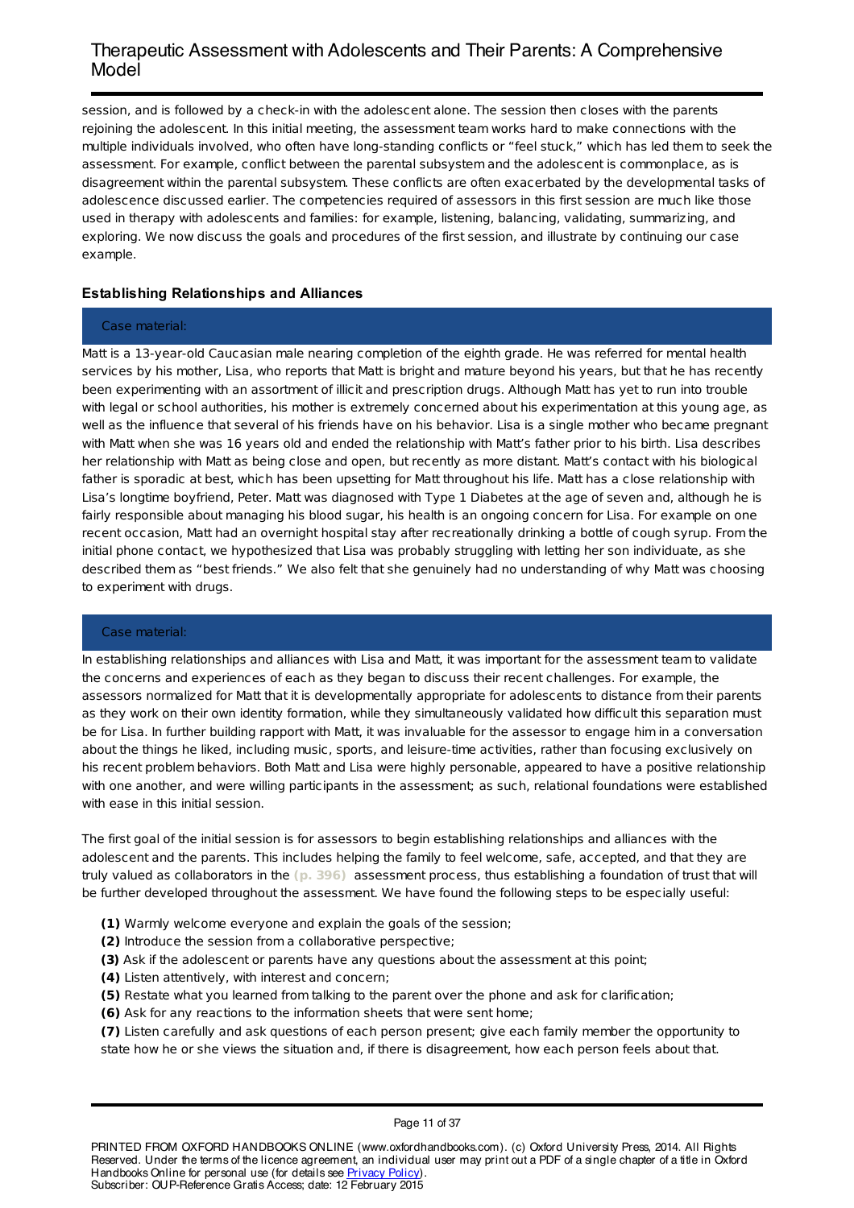session, and is followed by a check-in with the adolescent alone. The session then closes with the parents rejoining the adolescent. In this initial meeting, the assessment team works hard to make connections with the multiple individuals involved, who often have long-standing conflicts or "feel stuck," which has led them to seek the assessment. For example, conflict between the parental subsystem and the adolescent is commonplace, as is disagreement within the parental subsystem. These conflicts are often exacerbated by the developmental tasks of adolescence discussed earlier. The competencies required of assessors in this first session are much like those used in therapy with adolescents and families: for example, listening, balancing, validating, summarizing, and exploring. We now discuss the goals and procedures of the first session, and illustrate by continuing our case example.

### Establishing Relationships and Alliances

Case material:

Matt is a 13-year-old Caucasian male nearing completion of the eighth grade. He was referred for mental health services by his mother, Lisa, who reports that Matt is bright and mature beyond his years, but that he has recently been experimenting with an assortment of illicit and prescription drugs. Although Matt has yet to run into trouble with legal or school authorities, his mother is extremely concerned about his experimentation at this young age, as well as the influence that several of his friends have on his behavior. Lisa is a single mother who became pregnant with Matt when she was 16 years old and ended the relationship with Matt's father prior to his birth. Lisa describes her relationship with Matt as being close and open, but recently as more distant. Matt's contact with his biological father is sporadic at best, which has been upsetting for Matt throughout his life. Matt has a close relationship with Lisa's longtime boyfriend, Peter. Matt was diagnosed with Type 1 Diabetes at the age of seven and, although he is fairly responsible about managing his blood sugar, his health is an ongoing concern for Lisa. For example on one recent occasion, Matt had an overnight hospital stay after recreationally drinking a bottle of cough syrup. From the initial phone contact, we hypothesized that Lisa was probably struggling with letting her son individuate, as she described them as "best friends." We also felt that she genuinely had no understanding of why Matt was choosing to experiment with drugs.

Case material:

In establishing relationships and alliances with Lisa and Matt, it was important for the assessment team to validate the concerns and experiences of each as they began to discuss their recent challenges. For example, the assessors normalized for Matt that it is developmentally appropriate for adolescents to distance from their parents as they work on their own identity formation, while they simultaneously validated how difficult this separation must be for Lisa. In further building rapport with Matt, it was invaluable for the assessor to engage him in a conversation about the things he liked, including music, sports, and leisure-time activities, rather than focusing exclusively on his recent problem behaviors. Both Matt and Lisa were highly personable, appeared to have a positive relationship with one another, and were willing participants in the assessment; as such, relational foundations were established with ease in this initial session.

The first goal of the initial session is for assessors to begin establishing relationships and alliances with the adolescent and the parents. This includes helping the family to feel welcome, safe, accepted, and that they are truly valued as collaborators in the (p. 396) assessment process, thus establishing a foundation of trust that will be further developed throughout the assessment. We have found the following steps to be especially useful:

**(1)** Warmly welcome everyone and explain the goals of the session;
**(2)** Introduce the session from a collaborative perspective;
**(3)** Ask if the adolescent or parents have any questions about the assessment at this point;
**(4)** Listen attentively, with interest and concern;
**(5)** Restate what you learned from talking to the parent over the phone and ask for clarification;
**(6)** Ask for any reactions to the information sheets that were sent home;
**(7)** Listen carefully and ask questions of each person present; give each family member the opportunity to state how he or she views the situation and, if there is disagreement, how each person feels about that.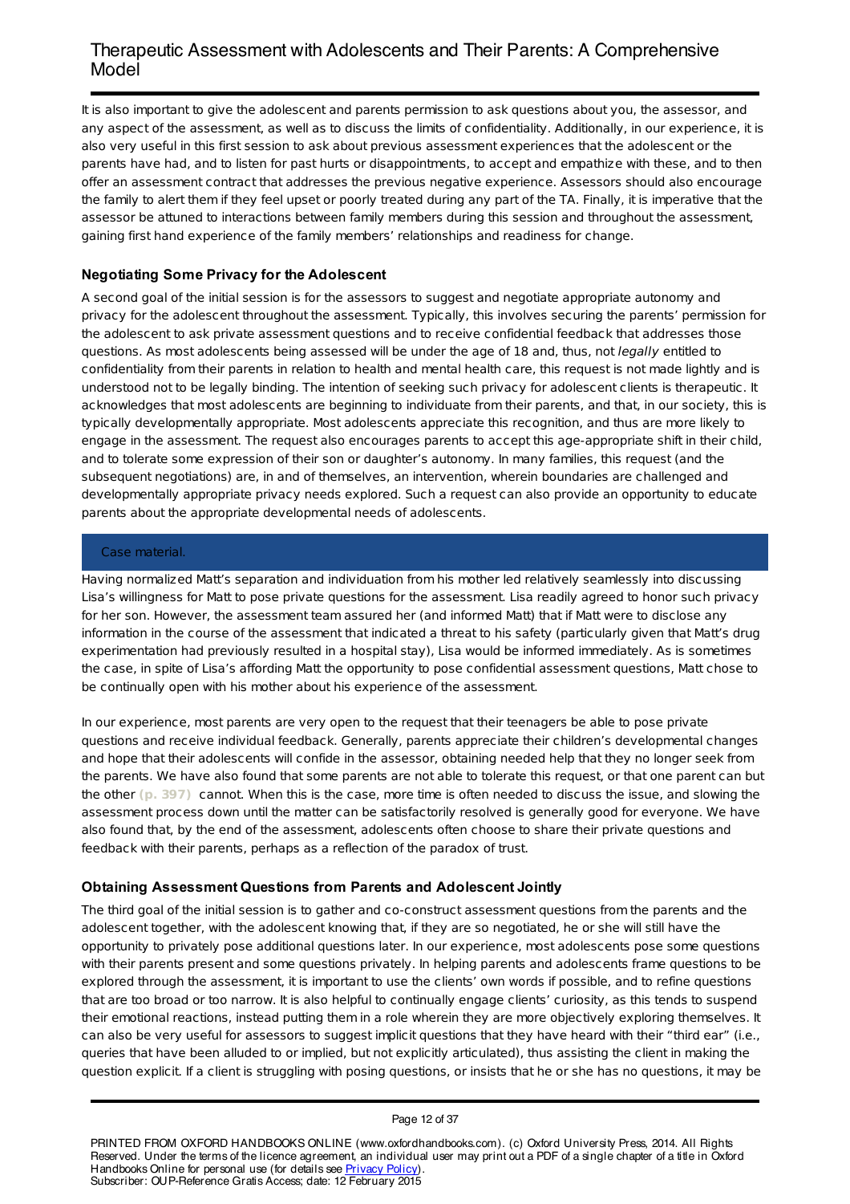It is also important to give the adolescent and parents permission to ask questions about you, the assessor, and any aspect of the assessment, as well as to discuss the limits of confidentiality. Additionally, in our experience, it is also very useful in this first session to ask about previous assessment experiences that the adolescent or the parents have had, and to listen for past hurts or disappointments, to accept and empathize with these, and to then offer an assessment contract that addresses the previous negative experience. Assessors should also encourage the family to alert them if they feel upset or poorly treated during any part of the TA. Finally, it is imperative that the assessor be attuned to interactions between family members during this session and throughout the assessment, gaining first hand experience of the family members' relationships and readiness for change.

### Negotiating Some Privacy for the Adolescent

A second goal of the initial session is for the assessors to suggest and negotiate appropriate autonomy and privacy for the adolescent throughout the assessment. Typically, this involves securing the parents' permission for the adolescent to ask private assessment questions and to receive confidential feedback that addresses those questions. As most adolescents being assessed will be under the age of 18 and, thus, not *legally* entitled to confidentiality from their parents in relation to health and mental health care, this request is not made lightly and is understood not to be legally binding. The intention of seeking such privacy for adolescent clients is therapeutic. It acknowledges that most adolescents are beginning to individuate from their parents, and that, in our society, this is typically developmentally appropriate. Most adolescents appreciate this recognition, and thus are more likely to engage in the assessment. The request also encourages parents to accept this age-appropriate shift in their child, and to tolerate some expression of their son or daughter's autonomy. In many families, this request (and the subsequent negotiations) are, in and of themselves, an intervention, wherein boundaries are challenged and developmentally appropriate privacy needs explored. Such a request can also provide an opportunity to educate parents about the appropriate developmental needs of adolescents.

**Case material.**

Having normalized Matt's separation and individuation from his mother led relatively seamlessly into discussing Lisa's willingness for Matt to pose private questions for the assessment. Lisa readily agreed to honor such privacy for her son. However, the assessment team assured her (and informed Matt) that if Matt were to disclose any information in the course of the assessment that indicated a threat to his safety (particularly given that Matt's drug experimentation had previously resulted in a hospital stay), Lisa would be informed immediately. As is sometimes the case, in spite of Lisa's affording Matt the opportunity to pose confidential assessment questions, Matt chose to be continually open with his mother about his experience of the assessment.

In our experience, most parents are very open to the request that their teenagers be able to pose private questions and receive individual feedback. Generally, parents appreciate their children's developmental changes and hope that their adolescents will confide in the assessor, obtaining needed help that they no longer seek from the parents. We have also found that some parents are not able to tolerate this request, or that one parent can but the other cannot. When this is the case, more time is often needed to discuss the issue, and slowing the assessment process down until the matter can be satisfactorily resolved is generally good for everyone. We have also found that, by the end of the assessment, adolescents often choose to share their private questions and feedback with their parents, perhaps as a reflection of the paradox of trust.

### Obtaining Assessment Questions from Parents and Adolescent Jointly

The third goal of the initial session is to gather and co-construct assessment questions from the parents and the adolescent together, with the adolescent knowing that, if they are so negotiated, he or she will still have the opportunity to privately pose additional questions later. In our experience, most adolescents pose some questions with their parents present and some questions privately. In helping parents and adolescents frame questions to be explored through the assessment, it is important to use the clients' own words if possible, and to refine questions that are too broad or too narrow. It is also helpful to continually engage clients' curiosity, as this tends to suspend their emotional reactions, instead putting them in a role wherein they are more objectively exploring themselves. It can also be very useful for assessors to suggest implicit questions that they have heard with their "third ear" (i.e., queries that have been alluded to or implied, but not explicitly articulated), thus assisting the client in making the question explicit. If a client is struggling with posing questions, or insists that he or she has no questions, it may be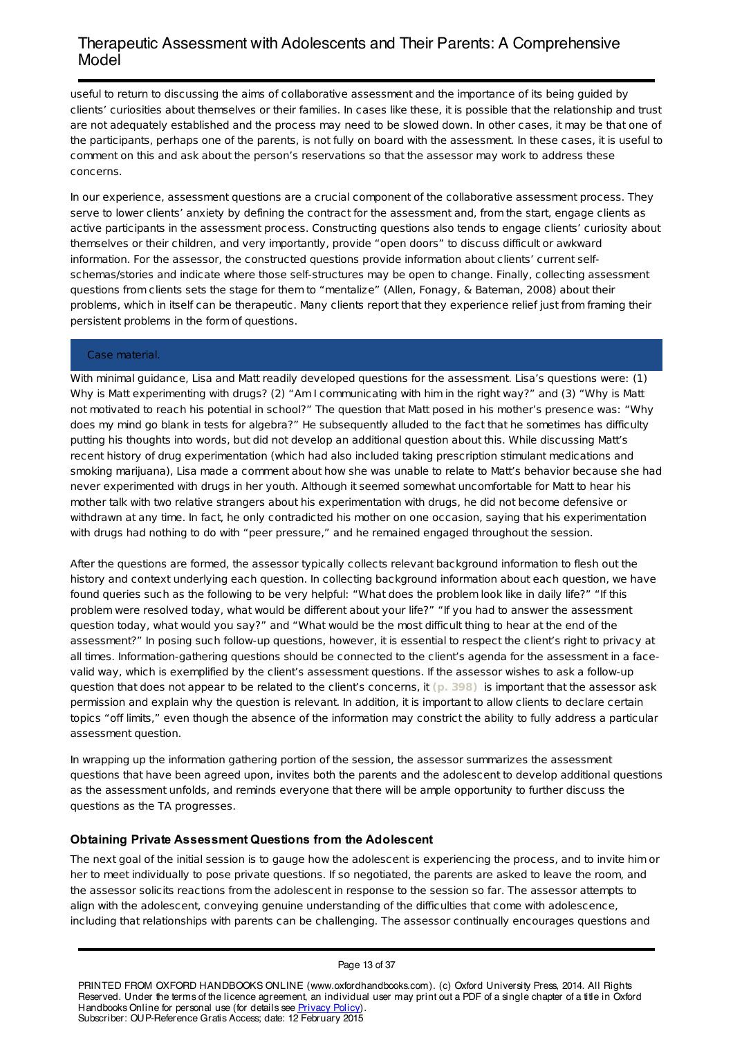useful to return to discussing the aims of collaborative assessment and the importance of its being guided by clients' curiosities about themselves or their families. In cases like these, it is possible that the relationship and trust are not adequately established and the process may need to be slowed down. In other cases, it may be that one of the participants, perhaps one of the parents, is not fully on board with the assessment. In these cases, it is useful to comment on this and ask about the person's reservations so that the assessor may work to address these concerns.

In our experience, assessment questions are a crucial component of the collaborative assessment process. They serve to lower clients' anxiety by defining the contract for the assessment and, from the start, engage clients as active participants in the assessment process. Constructing questions also tends to engage clients' curiosity about themselves or their children, and very importantly, provide "open doors" to discuss difficult or awkward information. For the assessor, the constructed questions provide information about clients' current self-schemas/stories and indicate where those self-structures may be open to change. Finally, collecting assessment questions from clients sets the stage for them to "mentalize" (Allen, Fonagy, & Bateman, 2008) about their problems, which in itself can be therapeutic. Many clients report that they experience relief just from framing their persistent problems in the form of questions.

Case material.

With minimal guidance, Lisa and Matt readily developed questions for the assessment. Lisa's questions were: (1) Why is Matt experimenting with drugs? (2) "Am I communicating with him in the right way?" and (3) "Why is Matt not motivated to reach his potential in school?" The question that Matt posed in his mother's presence was: "Why does my mind go blank in tests for algebra?" He subsequently alluded to the fact that he sometimes has difficulty putting his thoughts into words, but did not develop an additional question about this. While discussing Matt's recent history of drug experimentation (which had also included taking prescription stimulant medications and smoking marijuana), Lisa made a comment about how she was unable to relate to Matt's behavior because she had never experimented with drugs in her youth. Although it seemed somewhat uncomfortable for Matt to hear his mother talk with two relative strangers about his experimentation with drugs, he did not become defensive or withdrawn at any time. In fact, he only contradicted his mother on one occasion, saying that his experimentation with drugs had nothing to do with "peer pressure," and he remained engaged throughout the session.

After the questions are formed, the assessor typically collects relevant background information to flesh out the history and context underlying each question. In collecting background information about each question, we have found queries such as the following to be very helpful: "What does the problem look like in daily life?" "If this problem were resolved today, what would be different about your life?" "If you had to answer the assessment question today, what would you say?" and "What would be the most difficult thing to hear at the end of the assessment?" In posing such follow-up questions, however, it is essential to respect the client's right to privacy at all times. Information-gathering questions should be connected to the client's agenda for the assessment in a face-valid way, which is exemplified by the client's assessment questions. If the assessor wishes to ask a follow-up question that does not appear to be related to the client's concerns, it (p. 398) is important that the assessor ask permission and explain why the question is relevant. In addition, it is important to allow clients to declare certain topics "off limits," even though the absence of the information may constrict the ability to fully address a particular assessment question.

In wrapping up the information gathering portion of the session, the assessor summarizes the assessment questions that have been agreed upon, invites both the parents and the adolescent to develop additional questions as the assessment unfolds, and reminds everyone that there will be ample opportunity to further discuss the questions as the TA progresses.

### Obtaining Private Assessment Questions from the Adolescent

The next goal of the initial session is to gauge how the adolescent is experiencing the process, and to invite him or her to meet individually to pose private questions. If so negotiated, the parents are asked to leave the room, and the assessor solicits reactions from the adolescent in response to the session so far. The assessor attempts to align with the adolescent, conveying genuine understanding of the difficulties that come with adolescence, including that relationships with parents can be challenging. The assessor continually encourages questions and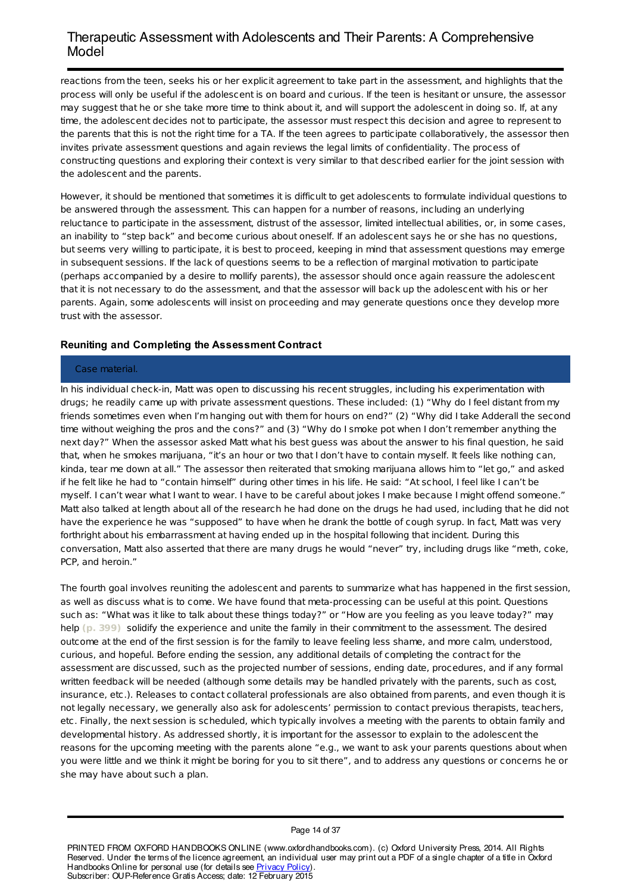reactions from the teen, seeks his or her explicit agreement to take part in the assessment, and highlights that the process will only be useful if the adolescent is on board and curious. If the teen is hesitant or unsure, the assessor may suggest that he or she take more time to think about it, and will support the adolescent in doing so. If, at any time, the adolescent decides not to participate, the assessor must respect this decision and agree to represent to the parents that this is not the right time for a TA. If the teen agrees to participate collaboratively, the assessor then invites private assessment questions and again reviews the legal limits of confidentiality. The process of constructing questions and exploring their context is very similar to that described earlier for the joint session with the adolescent and the parents.

However, it should be mentioned that sometimes it is difficult to get adolescents to formulate individual questions to be answered through the assessment. This can happen for a number of reasons, including an underlying reluctance to participate in the assessment, distrust of the assessor, limited intellectual abilities, or, in some cases, an inability to "step back" and become curious about oneself. If an adolescent says he or she has no questions, but seems very willing to participate, it is best to proceed, keeping in mind that assessment questions may emerge in subsequent sessions. If the lack of questions seems to be a reflection of marginal motivation to participate (perhaps accompanied by a desire to mollify parents), the assessor should once again reassure the adolescent that it is not necessary to do the assessment, and that the assessor will back up the adolescent with his or her parents. Again, some adolescents will insist on proceeding and may generate questions once they develop more trust with the assessor.

### Reuniting and Completing the Assessment Contract

Case material.

In his individual check-in, Matt was open to discussing his recent struggles, including his experimentation with drugs; he readily came up with private assessment questions. These included: (1) "Why do I feel distant from my friends sometimes even when I'm hanging out with them for hours on end?" (2) "Why did I take Adderall the second time without weighing the pros and the cons?" and (3) "Why do I smoke pot when I don't remember anything the next day?" When the assessor asked Matt what his best guess was about the answer to his final question, he said that, when he smokes marijuana, "it's an hour or two that I don't have to contain myself. It feels like nothing can, kinda, tear me down at all." The assessor then reiterated that smoking marijuana allows him to "let go," and asked if he felt like he had to "contain himself" during other times in his life. He said: "At school, I feel like I can't be myself. I can't wear what I want to wear. I have to be careful about jokes I make because I might offend someone." Matt also talked at length about all of the research he had done on the drugs he had used, including that he did not have the experience he was "supposed" to have when he drank the bottle of cough syrup. In fact, Matt was very forthright about his embarrassment at having ended up in the hospital following that incident. During this conversation, Matt also asserted that there are many drugs he would "never" try, including drugs like "meth, coke, PCP, and heroin."

The fourth goal involves reuniting the adolescent and parents to summarize what has happened in the first session, as well as discuss what is to come. We have found that meta-processing can be useful at this point. Questions such as: "What was it like to talk about these things today?" or "How are you feeling as you leave today?" may help (p. 399) solidify the experience and unite the family in their commitment to the assessment. The desired outcome at the end of the first session is for the family to leave feeling less shame, and more calm, understood, curious, and hopeful. Before ending the session, any additional details of completing the contract for the assessment are discussed, such as the projected number of sessions, ending date, procedures, and if any formal written feedback will be needed (although some details may be handled privately with the parents, such as cost, insurance, etc.). Releases to contact collateral professionals are also obtained from parents, and even though it is not legally necessary, we generally also ask for adolescents' permission to contact previous therapists, teachers, etc. Finally, the next session is scheduled, which typically involves a meeting with the parents to obtain family and developmental history. As addressed shortly, it is important for the assessor to explain to the adolescent the reasons for the upcoming meeting with the parents alone "e.g., we want to ask your parents questions about when you were little and we think it might be boring for you to sit there", and to address any questions or concerns he or she may have about such a plan.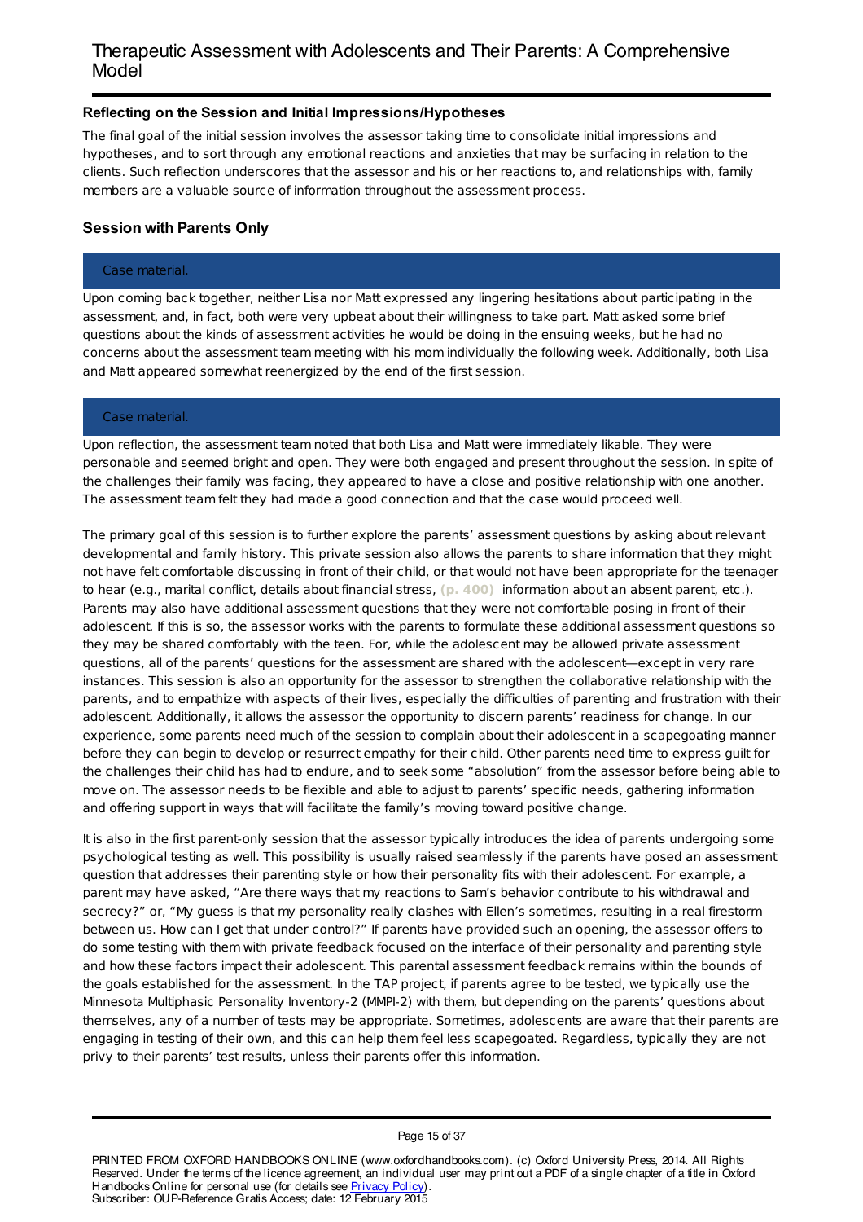### Reflecting on the Session and Initial Impressions/Hypotheses

The final goal of the initial session involves the assessor taking time to consolidate initial impressions and hypotheses, and to sort through any emotional reactions and anxieties that may be surfacing in relation to the clients. Such reflection underscores that the assessor and his or her reactions to, and relationships with, family members are a valuable source of information throughout the assessment process.

## Session with Parents Only

Case material.

Upon coming back together, neither Lisa nor Matt expressed any lingering hesitations about participating in the assessment, and, in fact, both were very upbeat about their willingness to take part. Matt asked some brief questions about the kinds of assessment activities he would be doing in the ensuing weeks, but he had no concerns about the assessment team meeting with his mom individually the following week. Additionally, both Lisa and Matt appeared somewhat reenergized by the end of the first session.

Case material.

Upon reflection, the assessment team noted that both Lisa and Matt were immediately likable. They were personable and seemed bright and open. They were both engaged and present throughout the session. In spite of the challenges their family was facing, they appeared to have a close and positive relationship with one another. The assessment team felt they had made a good connection and that the case would proceed well.

The primary goal of this session is to further explore the parents' assessment questions by asking about relevant developmental and family history. This private session also allows the parents to share information that they might not have felt comfortable discussing in front of their child, or that would not have been appropriate for the teenager to hear (e.g., marital conflict, details about financial stress, (p. 400) information about an absent parent, etc.). Parents may also have additional assessment questions that they were not comfortable posing in front of their adolescent. If this is so, the assessor works with the parents to formulate these additional assessment questions so they may be shared comfortably with the teen. For, while the adolescent may be allowed private assessment questions, all of the parents' questions for the assessment are shared with the adolescent—except in very rare instances. This session is also an opportunity for the assessor to strengthen the collaborative relationship with the parents, and to empathize with aspects of their lives, especially the difficulties of parenting and frustration with their adolescent. Additionally, it allows the assessor the opportunity to discern parents' readiness for change. In our experience, some parents need much of the session to complain about their adolescent in a scapegoating manner before they can begin to develop or resurrect empathy for their child. Other parents need time to express guilt for the challenges their child has had to endure, and to seek some "absolution" from the assessor before being able to move on. The assessor needs to be flexible and able to adjust to parents' specific needs, gathering information and offering support in ways that will facilitate the family's moving toward positive change.

It is also in the first parent-only session that the assessor typically introduces the idea of parents undergoing some psychological testing as well. This possibility is usually raised seamlessly if the parents have posed an assessment question that addresses their parenting style or how their personality fits with their adolescent. For example, a parent may have asked, "Are there ways that my reactions to Sam's behavior contribute to his withdrawal and secrecy?" or, "My guess is that my personality really clashes with Ellen's sometimes, resulting in a real firestorm between us. How can I get that under control?" If parents have provided such an opening, the assessor offers to do some testing with them with private feedback focused on the interface of their personality and parenting style and how these factors impact their adolescent. This parental assessment feedback remains within the bounds of the goals established for the assessment. In the TAP project, if parents agree to be tested, we typically use the Minnesota Multiphasic Personality Inventory-2 (MMPI-2) with them, but depending on the parents' questions about themselves, any of a number of tests may be appropriate. Sometimes, adolescents are aware that their parents are engaging in testing of their own, and this can help them feel less scapegoated. Regardless, typically they are not privy to their parents' test results, unless their parents offer this information.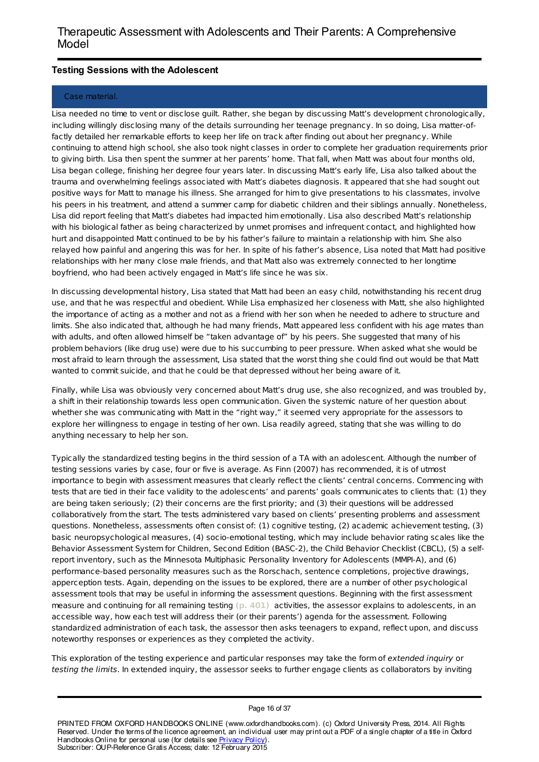### Testing Sessions with the Adolescent

Case material.

Lisa needed no time to vent or disclose guilt. Rather, she began by discussing Matt's development chronologically, including willingly disclosing many of the details surrounding her teenage pregnancy. In so doing, Lisa matter-of-factly detailed her remarkable efforts to keep her life on track after finding out about her pregnancy. While continuing to attend high school, she also took night classes in order to complete her graduation requirements prior to giving birth. Lisa then spent the summer at her parents' home. That fall, when Matt was about four months old, Lisa began college, finishing her degree four years later. In discussing Matt's early life, Lisa also talked about the trauma and overwhelming feelings associated with Matt's diabetes diagnosis. It appeared that she had sought out positive ways for Matt to manage his illness. She arranged for him to give presentations to his classmates, involve his peers in his treatment, and attend a summer camp for diabetic children and their siblings annually. Nonetheless, Lisa did report feeling that Matt's diabetes had impacted him emotionally. Lisa also described Matt's relationship with his biological father as being characterized by unmet promises and infrequent contact, and highlighted how hurt and disappointed Matt continued to be by his father's failure to maintain a relationship with him. She also relayed how painful and angering this was for her. In spite of his father's absence, Lisa noted that Matt had positive relationships with her many close male friends, and that Matt also was extremely connected to her longtime boyfriend, who had been actively engaged in Matt's life since he was six.

In discussing developmental history, Lisa stated that Matt had been an easy child, notwithstanding his recent drug use, and that he was respectful and obedient. While Lisa emphasized her closeness with Matt, she also highlighted the importance of acting as a mother and not as a friend with her son when he needed to adhere to structure and limits. She also indicated that, although he had many friends, Matt appeared less confident with his age mates than with adults, and often allowed himself be "taken advantage of" by his peers. She suggested that many of his problem behaviors (like drug use) were due to his succumbing to peer pressure. When asked what she would be most afraid to learn through the assessment, Lisa stated that the worst thing she could find out would be that Matt wanted to commit suicide, and that he could be that depressed without her being aware of it.

Finally, while Lisa was obviously very concerned about Matt's drug use, she also recognized, and was troubled by, a shift in their relationship towards less open communication. Given the systemic nature of her question about whether she was communicating with Matt in the "right way," it seemed very appropriate for the assessors to explore her willingness to engage in testing of her own. Lisa readily agreed, stating that she was willing to do anything necessary to help her son.

Typically the standardized testing begins in the third session of a TA with an adolescent. Although the number of testing sessions varies by case, four or five is average. As Finn (2007) has recommended, it is of utmost importance to begin with assessment measures that clearly reflect the clients' central concerns. Commencing with tests that are tied in their face validity to the adolescents' and parents' goals communicates to clients that: (1) they are being taken seriously; (2) their concerns are the first priority; and (3) their questions will be addressed collaboratively from the start. The tests administered vary based on clients' presenting problems and assessment questions. Nonetheless, assessments often consist of: (1) cognitive testing, (2) academic achievement testing, (3) basic neuropsychological measures, (4) socio-emotional testing, which may include behavior rating scales like the Behavior Assessment System for Children, Second Edition (BASC-2), the Child Behavior Checklist (CBCL), (5) a self-report inventory, such as the Minnesota Multiphasic Personality Inventory for Adolescents (MMPI-A), and (6) performance-based personality measures such as the Rorschach, sentence completions, projective drawings, apperception tests. Again, depending on the issues to be explored, there are a number of other psychological assessment tools that may be useful in informing the assessment questions. Beginning with the first assessment measure and continuing for all remaining testing (p. 401) activities, the assessor explains to adolescents, in an accessible way, how each test will address their (or their parents') agenda for the assessment. Following standardized administration of each task, the assessor then asks teenagers to expand, reflect upon, and discuss noteworthy responses or experiences as they completed the activity.

This exploration of the testing experience and particular responses may take the form of *extended inquiry* or *testing the limits*. In extended inquiry, the assessor seeks to further engage clients as collaborators by inviting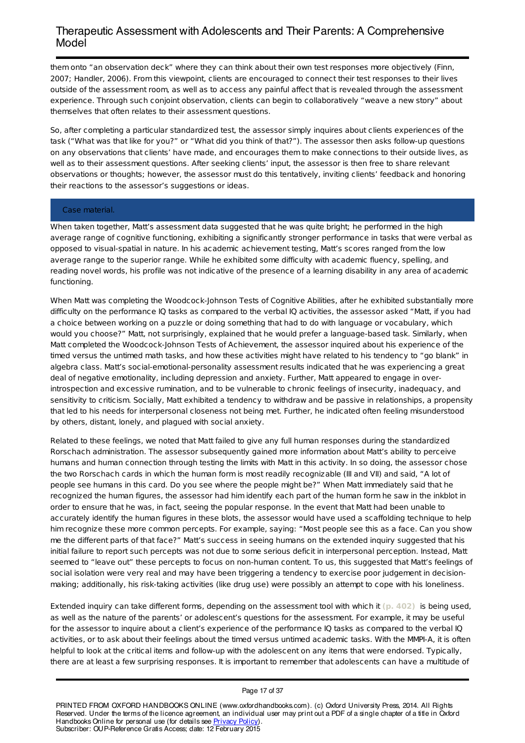them onto "an observation deck" where they can think about their own test responses more objectively (Finn, 2007; Handler, 2006). From this viewpoint, clients are encouraged to connect their test responses to their lives outside of the assessment room, as well as to access any painful affect that is revealed through the assessment experience. Through such conjoint observation, clients can begin to collaboratively "weave a new story" about themselves that often relates to their assessment questions.

So, after completing a particular standardized test, the assessor simply inquires about clients experiences of the task ("What was that like for you?" or "What did you think of that?"). The assessor then asks follow-up questions on any observations that clients' have made, and encourages them to make connections to their outside lives, as well as to their assessment questions. After seeking clients' input, the assessor is then free to share relevant observations or thoughts; however, the assessor must do this tentatively, inviting clients' feedback and honoring their reactions to the assessor's suggestions or ideas.

### Case material.

When taken together, Matt's assessment data suggested that he was quite bright; he performed in the high average range of cognitive functioning, exhibiting a significantly stronger performance in tasks that were verbal as opposed to visual-spatial in nature. In his academic achievement testing, Matt's scores ranged from the low average range to the superior range. While he exhibited some difficulty with academic fluency, spelling, and reading novel words, his profile was not indicative of the presence of a learning disability in any area of academic functioning.

When Matt was completing the Woodcock-Johnson Tests of Cognitive Abilities, after he exhibited substantially more difficulty on the performance IQ tasks as compared to the verbal IQ activities, the assessor asked "Matt, if you had a choice between working on a puzzle or doing something that had to do with language or vocabulary, which would you choose?" Matt, not surprisingly, explained that he would prefer a language-based task. Similarly, when Matt completed the Woodcock-Johnson Tests of Achievement, the assessor inquired about his experience of the timed versus the untimed math tasks, and how these activities might have related to his tendency to "go blank" in algebra class. Matt's social-emotional-personality assessment results indicated that he was experiencing a great deal of negative emotionality, including depression and anxiety. Further, Matt appeared to engage in over-introspection and excessive rumination, and to be vulnerable to chronic feelings of insecurity, inadequacy, and sensitivity to criticism. Socially, Matt exhibited a tendency to withdraw and be passive in relationships, a propensity that led to his needs for interpersonal closeness not being met. Further, he indicated often feeling misunderstood by others, distant, lonely, and plagued with social anxiety.

Related to these feelings, we noted that Matt failed to give any full human responses during the standardized Rorschach administration. The assessor subsequently gained more information about Matt's ability to perceive humans and human connection through testing the limits with Matt in this activity. In so doing, the assessor chose the two Rorschach cards in which the human form is most readily recognizable (III and VII) and said, "A lot of people see humans in this card. Do you see where the people might be?" When Matt immediately said that he recognized the human figures, the assessor had him identify each part of the human form he saw in the inkblot in order to ensure that he was, in fact, seeing the popular response. In the event that Matt had been unable to accurately identify the human figures in these blots, the assessor would have used a scaffolding technique to help him recognize these more common percepts. For example, saying: "Most people see this as a face. Can you show me the different parts of that face?" Matt's success in seeing humans on the extended inquiry suggested that his initial failure to report such percepts was not due to some serious deficit in interpersonal perception. Instead, Matt seemed to "leave out" these percepts to focus on non-human content. To us, this suggested that Matt's feelings of social isolation were very real and may have been triggering a tendency to exercise poor judgement in decision-making; additionally, his risk-taking activities (like drug use) were possibly an attempt to cope with his loneliness.

Extended inquiry can take different forms, depending on the assessment tool with which it (p. 402) is being used, as well as the nature of the parents' or adolescent's questions for the assessment. For example, it may be useful for the assessor to inquire about a client's experience of the performance IQ tasks as compared to the verbal IQ activities, or to ask about their feelings about the timed versus untimed academic tasks. With the MMPI-A, it is often helpful to look at the critical items and follow-up with the adolescent on any items that were endorsed. Typically, there are at least a few surprising responses. It is important to remember that adolescents can have a multitude of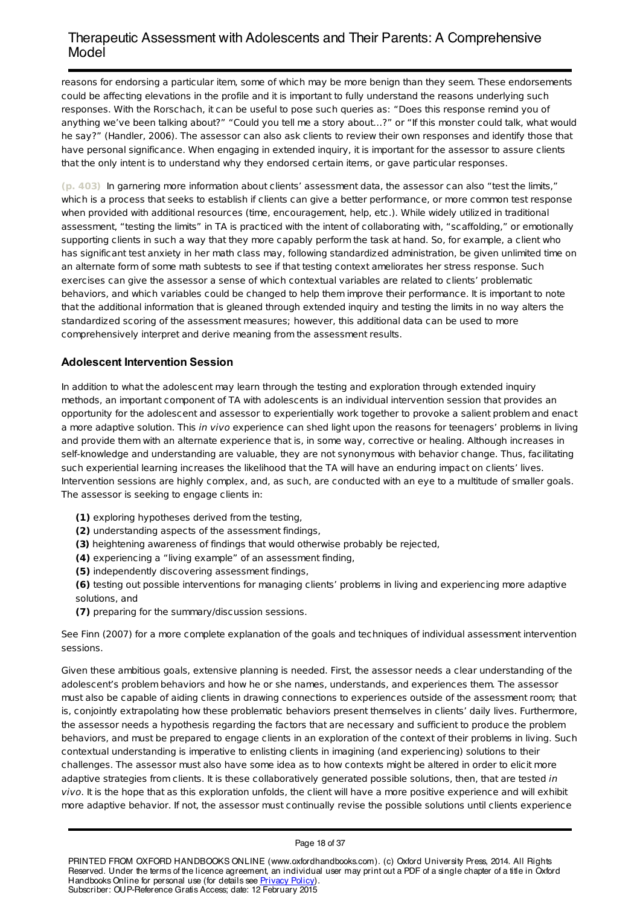reasons for endorsing a particular item, some of which may be more benign than they seem. These endorsements could be affecting elevations in the profile and it is important to fully understand the reasons underlying such responses. With the Rorschach, it can be useful to pose such queries as: "Does this response remind you of anything we've been talking about?" "Could you tell me a story about…?" or "If this monster could talk, what would he say?" (Handler, 2006). The assessor can also ask clients to review their own responses and identify those that have personal significance. When engaging in extended inquiry, it is important for the assessor to assure clients that the only intent is to understand why they endorsed certain items, or gave particular responses.

(p. 403) In garnering more information about clients' assessment data, the assessor can also "test the limits," which is a process that seeks to establish if clients can give a better performance, or more common test response when provided with additional resources (time, encouragement, help, etc.). While widely utilized in traditional assessment, "testing the limits" in TA is practiced with the intent of collaborating with, "scaffolding," or emotionally supporting clients in such a way that they more capably perform the task at hand. So, for example, a client who has significant test anxiety in her math class may, following standardized administration, be given unlimited time on an alternate form of some math subtests to see if that testing context ameliorates her stress response. Such exercises can give the assessor a sense of which contextual variables are related to clients' problematic behaviors, and which variables could be changed to help them improve their performance. It is important to note that the additional information that is gleaned through extended inquiry and testing the limits in no way alters the standardized scoring of the assessment measures; however, this additional data can be used to more comprehensively interpret and derive meaning from the assessment results.

## Adolescent Intervention Session

In addition to what the adolescent may learn through the testing and exploration through extended inquiry methods, an important component of TA with adolescents is an individual intervention session that provides an opportunity for the adolescent and assessor to experientially work together to provoke a salient problem and enact a more adaptive solution. This *in vivo* experience can shed light upon the reasons for teenagers' problems in living and provide them with an alternate experience that is, in some way, corrective or healing. Although increases in self-knowledge and understanding are valuable, they are not synonymous with behavior change. Thus, facilitating such experiential learning increases the likelihood that the TA will have an enduring impact on clients' lives. Intervention sessions are highly complex, and, as such, are conducted with an eye to a multitude of smaller goals. The assessor is seeking to engage clients in:

- **(1)** exploring hypotheses derived from the testing,
- **(2)** understanding aspects of the assessment findings,
- **(3)** heightening awareness of findings that would otherwise probably be rejected,
- **(4)** experiencing a "living example" of an assessment finding,
- **(5)** independently discovering assessment findings,
- **(6)** testing out possible interventions for managing clients' problems in living and experiencing more adaptive solutions, and
- **(7)** preparing for the summary/discussion sessions.

See Finn (2007) for a more complete explanation of the goals and techniques of individual assessment intervention sessions.

Given these ambitious goals, extensive planning is needed. First, the assessor needs a clear understanding of the adolescent's problem behaviors and how he or she names, understands, and experiences them. The assessor must also be capable of aiding clients in drawing connections to experiences outside of the assessment room; that is, conjointly extrapolating how these problematic behaviors present themselves in clients' daily lives. Furthermore, the assessor needs a hypothesis regarding the factors that are necessary and sufficient to produce the problem behaviors, and must be prepared to engage clients in an exploration of the context of their problems in living. Such contextual understanding is imperative to enlisting clients in imagining (and experiencing) solutions to their challenges. The assessor must also have some idea as to how contexts might be altered in order to elicit more adaptive strategies from clients. It is these collaboratively generated possible solutions, then, that are tested *in vivo*. It is the hope that as this exploration unfolds, the client will have a more positive experience and will exhibit more adaptive behavior. If not, the assessor must continually revise the possible solutions until clients experience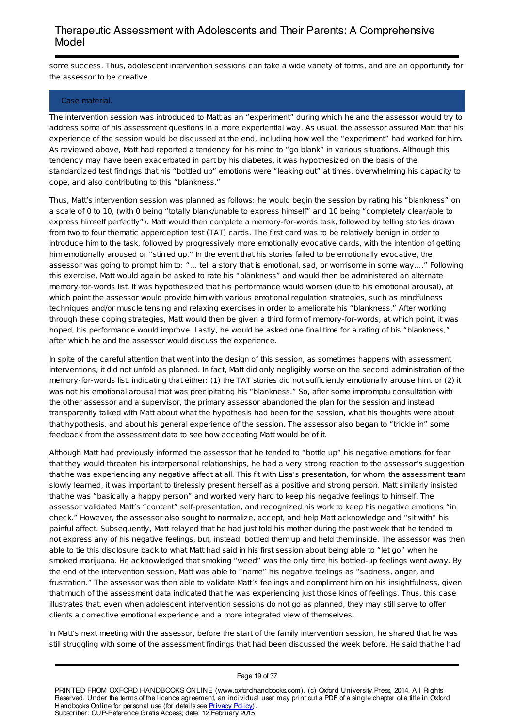some success. Thus, adolescent intervention sessions can take a wide variety of forms, and are an opportunity for the assessor to be creative.

### Case material.

The intervention session was introduced to Matt as an "experiment" during which he and the assessor would try to address some of his assessment questions in a more experiential way. As usual, the assessor assured Matt that his experience of the session would be discussed at the end, including how well the "experiment" had worked for him. As reviewed above, Matt had reported a tendency for his mind to "go blank" in various situations. Although this tendency may have been exacerbated in part by his diabetes, it was hypothesized on the basis of the standardized test findings that his "bottled up" emotions were "leaking out" at times, overwhelming his capacity to cope, and also contributing to this "blankness."

Thus, Matt's intervention session was planned as follows: he would begin the session by rating his "blankness" on a scale of 0 to 10, (with 0 being "totally blank/unable to express himself" and 10 being "completely clear/able to express himself perfectly"). Matt would then complete a memory-for-words task, followed by telling stories drawn from two to four thematic apperception test (TAT) cards. The first card was to be relatively benign in order to introduce him to the task, followed by progressively more emotionally evocative cards, with the intention of getting him emotionally aroused or "stirred up." In the event that his stories failed to be emotionally evocative, the assessor was going to prompt him to: "… tell a story that is emotional, sad, or worrisome in some way.…" Following this exercise, Matt would again be asked to rate his "blankness" and would then be administered an alternate memory-for-words list. It was hypothesized that his performance would worsen (due to his emotional arousal), at which point the assessor would provide him with various emotional regulation strategies, such as mindfulness techniques and/or muscle tensing and relaxing exercises in order to ameliorate his "blankness." After working through these coping strategies, Matt would then be given a third form of memory-for-words, at which point, it was hoped, his performance would improve. Lastly, he would be asked one final time for a rating of his "blankness," after which he and the assessor would discuss the experience.

In spite of the careful attention that went into the design of this session, as sometimes happens with assessment interventions, it did not unfold as planned. In fact, Matt did only negligibly worse on the second administration of the memory-for-words list, indicating that either: (1) the TAT stories did not sufficiently emotionally arouse him, or (2) it was not his emotional arousal that was precipitating his "blankness." So, after some impromptu consultation with the other assessor and a supervisor, the primary assessor abandoned the plan for the session and instead transparently talked with Matt about what the hypothesis had been for the session, what his thoughts were about that hypothesis, and about his general experience of the session. The assessor also began to "trickle in" some feedback from the assessment data to see how accepting Matt would be of it.

Although Matt had previously informed the assessor that he tended to "bottle up" his negative emotions for fear that they would threaten his interpersonal relationships, he had a very strong reaction to the assessor's suggestion that he was experiencing any negative affect at all. This fit with Lisa's presentation, for whom, the assessment team slowly learned, it was important to tirelessly present herself as a positive and strong person. Matt similarly insisted that he was "basically a happy person" and worked very hard to keep his negative feelings to himself. The assessor validated Matt's "content" self-presentation, and recognized his work to keep his negative emotions "in check." However, the assessor also sought to normalize, accept, and help Matt acknowledge and "sit with" his painful affect. Subsequently, Matt relayed that he had just told his mother during the past week that he tended to not express any of his negative feelings, but, instead, bottled them up and held them inside. The assessor was then able to tie this disclosure back to what Matt had said in his first session about being able to "let go" when he smoked marijuana. He acknowledged that smoking "weed" was the only time his bottled-up feelings went away. By the end of the intervention session, Matt was able to "name" his negative feelings as "sadness, anger, and frustration." The assessor was then able to validate Matt's feelings and compliment him on his insightfulness, given that much of the assessment data indicated that he was experiencing just those kinds of feelings. Thus, this case illustrates that, even when adolescent intervention sessions do not go as planned, they may still serve to offer clients a corrective emotional experience and a more integrated view of themselves.

In Matt's next meeting with the assessor, before the start of the family intervention session, he shared that he was still struggling with some of the assessment findings that had been discussed the week before. He said that he had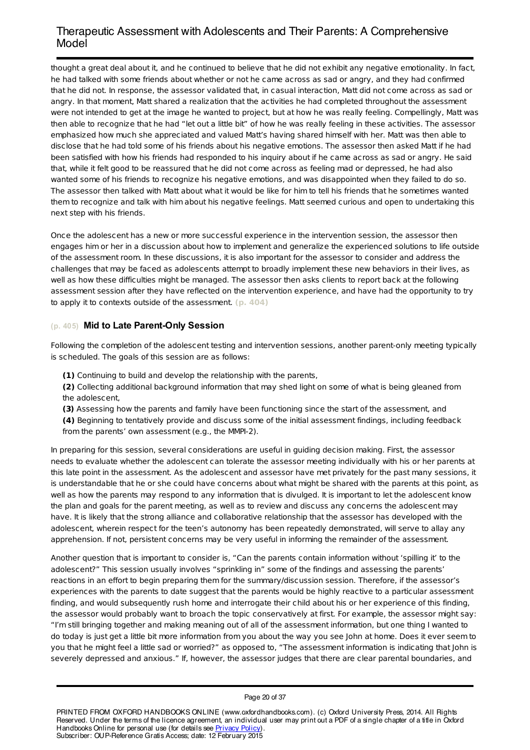thought a great deal about it, and he continued to believe that he did not exhibit any negative emotionality. In fact, he had talked with some friends about whether or not he came across as sad or angry, and they had confirmed that he did not. In response, the assessor validated that, in casual interaction, Matt did not come across as sad or angry. In that moment, Matt shared a realization that the activities he had completed throughout the assessment were not intended to get at the image he wanted to project, but at how he was really feeling. Compellingly, Matt was then able to recognize that he had "let out a little bit" of how he was really feeling in these activities. The assessor emphasized how much she appreciated and valued Matt's having shared himself with her. Matt was then able to disclose that he had told some of his friends about his negative emotions. The assessor then asked Matt if he had been satisfied with how his friends had responded to his inquiry about if he came across as sad or angry. He said that, while it felt good to be reassured that he did not come across as feeling mad or depressed, he had also wanted some of his friends to recognize his negative emotions, and was disappointed when they failed to do so. The assessor then talked with Matt about what it would be like for him to tell his friends that he sometimes wanted them to recognize and talk with him about his negative feelings. Matt seemed curious and open to undertaking this next step with his friends.

Once the adolescent has a new or more successful experience in the intervention session, the assessor then engages him or her in a discussion about how to implement and generalize the experienced solutions to life outside of the assessment room. In these discussions, it is also important for the assessor to consider and address the challenges that may be faced as adolescents attempt to broadly implement these new behaviors in their lives, as well as how these difficulties might be managed. The assessor then asks clients to report back at the following assessment session after they have reflected on the intervention experience, and have had the opportunity to try to apply it to contexts outside of the assessment. **(p. 404)**

## (p. 405) Mid to Late Parent-Only Session

Following the completion of the adolescent testing and intervention sessions, another parent-only meeting typically is scheduled. The goals of this session are as follows:

**(1)** Continuing to build and develop the relationship with the parents,

**(2)** Collecting additional background information that may shed light on some of what is being gleaned from the adolescent,

**(3)** Assessing how the parents and family have been functioning since the start of the assessment, and

**(4)** Beginning to tentatively provide and discuss some of the initial assessment findings, including feedback from the parents' own assessment (e.g., the MMPI-2).

In preparing for this session, several considerations are useful in guiding decision making. First, the assessor needs to evaluate whether the adolescent can tolerate the assessor meeting individually with his or her parents at this late point in the assessment. As the adolescent and assessor have met privately for the past many sessions, it is understandable that he or she could have concerns about what might be shared with the parents at this point, as well as how the parents may respond to any information that is divulged. It is important to let the adolescent know the plan and goals for the parent meeting, as well as to review and discuss any concerns the adolescent may have. It is likely that the strong alliance and collaborative relationship that the assessor has developed with the adolescent, wherein respect for the teen's autonomy has been repeatedly demonstrated, will serve to allay any apprehension. If not, persistent concerns may be very useful in informing the remainder of the assessment.

Another question that is important to consider is, "Can the parents contain information without 'spilling it' to the adolescent?" This session usually involves "sprinkling in" some of the findings and assessing the parents' reactions in an effort to begin preparing them for the summary/discussion session. Therefore, if the assessor's experiences with the parents to date suggest that the parents would be highly reactive to a particular assessment finding, and would subsequently rush home and interrogate their child about his or her experience of this finding, the assessor would probably want to broach the topic conservatively at first. For example, the assessor might say: "I'm still bringing together and making meaning out of all of the assessment information, but one thing I wanted to do today is just get a little bit more information from you about the way you see John at home. Does it ever seem to you that he might feel a little sad or worried?" as opposed to, "The assessment information is indicating that John is severely depressed and anxious." If, however, the assessor judges that there are clear parental boundaries, and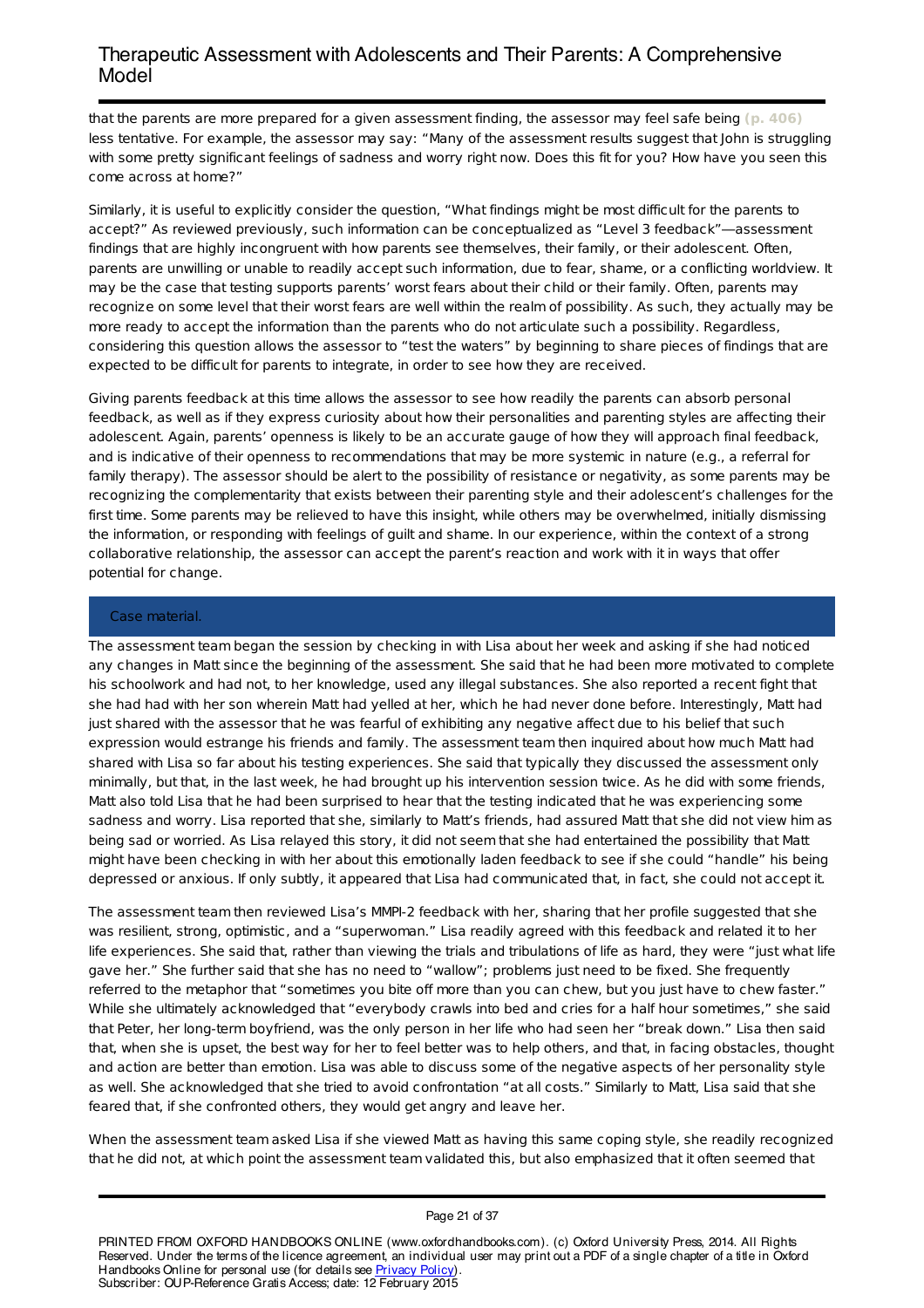that the parents are more prepared for a given assessment finding, the assessor may feel safe being **(p. 406)** less tentative. For example, the assessor may say: "Many of the assessment results suggest that John is struggling with some pretty significant feelings of sadness and worry right now. Does this fit for you? How have you seen this come across at home?"

Similarly, it is useful to explicitly consider the question, "What findings might be most difficult for the parents to accept?" As reviewed previously, such information can be conceptualized as "Level 3 feedback"—assessment findings that are highly incongruent with how parents see themselves, their family, or their adolescent. Often, parents are unwilling or unable to readily accept such information, due to fear, shame, or a conflicting worldview. It may be the case that testing supports parents' worst fears about their child or their family. Often, parents may recognize on some level that their worst fears are well within the realm of possibility. As such, they actually may be more ready to accept the information than the parents who do not articulate such a possibility. Regardless, considering this question allows the assessor to "test the waters" by beginning to share pieces of findings that are expected to be difficult for parents to integrate, in order to see how they are received.

Giving parents feedback at this time allows the assessor to see how readily the parents can absorb personal feedback, as well as if they express curiosity about how their personalities and parenting styles are affecting their adolescent. Again, parents' openness is likely to be an accurate gauge of how they will approach final feedback, and is indicative of their openness to recommendations that may be more systemic in nature (e.g., a referral for family therapy). The assessor should be alert to the possibility of resistance or negativity, as some parents may be recognizing the complementarity that exists between their parenting style and their adolescent's challenges for the first time. Some parents may be relieved to have this insight, while others may be overwhelmed, initially dismissing the information, or responding with feelings of guilt and shame. In our experience, within the context of a strong collaborative relationship, the assessor can accept the parent's reaction and work with it in ways that offer potential for change.

### Case material.

The assessment team began the session by checking in with Lisa about her week and asking if she had noticed any changes in Matt since the beginning of the assessment. She said that he had been more motivated to complete his schoolwork and had not, to her knowledge, used any illegal substances. She also reported a recent fight that she had had with her son wherein Matt had yelled at her, which he had never done before. Interestingly, Matt had just shared with the assessor that he was fearful of exhibiting any negative affect due to his belief that such expression would estrange his friends and family. The assessment team then inquired about how much Matt had shared with Lisa so far about his testing experiences. She said that typically they discussed the assessment only minimally, but that, in the last week, he had brought up his intervention session twice. As he did with some friends, Matt also told Lisa that he had been surprised to hear that the testing indicated that he was experiencing some sadness and worry. Lisa reported that she, similarly to Matt's friends, had assured Matt that she did not view him as being sad or worried. As Lisa relayed this story, it did not seem that she had entertained the possibility that Matt might have been checking in with her about this emotionally laden feedback to see if she could "handle" his being depressed or anxious. If only subtly, it appeared that Lisa had communicated that, in fact, she could not accept it.

The assessment team then reviewed Lisa's MMPI-2 feedback with her, sharing that her profile suggested that she was resilient, strong, optimistic, and a "superwoman." Lisa readily agreed with this feedback and related it to her life experiences. She said that, rather than viewing the trials and tribulations of life as hard, they were "just what life gave her." She further said that she has no need to "wallow"; problems just need to be fixed. She frequently referred to the metaphor that "sometimes you bite off more than you can chew, but you just have to chew faster." While she ultimately acknowledged that "everybody crawls into bed and cries for a half hour sometimes," she said that Peter, her long-term boyfriend, was the only person in her life who had seen her "break down." Lisa then said that, when she is upset, the best way for her to feel better was to help others, and that, in facing obstacles, thought and action are better than emotion. Lisa was able to discuss some of the negative aspects of her personality style as well. She acknowledged that she tried to avoid confrontation "at all costs." Similarly to Matt, Lisa said that she feared that, if she confronted others, they would get angry and leave her.

When the assessment team asked Lisa if she viewed Matt as having this same coping style, she readily recognized that he did not, at which point the assessment team validated this, but also emphasized that it often seemed that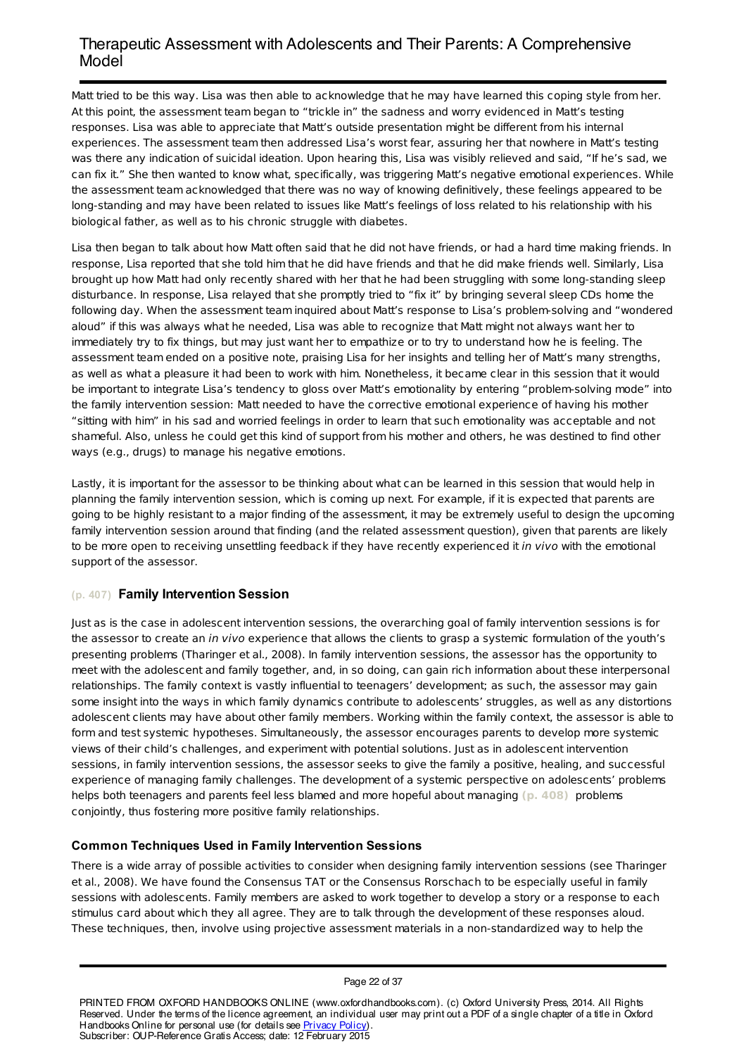Matt tried to be this way. Lisa was then able to acknowledge that he may have learned this coping style from her. At this point, the assessment team began to "trickle in" the sadness and worry evidenced in Matt's testing responses. Lisa was able to appreciate that Matt's outside presentation might be different from his internal experiences. The assessment team then addressed Lisa's worst fear, assuring her that nowhere in Matt's testing was there any indication of suicidal ideation. Upon hearing this, Lisa was visibly relieved and said, "If he's sad, we can fix it." She then wanted to know what, specifically, was triggering Matt's negative emotional experiences. While the assessment team acknowledged that there was no way of knowing definitively, these feelings appeared to be long-standing and may have been related to issues like Matt's feelings of loss related to his relationship with his biological father, as well as to his chronic struggle with diabetes.

Lisa then began to talk about how Matt often said that he did not have friends, or had a hard time making friends. In response, Lisa reported that she told him that he did have friends and that he did make friends well. Similarly, Lisa brought up how Matt had only recently shared with her that he had been struggling with some long-standing sleep disturbance. In response, Lisa relayed that she promptly tried to "fix it" by bringing several sleep CDs home the following day. When the assessment team inquired about Matt's response to Lisa's problem-solving and "wondered aloud" if this was always what he needed, Lisa was able to recognize that Matt might not always want her to immediately try to fix things, but may just want her to empathize or to try to understand how he is feeling. The assessment team ended on a positive note, praising Lisa for her insights and telling her of Matt's many strengths, as well as what a pleasure it had been to work with him. Nonetheless, it became clear in this session that it would be important to integrate Lisa's tendency to gloss over Matt's emotionality by entering "problem-solving mode" into the family intervention session: Matt needed to have the corrective emotional experience of having his mother "sitting with him" in his sad and worried feelings in order to learn that such emotionality was acceptable and not shameful. Also, unless he could get this kind of support from his mother and others, he was destined to find other ways (e.g., drugs) to manage his negative emotions.

Lastly, it is important for the assessor to be thinking about what can be learned in this session that would help in planning the family intervention session, which is coming up next. For example, if it is expected that parents are going to be highly resistant to a major finding of the assessment, it may be extremely useful to design the upcoming family intervention session around that finding (and the related assessment question), given that parents are likely to be more open to receiving unsettling feedback if they have recently experienced it *in vivo* with the emotional support of the assessor.

## (p. 407) Family Intervention Session

Just as is the case in adolescent intervention sessions, the overarching goal of family intervention sessions is for the assessor to create an *in vivo* experience that allows the clients to grasp a systemic formulation of the youth's presenting problems (Tharinger et al., 2008). In family intervention sessions, the assessor has the opportunity to meet with the adolescent and family together, and, in so doing, can gain rich information about these interpersonal relationships. The family context is vastly influential to teenagers' development; as such, the assessor may gain some insight into the ways in which family dynamics contribute to adolescents' struggles, as well as any distortions adolescent clients may have about other family members. Working within the family context, the assessor is able to form and test systemic hypotheses. Simultaneously, the assessor encourages parents to develop more systemic views of their child's challenges, and experiment with potential solutions. Just as in adolescent intervention sessions, in family intervention sessions, the assessor seeks to give the family a positive, healing, and successful experience of managing family challenges. The development of a systemic perspective on adolescents' problems helps both teenagers and parents feel less blamed and more hopeful about managing (p. 408) problems conjointly, thus fostering more positive family relationships.

### Common Techniques Used in Family Intervention Sessions

There is a wide array of possible activities to consider when designing family intervention sessions (see Tharinger et al., 2008). We have found the Consensus TAT or the Consensus Rorschach to be especially useful in family sessions with adolescents. Family members are asked to work together to develop a story or a response to each stimulus card about which they all agree. They are to talk through the development of these responses aloud. These techniques, then, involve using projective assessment materials in a non-standardized way to help the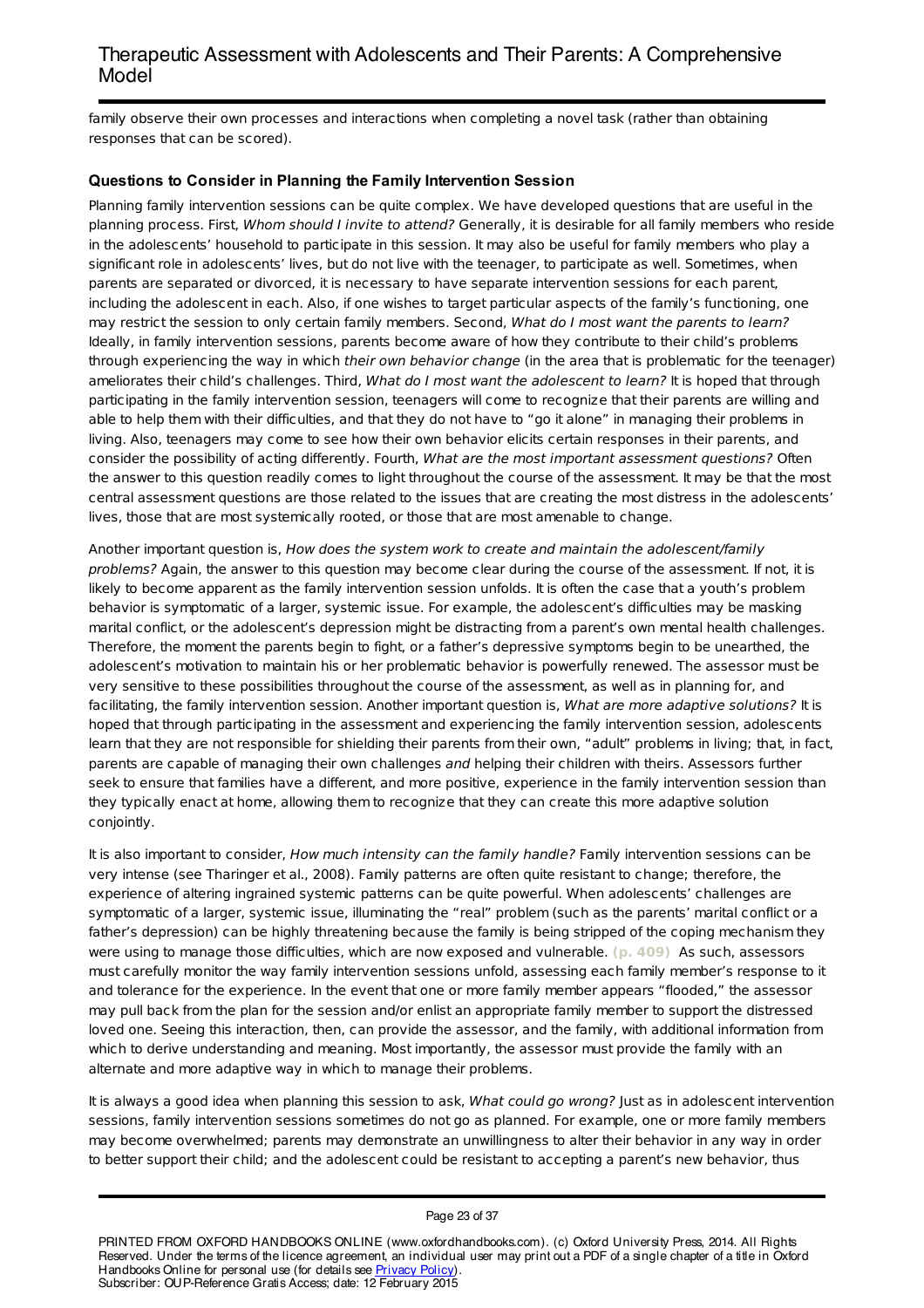family observe their own processes and interactions when completing a novel task (rather than obtaining responses that can be scored).

### Questions to Consider in Planning the Family Intervention Session

Planning family intervention sessions can be quite complex. We have developed questions that are useful in the planning process. First, *Whom should I invite to attend?* Generally, it is desirable for all family members who reside in the adolescents' household to participate in this session. It may also be useful for family members who play a significant role in adolescents' lives, but do not live with the teenager, to participate as well. Sometimes, when parents are separated or divorced, it is necessary to have separate intervention sessions for each parent, including the adolescent in each. Also, if one wishes to target particular aspects of the family's functioning, one may restrict the session to only certain family members. Second, *What do I most want the parents to learn?* Ideally, in family intervention sessions, parents become aware of how they contribute to their child's problems through experiencing the way in which *their own behavior change* (in the area that is problematic for the teenager) ameliorates their child's challenges. Third, *What do I most want the adolescent to learn?* It is hoped that through participating in the family intervention session, teenagers will come to recognize that their parents are willing and able to help them with their difficulties, and that they do not have to "go it alone" in managing their problems in living. Also, teenagers may come to see how their own behavior elicits certain responses in their parents, and consider the possibility of acting differently. Fourth, *What are the most important assessment questions?* Often the answer to this question readily comes to light throughout the course of the assessment. It may be that the most central assessment questions are those related to the issues that are creating the most distress in the adolescents' lives, those that are most systemically rooted, or those that are most amenable to change.

Another important question is, *How does the system work to create and maintain the adolescent/family problems?* Again, the answer to this question may become clear during the course of the assessment. If not, it is likely to become apparent as the family intervention session unfolds. It is often the case that a youth's problem behavior is symptomatic of a larger, systemic issue. For example, the adolescent's difficulties may be masking marital conflict, or the adolescent's depression might be distracting from a parent's own mental health challenges. Therefore, the moment the parents begin to fight, or a father's depressive symptoms begin to be unearthed, the adolescent's motivation to maintain his or her problematic behavior is powerfully renewed. The assessor must be very sensitive to these possibilities throughout the course of the assessment, as well as in planning for, and facilitating, the family intervention session. Another important question is, *What are more adaptive solutions?* It is hoped that through participating in the assessment and experiencing the family intervention session, adolescents learn that they are not responsible for shielding their parents from their own, "adult" problems in living; that, in fact, parents are capable of managing their own challenges *and* helping their children with theirs. Assessors further seek to ensure that families have a different, and more positive, experience in the family intervention session than they typically enact at home, allowing them to recognize that they can create this more adaptive solution conjointly.

It is also important to consider, *How much intensity can the family handle?* Family intervention sessions can be very intense (see Tharinger et al., 2008). Family patterns are often quite resistant to change; therefore, the experience of altering ingrained systemic patterns can be quite powerful. When adolescents' challenges are symptomatic of a larger, systemic issue, illuminating the "real" problem (such as the parents' marital conflict or a father's depression) can be highly threatening because the family is being stripped of the coping mechanism they were using to manage those difficulties, which are now exposed and vulnerable. **(p. 409)** As such, assessors must carefully monitor the way family intervention sessions unfold, assessing each family member's response to it and tolerance for the experience. In the event that one or more family member appears "flooded," the assessor may pull back from the plan for the session and/or enlist an appropriate family member to support the distressed loved one. Seeing this interaction, then, can provide the assessor, and the family, with additional information from which to derive understanding and meaning. Most importantly, the assessor must provide the family with an alternate and more adaptive way in which to manage their problems.

It is always a good idea when planning this session to ask, *What could go wrong?* Just as in adolescent intervention sessions, family intervention sessions sometimes do not go as planned. For example, one or more family members may become overwhelmed; parents may demonstrate an unwillingness to alter their behavior in any way in order to better support their child; and the adolescent could be resistant to accepting a parent's new behavior, thus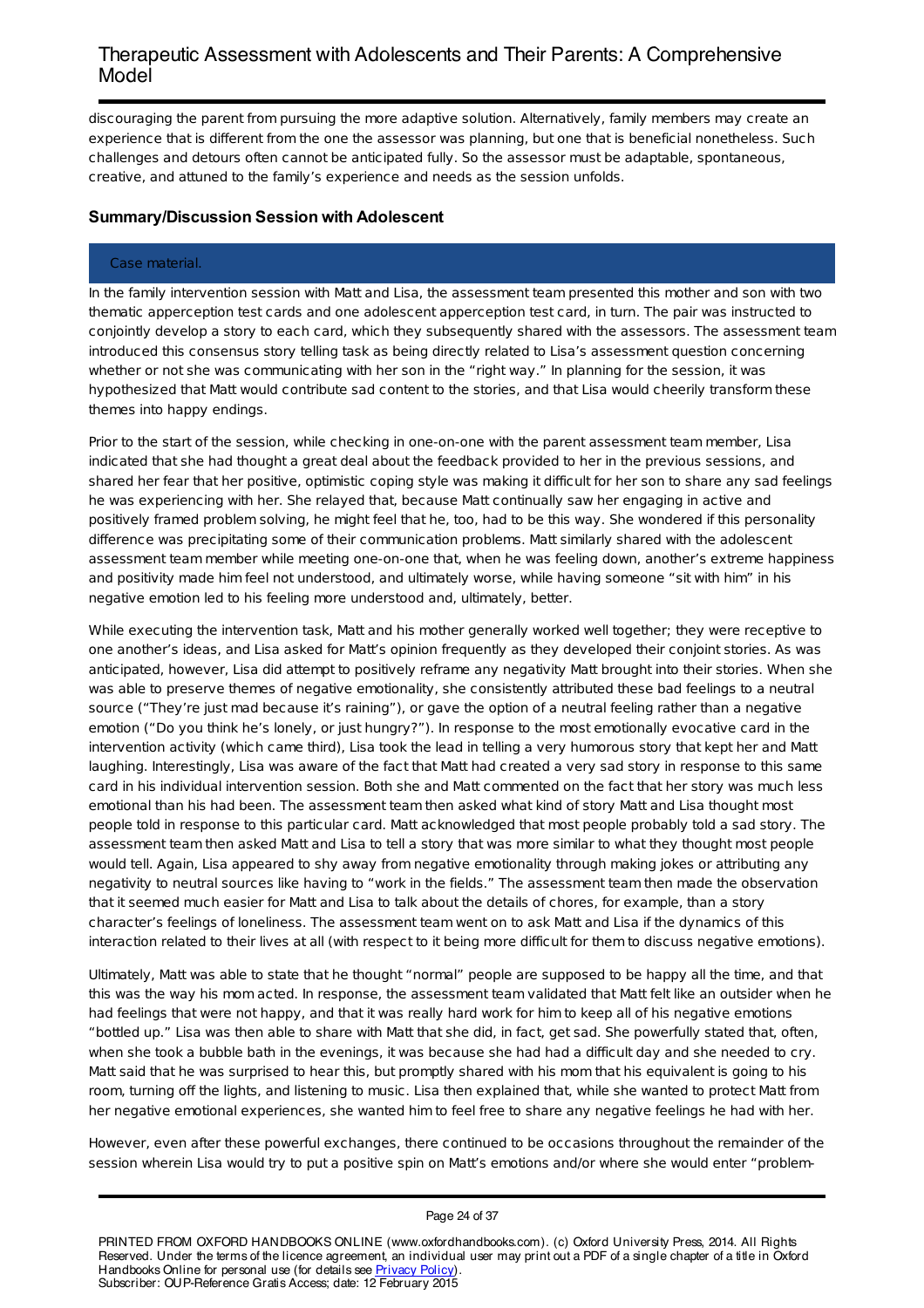discouraging the parent from pursuing the more adaptive solution. Alternatively, family members may create an experience that is different from the one the assessor was planning, but one that is beneficial nonetheless. Such challenges and detours often cannot be anticipated fully. So the assessor must be adaptable, spontaneous, creative, and attuned to the family's experience and needs as the session unfolds.

## Summary/Discussion Session with Adolescent

**Case material.**

In the family intervention session with Matt and Lisa, the assessment team presented this mother and son with two thematic apperception test cards and one adolescent apperception test card, in turn. The pair was instructed to conjointly develop a story to each card, which they subsequently shared with the assessors. The assessment team introduced this consensus story telling task as being directly related to Lisa's assessment question concerning whether or not she was communicating with her son in the "right way." In planning for the session, it was hypothesized that Matt would contribute sad content to the stories, and that Lisa would cheerily transform these themes into happy endings.

Prior to the start of the session, while checking in one-on-one with the parent assessment team member, Lisa indicated that she had thought a great deal about the feedback provided to her in the previous sessions, and shared her fear that her positive, optimistic coping style was making it difficult for her son to share any sad feelings he was experiencing with her. She relayed that, because Matt continually saw her engaging in active and positively framed problem solving, he might feel that he, too, had to be this way. She wondered if this personality difference was precipitating some of their communication problems. Matt similarly shared with the adolescent assessment team member while meeting one-on-one that, when he was feeling down, another's extreme happiness and positivity made him feel not understood, and ultimately worse, while having someone "sit with him" in his negative emotion led to his feeling more understood and, ultimately, better.

While executing the intervention task, Matt and his mother generally worked well together; they were receptive to one another's ideas, and Lisa asked for Matt's opinion frequently as they developed their conjoint stories. As was anticipated, however, Lisa did attempt to positively reframe any negativity Matt brought into their stories. When she was able to preserve themes of negative emotionality, she consistently attributed these bad feelings to a neutral source ("They're just mad because it's raining"), or gave the option of a neutral feeling rather than a negative emotion ("Do you think he's lonely, or just hungry?"). In response to the most emotionally evocative card in the intervention activity (which came third), Lisa took the lead in telling a very humorous story that kept her and Matt laughing. Interestingly, Lisa was aware of the fact that Matt had created a very sad story in response to this same card in his individual intervention session. Both she and Matt commented on the fact that her story was much less emotional than his had been. The assessment team then asked what kind of story Matt and Lisa thought most people told in response to this particular card. Matt acknowledged that most people probably told a sad story. The assessment team then asked Matt and Lisa to tell a story that was more similar to what they thought most people would tell. Again, Lisa appeared to shy away from negative emotionality through making jokes or attributing any negativity to neutral sources like having to "work in the fields." The assessment team then made the observation that it seemed much easier for Matt and Lisa to talk about the details of chores, for example, than a story character's feelings of loneliness. The assessment team went on to ask Matt and Lisa if the dynamics of this interaction related to their lives at all (with respect to it being more difficult for them to discuss negative emotions).

Ultimately, Matt was able to state that he thought "normal" people are supposed to be happy all the time, and that this was the way his mom acted. In response, the assessment team validated that Matt felt like an outsider when he had feelings that were not happy, and that it was really hard work for him to keep all of his negative emotions "bottled up." Lisa was then able to share with Matt that she did, in fact, get sad. She powerfully stated that, often, when she took a bubble bath in the evenings, it was because she had had a difficult day and she needed to cry. Matt said that he was surprised to hear this, but promptly shared with his mom that his equivalent is going to his room, turning off the lights, and listening to music. Lisa then explained that, while she wanted to protect Matt from her negative emotional experiences, she wanted him to feel free to share any negative feelings he had with her.

However, even after these powerful exchanges, there continued to be occasions throughout the remainder of the session wherein Lisa would try to put a positive spin on Matt's emotions and/or where she would enter "problem-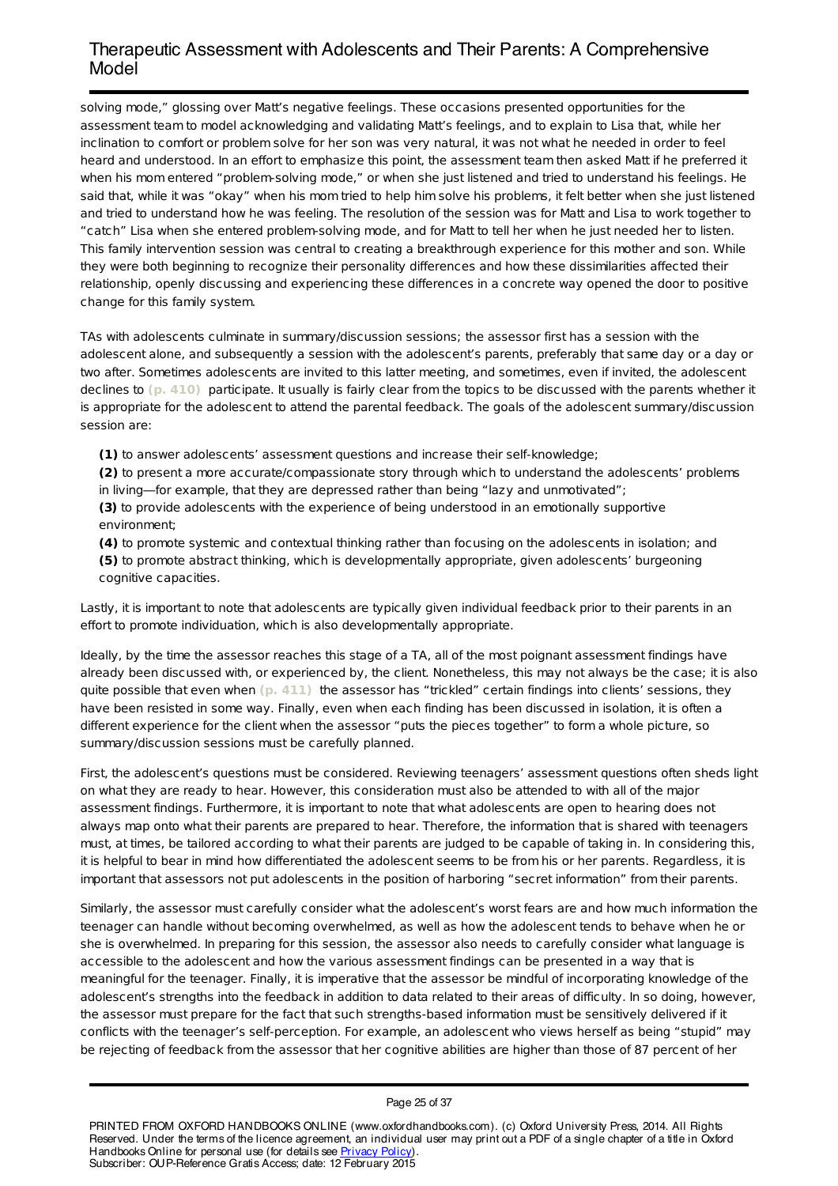solving mode," glossing over Matt's negative feelings. These occasions presented opportunities for the assessment team to model acknowledging and validating Matt's feelings, and to explain to Lisa that, while her inclination to comfort or problem solve for her son was very natural, it was not what he needed in order to feel heard and understood. In an effort to emphasize this point, the assessment team then asked Matt if he preferred it when his mom entered "problem-solving mode," or when she just listened and tried to understand his feelings. He said that, while it was "okay" when his mom tried to help him solve his problems, it felt better when she just listened and tried to understand how he was feeling. The resolution of the session was for Matt and Lisa to work together to "catch" Lisa when she entered problem-solving mode, and for Matt to tell her when he just needed her to listen. This family intervention session was central to creating a breakthrough experience for this mother and son. While they were both beginning to recognize their personality differences and how these dissimilarities affected their relationship, openly discussing and experiencing these differences in a concrete way opened the door to positive change for this family system.

TAs with adolescents culminate in summary/discussion sessions; the assessor first has a session with the adolescent alone, and subsequently a session with the adolescent's parents, preferably that same day or a day or two after. Sometimes adolescents are invited to this latter meeting, and sometimes, even if invited, the adolescent declines to (p. 410) participate. It usually is fairly clear from the topics to be discussed with the parents whether it is appropriate for the adolescent to attend the parental feedback. The goals of the adolescent summary/discussion session are:

**(1)** to answer adolescents' assessment questions and increase their self-knowledge;
**(2)** to present a more accurate/compassionate story through which to understand the adolescents' problems in living—for example, that they are depressed rather than being "lazy and unmotivated";
**(3)** to provide adolescents with the experience of being understood in an emotionally supportive environment;
**(4)** to promote systemic and contextual thinking rather than focusing on the adolescents in isolation; and
**(5)** to promote abstract thinking, which is developmentally appropriate, given adolescents' burgeoning cognitive capacities.

Lastly, it is important to note that adolescents are typically given individual feedback prior to their parents in an effort to promote individuation, which is also developmentally appropriate.

Ideally, by the time the assessor reaches this stage of a TA, all of the most poignant assessment findings have already been discussed with, or experienced by, the client. Nonetheless, this may not always be the case; it is also quite possible that even when (p. 411) the assessor has "trickled" certain findings into clients' sessions, they have been resisted in some way. Finally, even when each finding has been discussed in isolation, it is often a different experience for the client when the assessor "puts the pieces together" to form a whole picture, so summary/discussion sessions must be carefully planned.

First, the adolescent's questions must be considered. Reviewing teenagers' assessment questions often sheds light on what they are ready to hear. However, this consideration must also be attended to with all of the major assessment findings. Furthermore, it is important to note that what adolescents are open to hearing does not always map onto what their parents are prepared to hear. Therefore, the information that is shared with teenagers must, at times, be tailored according to what their parents are judged to be capable of taking in. In considering this, it is helpful to bear in mind how differentiated the adolescent seems to be from his or her parents. Regardless, it is important that assessors not put adolescents in the position of harboring "secret information" from their parents.

Similarly, the assessor must carefully consider what the adolescent's worst fears are and how much information the teenager can handle without becoming overwhelmed, as well as how the adolescent tends to behave when he or she is overwhelmed. In preparing for this session, the assessor also needs to carefully consider what language is accessible to the adolescent and how the various assessment findings can be presented in a way that is meaningful for the teenager. Finally, it is imperative that the assessor be mindful of incorporating knowledge of the adolescent's strengths into the feedback in addition to data related to their areas of difficulty. In so doing, however, the assessor must prepare for the fact that such strengths-based information must be sensitively delivered if it conflicts with the teenager's self-perception. For example, an adolescent who views herself as being "stupid" may be rejecting of feedback from the assessor that her cognitive abilities are higher than those of 87 percent of her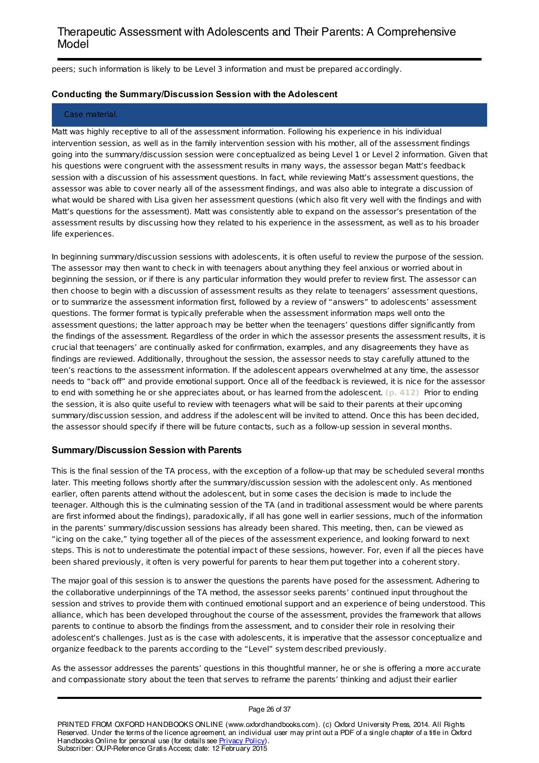peers; such information is likely to be Level 3 information and must be prepared accordingly.

### Conducting the Summary/Discussion Session with the Adolescent

Case material.

Matt was highly receptive to all of the assessment information. Following his experience in his individual intervention session, as well as in the family intervention session with his mother, all of the assessment findings going into the summary/discussion session were conceptualized as being Level 1 or Level 2 information. Given that his questions were congruent with the assessment results in many ways, the assessor began Matt's feedback session with a discussion of his assessment questions. In fact, while reviewing Matt's assessment questions, the assessor was able to cover nearly all of the assessment findings, and was also able to integrate a discussion of what would be shared with Lisa given her assessment questions (which also fit very well with the findings and with Matt's questions for the assessment). Matt was consistently able to expand on the assessor's presentation of the assessment results by discussing how they related to his experience in the assessment, as well as to his broader life experiences.

In beginning summary/discussion sessions with adolescents, it is often useful to review the purpose of the session. The assessor may then want to check in with teenagers about anything they feel anxious or worried about in beginning the session, or if there is any particular information they would prefer to review first. The assessor can then choose to begin with a discussion of assessment results as they relate to teenagers' assessment questions, or to summarize the assessment information first, followed by a review of "answers" to adolescents' assessment questions. The former format is typically preferable when the assessment information maps well onto the assessment questions; the latter approach may be better when the teenagers' questions differ significantly from the findings of the assessment. Regardless of the order in which the assessor presents the assessment results, it is crucial that teenagers' are continually asked for confirmation, examples, and any disagreements they have as findings are reviewed. Additionally, throughout the session, the assessor needs to stay carefully attuned to the teen's reactions to the assessment information. If the adolescent appears overwhelmed at any time, the assessor needs to "back off" and provide emotional support. Once all of the feedback is reviewed, it is nice for the assessor to end with something he or she appreciates about, or has learned from the adolescent. (p. 412) Prior to ending the session, it is also quite useful to review with teenagers what will be said to their parents at their upcoming summary/discussion session, and address if the adolescent will be invited to attend. Once this has been decided, the assessor should specify if there will be future contacts, such as a follow-up session in several months.

## Summary/Discussion Session with Parents

This is the final session of the TA process, with the exception of a follow-up that may be scheduled several months later. This meeting follows shortly after the summary/discussion session with the adolescent only. As mentioned earlier, often parents attend without the adolescent, but in some cases the decision is made to include the teenager. Although this is the culminating session of the TA (and in traditional assessment would be where parents are first informed about the findings), paradoxically, if all has gone well in earlier sessions, much of the information in the parents' summary/discussion sessions has already been shared. This meeting, then, can be viewed as "icing on the cake," tying together all of the pieces of the assessment experience, and looking forward to next steps. This is not to underestimate the potential impact of these sessions, however. For, even if all the pieces have been shared previously, it often is very powerful for parents to hear them put together into a coherent story.

The major goal of this session is to answer the questions the parents have posed for the assessment. Adhering to the collaborative underpinnings of the TA method, the assessor seeks parents' continued input throughout the session and strives to provide them with continued emotional support and an experience of being understood. This alliance, which has been developed throughout the course of the assessment, provides the framework that allows parents to continue to absorb the findings from the assessment, and to consider their role in resolving their adolescent's challenges. Just as is the case with adolescents, it is imperative that the assessor conceptualize and organize feedback to the parents according to the "Level" system described previously.

As the assessor addresses the parents' questions in this thoughtful manner, he or she is offering a more accurate and compassionate story about the teen that serves to reframe the parents' thinking and adjust their earlier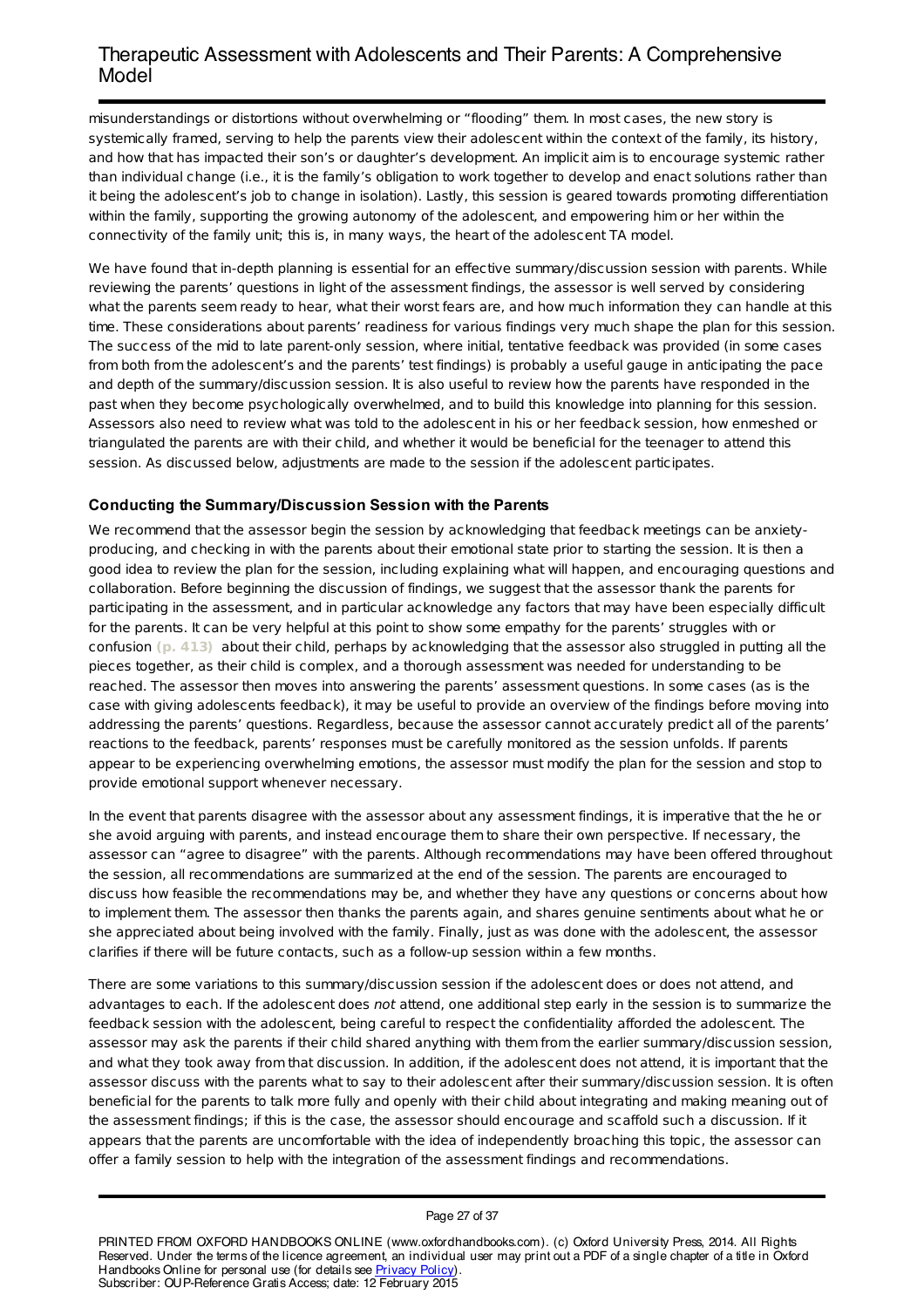misunderstandings or distortions without overwhelming or "flooding" them. In most cases, the new story is systemically framed, serving to help the parents view their adolescent within the context of the family, its history, and how that has impacted their son's or daughter's development. An implicit aim is to encourage systemic rather than individual change (i.e., it is the family's obligation to work together to develop and enact solutions rather than it being the adolescent's job to change in isolation). Lastly, this session is geared towards promoting differentiation within the family, supporting the growing autonomy of the adolescent, and empowering him or her within the connectivity of the family unit; this is, in many ways, the heart of the adolescent TA model.

We have found that in-depth planning is essential for an effective summary/discussion session with parents. While reviewing the parents' questions in light of the assessment findings, the assessor is well served by considering what the parents seem ready to hear, what their worst fears are, and how much information they can handle at this time. These considerations about parents' readiness for various findings very much shape the plan for this session. The success of the mid to late parent-only session, where initial, tentative feedback was provided (in some cases from both from the adolescent's and the parents' test findings) is probably a useful gauge in anticipating the pace and depth of the summary/discussion session. It is also useful to review how the parents have responded in the past when they become psychologically overwhelmed, and to build this knowledge into planning for this session. Assessors also need to review what was told to the adolescent in his or her feedback session, how enmeshed or triangulated the parents are with their child, and whether it would be beneficial for the teenager to attend this session. As discussed below, adjustments are made to the session if the adolescent participates.

### Conducting the Summary/Discussion Session with the Parents

We recommend that the assessor begin the session by acknowledging that feedback meetings can be anxiety-producing, and checking in with the parents about their emotional state prior to starting the session. It is then a good idea to review the plan for the session, including explaining what will happen, and encouraging questions and collaboration. Before beginning the discussion of findings, we suggest that the assessor thank the parents for participating in the assessment, and in particular acknowledge any factors that may have been especially difficult for the parents. It can be very helpful at this point to show some empathy for the parents' struggles with or confusion (p. 413) about their child, perhaps by acknowledging that the assessor also struggled in putting all the pieces together, as their child is complex, and a thorough assessment was needed for understanding to be reached. The assessor then moves into answering the parents' assessment questions. In some cases (as is the case with giving adolescents feedback), it may be useful to provide an overview of the findings before moving into addressing the parents' questions. Regardless, because the assessor cannot accurately predict all of the parents' reactions to the feedback, parents' responses must be carefully monitored as the session unfolds. If parents appear to be experiencing overwhelming emotions, the assessor must modify the plan for the session and stop to provide emotional support whenever necessary.

In the event that parents disagree with the assessor about any assessment findings, it is imperative that the he or she avoid arguing with parents, and instead encourage them to share their own perspective. If necessary, the assessor can "agree to disagree" with the parents. Although recommendations may have been offered throughout the session, all recommendations are summarized at the end of the session. The parents are encouraged to discuss how feasible the recommendations may be, and whether they have any questions or concerns about how to implement them. The assessor then thanks the parents again, and shares genuine sentiments about what he or she appreciated about being involved with the family. Finally, just as was done with the adolescent, the assessor clarifies if there will be future contacts, such as a follow-up session within a few months.

There are some variations to this summary/discussion session if the adolescent does or does not attend, and advantages to each. If the adolescent does *not* attend, one additional step early in the session is to summarize the feedback session with the adolescent, being careful to respect the confidentiality afforded the adolescent. The assessor may ask the parents if their child shared anything with them from the earlier summary/discussion session, and what they took away from that discussion. In addition, if the adolescent does not attend, it is important that the assessor discuss with the parents what to say to their adolescent after their summary/discussion session. It is often beneficial for the parents to talk more fully and openly with their child about integrating and making meaning out of the assessment findings; if this is the case, the assessor should encourage and scaffold such a discussion. If it appears that the parents are uncomfortable with the idea of independently broaching this topic, the assessor can offer a family session to help with the integration of the assessment findings and recommendations.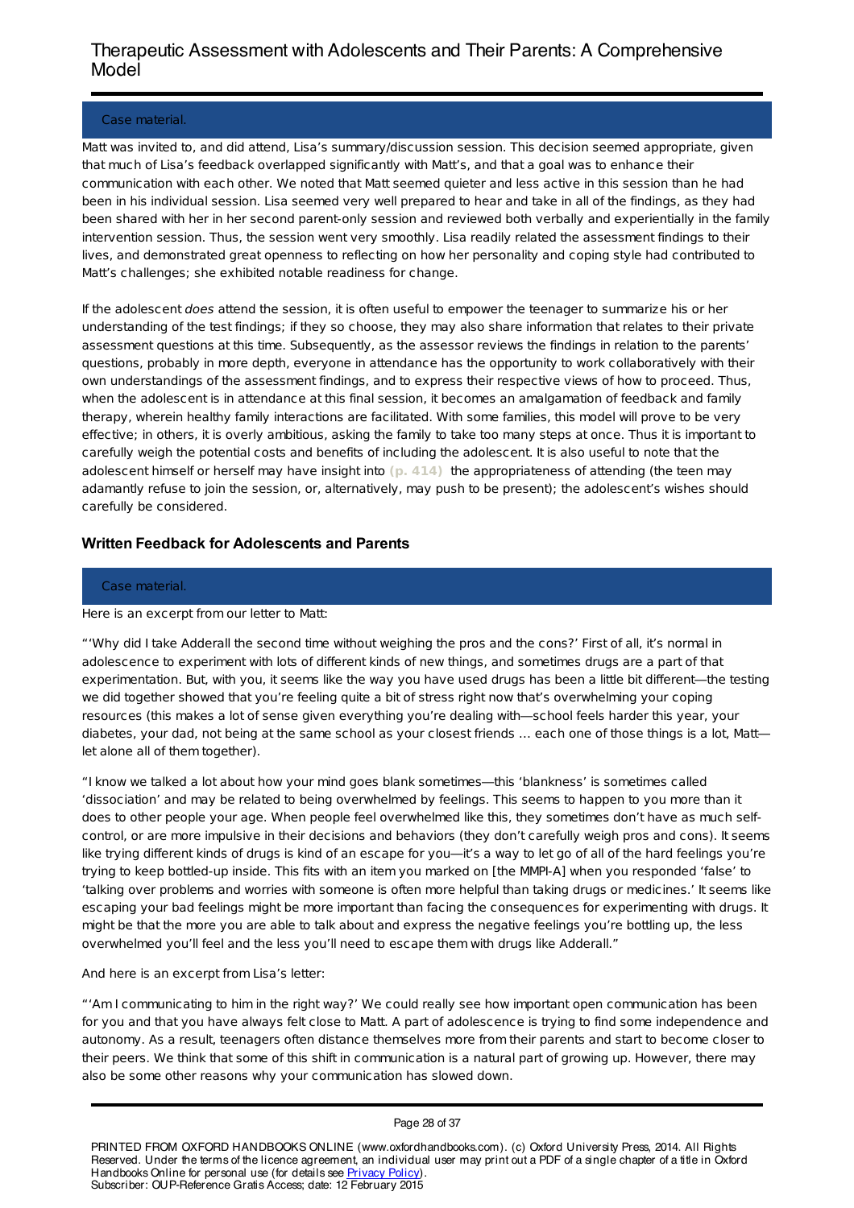Case material.

Matt was invited to, and did attend, Lisa's summary/discussion session. This decision seemed appropriate, given that much of Lisa's feedback overlapped significantly with Matt's, and that a goal was to enhance their communication with each other. We noted that Matt seemed quieter and less active in this session than he had been in his individual session. Lisa seemed very well prepared to hear and take in all of the findings, as they had been shared with her in her second parent-only session and reviewed both verbally and experientially in the family intervention session. Thus, the session went very smoothly. Lisa readily related the assessment findings to their lives, and demonstrated great openness to reflecting on how her personality and coping style had contributed to Matt's challenges; she exhibited notable readiness for change.

If the adolescent *does* attend the session, it is often useful to empower the teenager to summarize his or her understanding of the test findings; if they so choose, they may also share information that relates to their private assessment questions at this time. Subsequently, as the assessor reviews the findings in relation to the parents' questions, probably in more depth, everyone in attendance has the opportunity to work collaboratively with their own understandings of the assessment findings, and to express their respective views of how to proceed. Thus, when the adolescent is in attendance at this final session, it becomes an amalgamation of feedback and family therapy, wherein healthy family interactions are facilitated. With some families, this model will prove to be very effective; in others, it is overly ambitious, asking the family to take too many steps at once. Thus it is important to carefully weigh the potential costs and benefits of including the adolescent. It is also useful to note that the adolescent himself or herself may have insight into **(p. 414)** the appropriateness of attending (the teen may adamantly refuse to join the session, or, alternatively, may push to be present); the adolescent's wishes should carefully be considered.

### Written Feedback for Adolescents and Parents

Case material.

Here is an excerpt from our letter to Matt:

"'Why did I take Adderall the second time without weighing the pros and the cons?' First of all, it's normal in adolescence to experiment with lots of different kinds of new things, and sometimes drugs are a part of that experimentation. But, with you, it seems like the way you have used drugs has been a little bit different—the testing we did together showed that you're feeling quite a bit of stress right now that's overwhelming your coping resources (this makes a lot of sense given everything you're dealing with—school feels harder this year, your diabetes, your dad, not being at the same school as your closest friends … each one of those things is a lot, Matt—let alone all of them together).

"I know we talked a lot about how your mind goes blank sometimes—this 'blankness' is sometimes called 'dissociation' and may be related to being overwhelmed by feelings. This seems to happen to you more than it does to other people your age. When people feel overwhelmed like this, they sometimes don't have as much self-control, or are more impulsive in their decisions and behaviors (they don't carefully weigh pros and cons). It seems like trying different kinds of drugs is kind of an escape for you—it's a way to let go of all of the hard feelings you're trying to keep bottled-up inside. This fits with an item you marked on [the MMPI-A] when you responded 'false' to 'talking over problems and worries with someone is often more helpful than taking drugs or medicines.' It seems like escaping your bad feelings might be more important than facing the consequences for experimenting with drugs. It might be that the more you are able to talk about and express the negative feelings you're bottling up, the less overwhelmed you'll feel and the less you'll need to escape them with drugs like Adderall."

And here is an excerpt from Lisa's letter:

"'Am I communicating to him in the right way?' We could really see how important open communication has been for you and that you have always felt close to Matt. A part of adolescence is trying to find some independence and autonomy. As a result, teenagers often distance themselves more from their parents and start to become closer to their peers. We think that some of this shift in communication is a natural part of growing up. However, there may also be some other reasons why your communication has slowed down.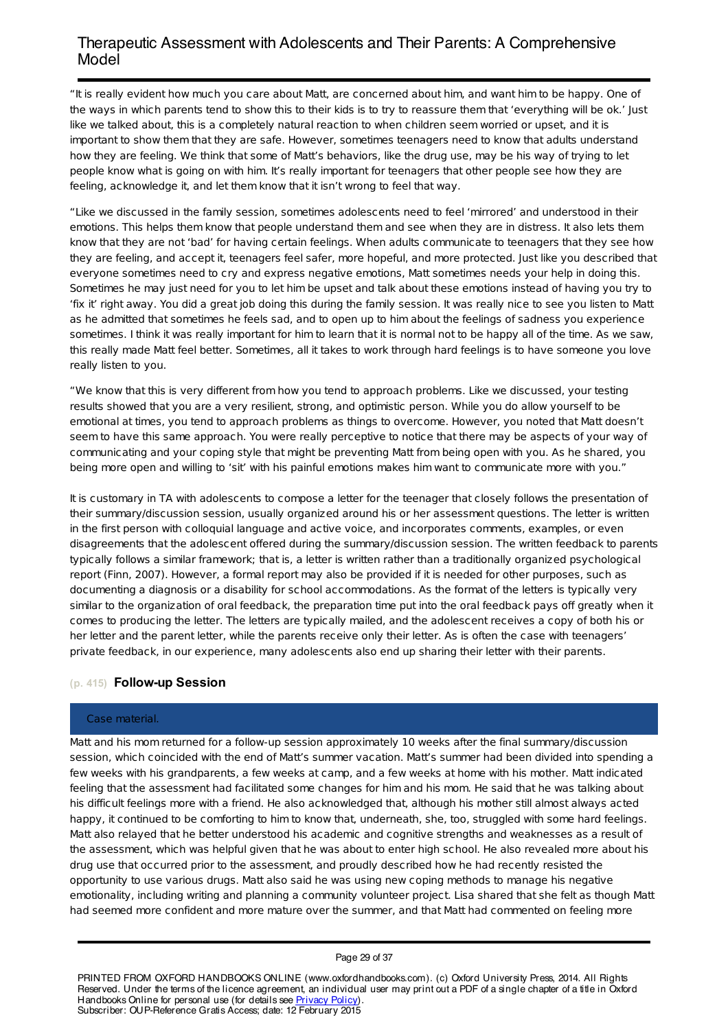"It is really evident how much you care about Matt, are concerned about him, and want him to be happy. One of the ways in which parents tend to show this to their kids is to try to reassure them that 'everything will be ok.' Just like we talked about, this is a completely natural reaction to when children seem worried or upset, and it is important to show them that they are safe. However, sometimes teenagers need to know that adults understand how they are feeling. We think that some of Matt's behaviors, like the drug use, may be his way of trying to let people know what is going on with him. It's really important for teenagers that other people see how they are feeling, acknowledge it, and let them know that it isn't wrong to feel that way.

"Like we discussed in the family session, sometimes adolescents need to feel 'mirrored' and understood in their emotions. This helps them know that people understand them and see when they are in distress. It also lets them know that they are not 'bad' for having certain feelings. When adults communicate to teenagers that they see how they are feeling, and accept it, teenagers feel safer, more hopeful, and more protected. Just like you described that everyone sometimes need to cry and express negative emotions, Matt sometimes needs your help in doing this. Sometimes he may just need for you to let him be upset and talk about these emotions instead of having you try to 'fix it' right away. You did a great job doing this during the family session. It was really nice to see you listen to Matt as he admitted that sometimes he feels sad, and to open up to him about the feelings of sadness you experience sometimes. I think it was really important for him to learn that it is normal not to be happy all of the time. As we saw, this really made Matt feel better. Sometimes, all it takes to work through hard feelings is to have someone you love really listen to you.

"We know that this is very different from how you tend to approach problems. Like we discussed, your testing results showed that you are a very resilient, strong, and optimistic person. While you do allow yourself to be emotional at times, you tend to approach problems as things to overcome. However, you noted that Matt doesn't seem to have this same approach. You were really perceptive to notice that there may be aspects of your way of communicating and your coping style that might be preventing Matt from being open with you. As he shared, you being more open and willing to 'sit' with his painful emotions makes him want to communicate more with you."

It is customary in TA with adolescents to compose a letter for the teenager that closely follows the presentation of their summary/discussion session, usually organized around his or her assessment questions. The letter is written in the first person with colloquial language and active voice, and incorporates comments, examples, or even disagreements that the adolescent offered during the summary/discussion session. The written feedback to parents typically follows a similar framework; that is, a letter is written rather than a traditionally organized psychological report (Finn, 2007). However, a formal report may also be provided if it is needed for other purposes, such as documenting a diagnosis or a disability for school accommodations. As the format of the letters is typically very similar to the organization of oral feedback, the preparation time put into the oral feedback pays off greatly when it comes to producing the letter. The letters are typically mailed, and the adolescent receives a copy of both his or her letter and the parent letter, while the parents receive only their letter. As is often the case with teenagers' private feedback, in our experience, many adolescents also end up sharing their letter with their parents.

## (p. 415) Follow-up Session

**Case material.**

Matt and his mom returned for a follow-up session approximately 10 weeks after the final summary/discussion session, which coincided with the end of Matt's summer vacation. Matt's summer had been divided into spending a few weeks with his grandparents, a few weeks at camp, and a few weeks at home with his mother. Matt indicated feeling that the assessment had facilitated some changes for him and his mom. He said that he was talking about his difficult feelings more with a friend. He also acknowledged that, although his mother still almost always acted happy, it continued to be comforting to him to know that, underneath, she, too, struggled with some hard feelings. Matt also relayed that he better understood his academic and cognitive strengths and weaknesses as a result of the assessment, which was helpful given that he was about to enter high school. He also revealed more about his drug use that occurred prior to the assessment, and proudly described how he had recently resisted the opportunity to use various drugs. Matt also said he was using new coping methods to manage his negative emotionality, including writing and planning a community volunteer project. Lisa shared that she felt as though Matt had seemed more confident and more mature over the summer, and that Matt had commented on feeling more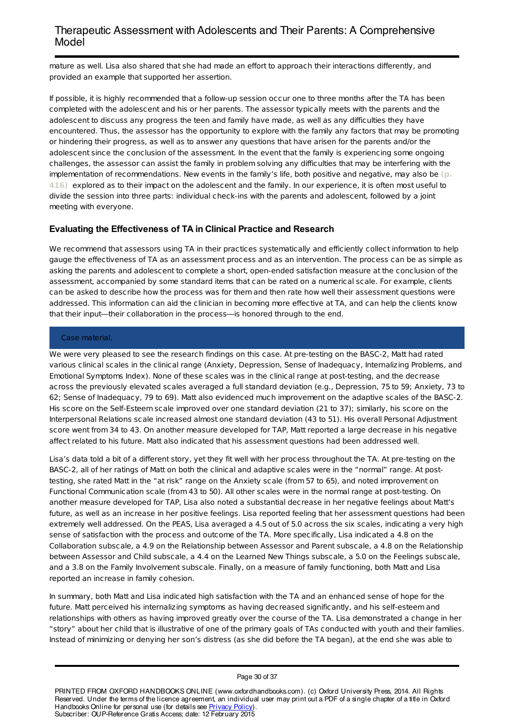mature as well. Lisa also shared that she had made an effort to approach their interactions differently, and provided an example that supported her assertion.

If possible, it is highly recommended that a follow-up session occur one to three months after the TA has been completed with the adolescent and his or her parents. The assessor typically meets with the parents and the adolescent to discuss any progress the teen and family have made, as well as any difficulties they have encountered. Thus, the assessor has the opportunity to explore with the family any factors that may be promoting or hindering their progress, as well as to answer any questions that have arisen for the parents and/or the adolescent since the conclusion of the assessment. In the event that the family is experiencing some ongoing challenges, the assessor can assist the family in problem solving any difficulties that may be interfering with the implementation of recommendations. New events in the family's life, both positive and negative, may also be **(p. 416)** explored as to their impact on the adolescent and the family. In our experience, it is often most useful to divide the session into three parts: individual check-ins with the parents and adolescent, followed by a joint meeting with everyone.

### Evaluating the Effectiveness of TA in Clinical Practice and Research

We recommend that assessors using TA in their practices systematically and efficiently collect information to help gauge the effectiveness of TA as an assessment process and as an intervention. The process can be as simple as asking the parents and adolescent to complete a short, open-ended satisfaction measure at the conclusion of the assessment, accompanied by some standard items that can be rated on a numerical scale. For example, clients can be asked to describe how the process was for them and then rate how well their assessment questions were addressed. This information can aid the clinician in becoming more effective at TA, and can help the clients know that their input—their collaboration in the process—is honored through to the end.

#### Case material.

We were very pleased to see the research findings on this case. At pre-testing on the BASC-2, Matt had rated various clinical scales in the clinical range (Anxiety, Depression, Sense of Inadequacy, Internalizing Problems, and Emotional Symptoms Index). None of these scales was in the clinical range at post-testing, and the decrease across the previously elevated scales averaged a full standard deviation (e.g., Depression, 75 to 59; Anxiety, 73 to 62; Sense of Inadequacy, 79 to 69). Matt also evidenced much improvement on the adaptive scales of the BASC-2. His score on the Self-Esteem scale improved over one standard deviation (21 to 37); similarly, his score on the Interpersonal Relations scale increased almost one standard deviation (43 to 51). His overall Personal Adjustment score went from 34 to 43. On another measure developed for TAP, Matt reported a large decrease in his negative affect related to his future. Matt also indicated that his assessment questions had been addressed well.

Lisa's data told a bit of a different story, yet they fit well with her process throughout the TA. At pre-testing on the BASC-2, all of her ratings of Matt on both the clinical and adaptive scales were in the "normal" range. At post-testing, she rated Matt in the "at risk" range on the Anxiety scale (from 57 to 65), and noted improvement on Functional Communication scale (from 43 to 50). All other scales were in the normal range at post-testing. On another measure developed for TAP, Lisa also noted a substantial decrease in her negative feelings about Matt's future, as well as an increase in her positive feelings. Lisa reported feeling that her assessment questions had been extremely well addressed. On the PEAS, Lisa averaged a 4.5 out of 5.0 across the six scales, indicating a very high sense of satisfaction with the process and outcome of the TA. More specifically, Lisa indicated a 4.8 on the Collaboration subscale, a 4.9 on the Relationship between Assessor and Parent subscale, a 4.8 on the Relationship between Assessor and Child subscale, a 4.4 on the Learned New Things subscale, a 5.0 on the Feelings subscale, and a 3.8 on the Family Involvement subscale. Finally, on a measure of family functioning, both Matt and Lisa reported an increase in family cohesion.

In summary, both Matt and Lisa indicated high satisfaction with the TA and an enhanced sense of hope for the future. Matt perceived his internalizing symptoms as having decreased significantly, and his self-esteem and relationships with others as having improved greatly over the course of the TA. Lisa demonstrated a change in her "story" about her child that is illustrative of one of the primary goals of TAs conducted with youth and their families. Instead of minimizing or denying her son's distress (as she did before the TA began), at the end she was able to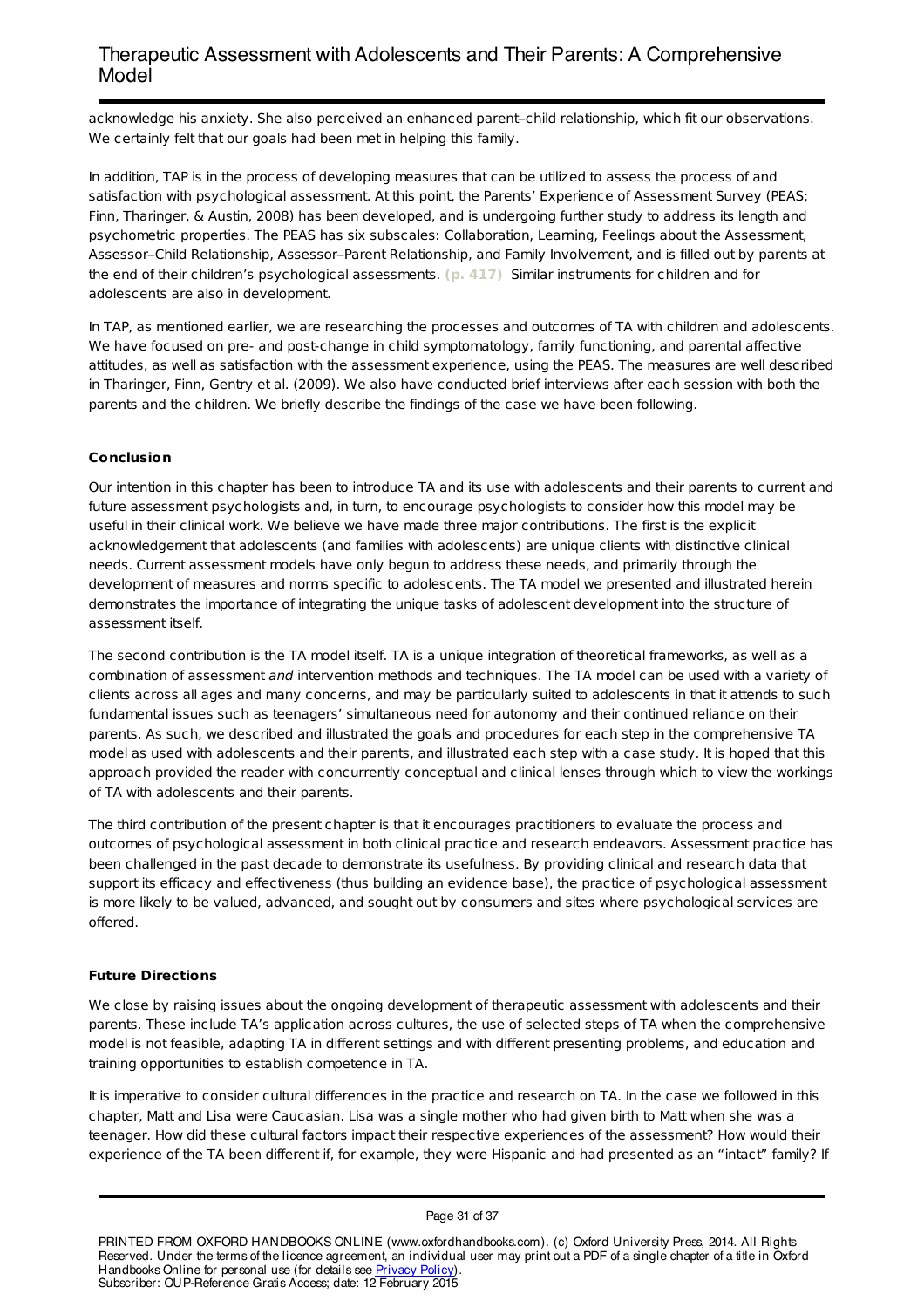acknowledge his anxiety. She also perceived an enhanced parent–child relationship, which fit our observations. We certainly felt that our goals had been met in helping this family.

In addition, TAP is in the process of developing measures that can be utilized to assess the process of and satisfaction with psychological assessment. At this point, the Parents' Experience of Assessment Survey (PEAS; Finn, Tharinger, & Austin, 2008) has been developed, and is undergoing further study to address its length and psychometric properties. The PEAS has six subscales: Collaboration, Learning, Feelings about the Assessment, Assessor–Child Relationship, Assessor–Parent Relationship, and Family Involvement, and is filled out by parents at the end of their children's psychological assessments. (p. 417) Similar instruments for children and for adolescents are also in development.

In TAP, as mentioned earlier, we are researching the processes and outcomes of TA with children and adolescents. We have focused on pre- and post-change in child symptomatology, family functioning, and parental affective attitudes, as well as satisfaction with the assessment experience, using the PEAS. The measures are well described in Tharinger, Finn, Gentry et al. (2009). We also have conducted brief interviews after each session with both the parents and the children. We briefly describe the findings of the case we have been following.

## Conclusion

Our intention in this chapter has been to introduce TA and its use with adolescents and their parents to current and future assessment psychologists and, in turn, to encourage psychologists to consider how this model may be useful in their clinical work. We believe we have made three major contributions. The first is the explicit acknowledgement that adolescents (and families with adolescents) are unique clients with distinctive clinical needs. Current assessment models have only begun to address these needs, and primarily through the development of measures and norms specific to adolescents. The TA model we presented and illustrated herein demonstrates the importance of integrating the unique tasks of adolescent development into the structure of assessment itself.

The second contribution is the TA model itself. TA is a unique integration of theoretical frameworks, as well as a combination of assessment *and* intervention methods and techniques. The TA model can be used with a variety of clients across all ages and many concerns, and may be particularly suited to adolescents in that it attends to such fundamental issues such as teenagers' simultaneous need for autonomy and their continued reliance on their parents. As such, we described and illustrated the goals and procedures for each step in the comprehensive TA model as used with adolescents and their parents, and illustrated each step with a case study. It is hoped that this approach provided the reader with concurrently conceptual and clinical lenses through which to view the workings of TA with adolescents and their parents.

The third contribution of the present chapter is that it encourages practitioners to evaluate the process and outcomes of psychological assessment in both clinical practice and research endeavors. Assessment practice has been challenged in the past decade to demonstrate its usefulness. By providing clinical and research data that support its efficacy and effectiveness (thus building an evidence base), the practice of psychological assessment is more likely to be valued, advanced, and sought out by consumers and sites where psychological services are offered.

## Future Directions

We close by raising issues about the ongoing development of therapeutic assessment with adolescents and their parents. These include TA's application across cultures, the use of selected steps of TA when the comprehensive model is not feasible, adapting TA in different settings and with different presenting problems, and education and training opportunities to establish competence in TA.

It is imperative to consider cultural differences in the practice and research on TA. In the case we followed in this chapter, Matt and Lisa were Caucasian. Lisa was a single mother who had given birth to Matt when she was a teenager. How did these cultural factors impact their respective experiences of the assessment? How would their experience of the TA been different if, for example, they were Hispanic and had presented as an "intact" family? If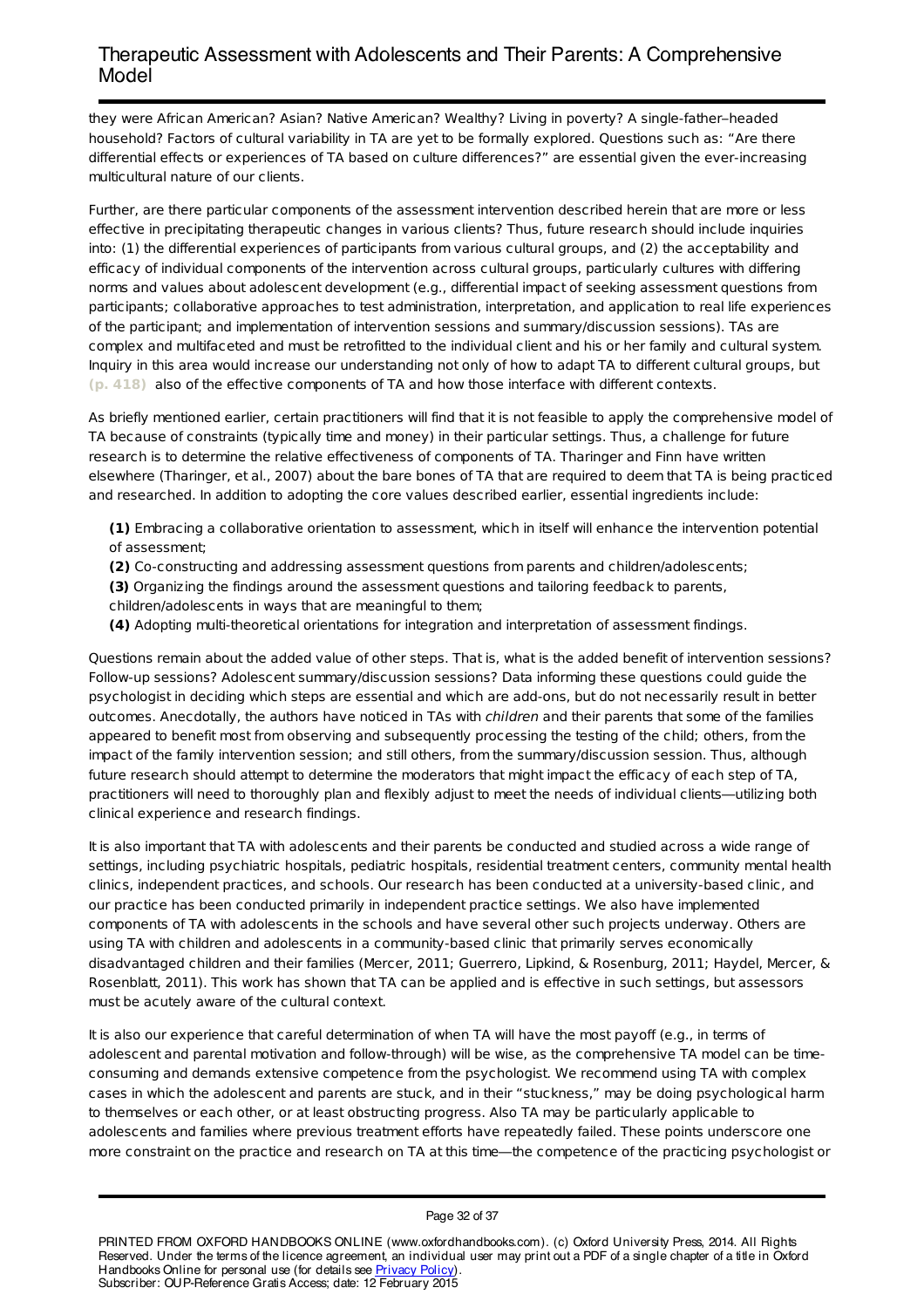they were African American? Asian? Native American? Wealthy? Living in poverty? A single-father–headed household? Factors of cultural variability in TA are yet to be formally explored. Questions such as: "Are there differential effects or experiences of TA based on culture differences?" are essential given the ever-increasing multicultural nature of our clients.

Further, are there particular components of the assessment intervention described herein that are more or less effective in precipitating therapeutic changes in various clients? Thus, future research should include inquiries into: (1) the differential experiences of participants from various cultural groups, and (2) the acceptability and efficacy of individual components of the intervention across cultural groups, particularly cultures with differing norms and values about adolescent development (e.g., differential impact of seeking assessment questions from participants; collaborative approaches to test administration, interpretation, and application to real life experiences of the participant; and implementation of intervention sessions and summary/discussion sessions). TAs are complex and multifaceted and must be retrofitted to the individual client and his or her family and cultural system. Inquiry in this area would increase our understanding not only of how to adapt TA to different cultural groups, but **(p. 418)** also of the effective components of TA and how those interface with different contexts.

As briefly mentioned earlier, certain practitioners will find that it is not feasible to apply the comprehensive model of TA because of constraints (typically time and money) in their particular settings. Thus, a challenge for future research is to determine the relative effectiveness of components of TA. Tharinger and Finn have written elsewhere (Tharinger, et al., 2007) about the bare bones of TA that are required to deem that TA is being practiced and researched. In addition to adopting the core values described earlier, essential ingredients include:

**(1)** Embracing a collaborative orientation to assessment, which in itself will enhance the intervention potential of assessment;

**(2)** Co-constructing and addressing assessment questions from parents and children/adolescents;

**(3)** Organizing the findings around the assessment questions and tailoring feedback to parents, children/adolescents in ways that are meaningful to them;

**(4)** Adopting multi-theoretical orientations for integration and interpretation of assessment findings.

Questions remain about the added value of other steps. That is, what is the added benefit of intervention sessions? Follow-up sessions? Adolescent summary/discussion sessions? Data informing these questions could guide the psychologist in deciding which steps are essential and which are add-ons, but do not necessarily result in better outcomes. Anecdotally, the authors have noticed in TAs with *children* and their parents that some of the families appeared to benefit most from observing and subsequently processing the testing of the child; others, from the impact of the family intervention session; and still others, from the summary/discussion session. Thus, although future research should attempt to determine the moderators that might impact the efficacy of each step of TA, practitioners will need to thoroughly plan and flexibly adjust to meet the needs of individual clients—utilizing both clinical experience and research findings.

It is also important that TA with adolescents and their parents be conducted and studied across a wide range of settings, including psychiatric hospitals, pediatric hospitals, residential treatment centers, community mental health clinics, independent practices, and schools. Our research has been conducted at a university-based clinic, and our practice has been conducted primarily in independent practice settings. We also have implemented components of TA with adolescents in the schools and have several other such projects underway. Others are using TA with children and adolescents in a community-based clinic that primarily serves economically disadvantaged children and their families (Mercer, 2011; Guerrero, Lipkind, & Rosenburg, 2011; Haydel, Mercer, & Rosenblatt, 2011). This work has shown that TA can be applied and is effective in such settings, but assessors must be acutely aware of the cultural context.

It is also our experience that careful determination of when TA will have the most payoff (e.g., in terms of adolescent and parental motivation and follow-through) will be wise, as the comprehensive TA model can be time-consuming and demands extensive competence from the psychologist. We recommend using TA with complex cases in which the adolescent and parents are stuck, and in their "stuckness," may be doing psychological harm to themselves or each other, or at least obstructing progress. Also TA may be particularly applicable to adolescents and families where previous treatment efforts have repeatedly failed. These points underscore one more constraint on the practice and research on TA at this time—the competence of the practicing psychologist or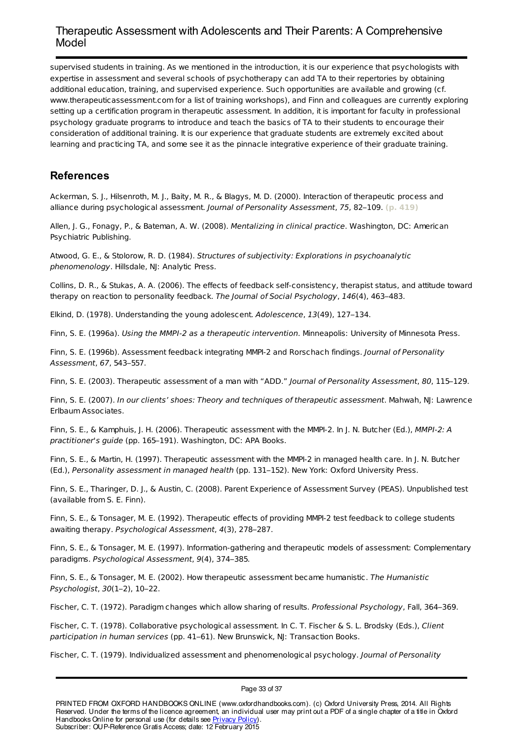supervised students in training. As we mentioned in the introduction, it is our experience that psychologists with expertise in assessment and several schools of psychotherapy can add TA to their repertories by obtaining additional education, training, and supervised experience. Such opportunities are available and growing (cf. www.therapeuticassessment.com for a list of training workshops), and Finn and colleagues are currently exploring setting up a certification program in therapeutic assessment. In addition, it is important for faculty in professional psychology graduate programs to introduce and teach the basics of TA to their students to encourage their consideration of additional training. It is our experience that graduate students are extremely excited about learning and practicing TA, and some see it as the pinnacle integrative experience of their graduate training.

## References

Ackerman, S. J., Hilsenroth, M. J., Baity, M. R., & Blagys, M. D. (2000). Interaction of therapeutic process and alliance during psychological assessment. *Journal of Personality Assessment*, *75*, 82–109. **(p. 419)**

Allen, J. G., Fonagy, P., & Bateman, A. W. (2008). *Mentalizing in clinical practice*. Washington, DC: American Psychiatric Publishing.

Atwood, G. E., & Stolorow, R. D. (1984). *Structures of subjectivity: Explorations in psychoanalytic phenomenology*. Hillsdale, NJ: Analytic Press.

Collins, D. R., & Stukas, A. A. (2006). The effects of feedback self-consistency, therapist status, and attitude toward therapy on reaction to personality feedback. *The Journal of Social Psychology*, *146*(4), 463–483.

Elkind, D. (1978). Understanding the young adolescent. *Adolescence*, *13*(49), 127–134.

Finn, S. E. (1996a). *Using the MMPI-2 as a therapeutic intervention*. Minneapolis: University of Minnesota Press.

Finn, S. E. (1996b). Assessment feedback integrating MMPI-2 and Rorschach findings. *Journal of Personality Assessment*, *67*, 543–557.

Finn, S. E. (2003). Therapeutic assessment of a man with "ADD." *Journal of Personality Assessment*, *80*, 115–129.

Finn, S. E. (2007). *In our clients' shoes: Theory and techniques of therapeutic assessment*. Mahwah, NJ: Lawrence Erlbaum Associates.

Finn, S. E., & Kamphuis, J. H. (2006). Therapeutic assessment with the MMPI-2. In J. N. Butcher (Ed.), *MMPI-2: A practitioner's guide* (pp. 165–191). Washington, DC: APA Books.

Finn, S. E., & Martin, H. (1997). Therapeutic assessment with the MMPI-2 in managed health care. In J. N. Butcher (Ed.), *Personality assessment in managed health* (pp. 131–152). New York: Oxford University Press.

Finn, S. E., Tharinger, D. J., & Austin, C. (2008). Parent Experience of Assessment Survey (PEAS). Unpublished test (available from S. E. Finn).

Finn, S. E., & Tonsager, M. E. (1992). Therapeutic effects of providing MMPI-2 test feedback to college students awaiting therapy. *Psychological Assessment*, *4*(3), 278–287.

Finn, S. E., & Tonsager, M. E. (1997). Information-gathering and therapeutic models of assessment: Complementary paradigms. *Psychological Assessment*, *9*(4), 374–385.

Finn, S. E., & Tonsager, M. E. (2002). How therapeutic assessment became humanistic. *The Humanistic Psychologist*, *30*(1–2), 10–22.

Fischer, C. T. (1972). Paradigm changes which allow sharing of results. *Professional Psychology*, Fall, 364–369.

Fischer, C. T. (1978). Collaborative psychological assessment. In C. T. Fischer & S. L. Brodsky (Eds.), *Client participation in human services* (pp. 41–61). New Brunswick, NJ: Transaction Books.

Fischer, C. T. (1979). Individualized assessment and phenomenological psychology. *Journal of Personality*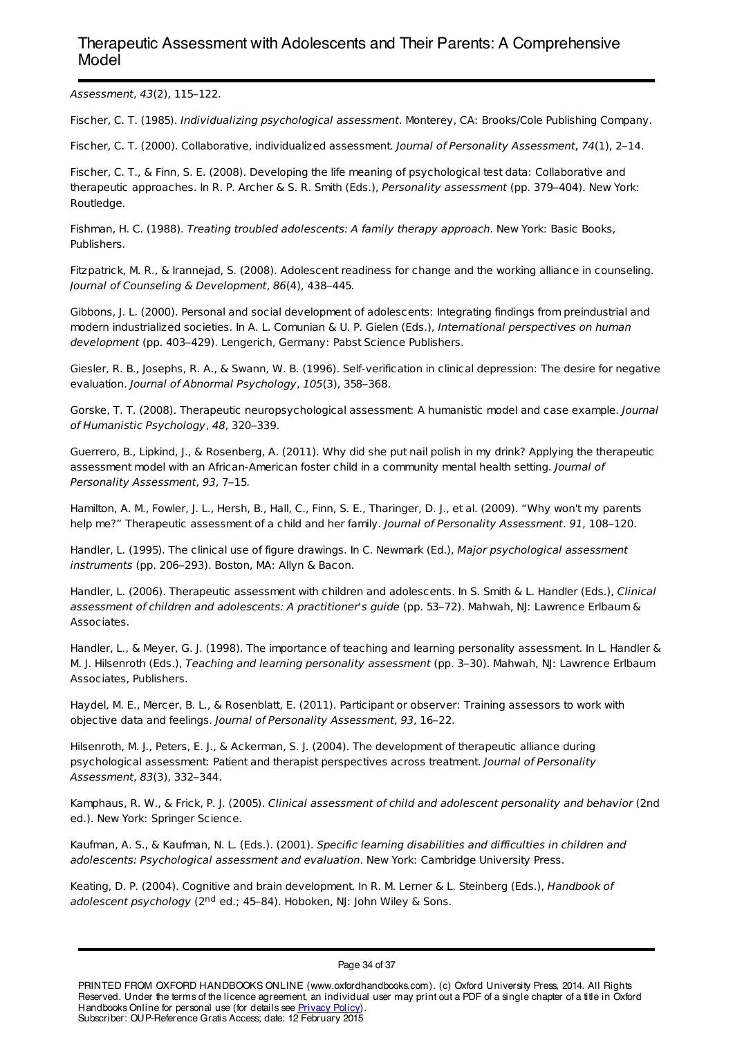*Assessment*, *43*(2), 115–122.

Fischer, C. T. (1985). *Individualizing psychological assessment*. Monterey, CA: Brooks/Cole Publishing Company.

Fischer, C. T. (2000). Collaborative, individualized assessment. *Journal of Personality Assessment*, *74*(1), 2–14.

Fischer, C. T., & Finn, S. E. (2008). Developing the life meaning of psychological test data: Collaborative and therapeutic approaches. In R. P. Archer & S. R. Smith (Eds.), *Personality assessment* (pp. 379–404). New York: Routledge.

Fishman, H. C. (1988). *Treating troubled adolescents: A family therapy approach*. New York: Basic Books, Publishers.

Fitzpatrick, M. R., & Irannejad, S. (2008). Adolescent readiness for change and the working alliance in counseling. *Journal of Counseling & Development*, *86*(4), 438–445.

Gibbons, J. L. (2000). Personal and social development of adolescents: Integrating findings from preindustrial and modern industrialized societies. In A. L. Comunian & U. P. Gielen (Eds.), *International perspectives on human development* (pp. 403–429). Lengerich, Germany: Pabst Science Publishers.

Giesler, R. B., Josephs, R. A., & Swann, W. B. (1996). Self-verification in clinical depression: The desire for negative evaluation. *Journal of Abnormal Psychology*, *105*(3), 358–368.

Gorske, T. T. (2008). Therapeutic neuropsychological assessment: A humanistic model and case example. *Journal of Humanistic Psychology*, *48*, 320–339.

Guerrero, B., Lipkind, J., & Rosenberg, A. (2011). Why did she put nail polish in my drink? Applying the therapeutic assessment model with an African-American foster child in a community mental health setting. *Journal of Personality Assessment*, *93*, 7–15.

Hamilton, A. M., Fowler, J. L., Hersh, B., Hall, C., Finn, S. E., Tharinger, D. J., et al. (2009). "Why won't my parents help me?" Therapeutic assessment of a child and her family. *Journal of Personality Assessment*. *91*, 108–120.

Handler, L. (1995). The clinical use of figure drawings. In C. Newmark (Ed.), *Major psychological assessment instruments* (pp. 206–293). Boston, MA: Allyn & Bacon.

Handler, L. (2006). Therapeutic assessment with children and adolescents. In S. Smith & L. Handler (Eds.), *Clinical assessment of children and adolescents: A practitioner's guide* (pp. 53–72). Mahwah, NJ: Lawrence Erlbaum & Associates.

Handler, L., & Meyer, G. J. (1998). The importance of teaching and learning personality assessment. In L. Handler & M. J. Hilsenroth (Eds.), *Teaching and learning personality assessment* (pp. 3–30). Mahwah, NJ: Lawrence Erlbaum Associates, Publishers.

Haydel, M. E., Mercer, B. L., & Rosenblatt, E. (2011). Participant or observer: Training assessors to work with objective data and feelings. *Journal of Personality Assessment*, *93*, 16–22.

Hilsenroth, M. J., Peters, E. J., & Ackerman, S. J. (2004). The development of therapeutic alliance during psychological assessment: Patient and therapist perspectives across treatment. *Journal of Personality Assessment*, *83*(3), 332–344.

Kamphaus, R. W., & Frick, P. J. (2005). *Clinical assessment of child and adolescent personality and behavior* (2nd ed.). New York: Springer Science.

Kaufman, A. S., & Kaufman, N. L. (Eds.). (2001). *Specific learning disabilities and difficulties in children and adolescents: Psychological assessment and evaluation*. New York: Cambridge University Press.

Keating, D. P. (2004). Cognitive and brain development. In R. M. Lerner & L. Steinberg (Eds.), *Handbook of adolescent psychology* (2nd ed.; 45–84). Hoboken, NJ: John Wiley & Sons.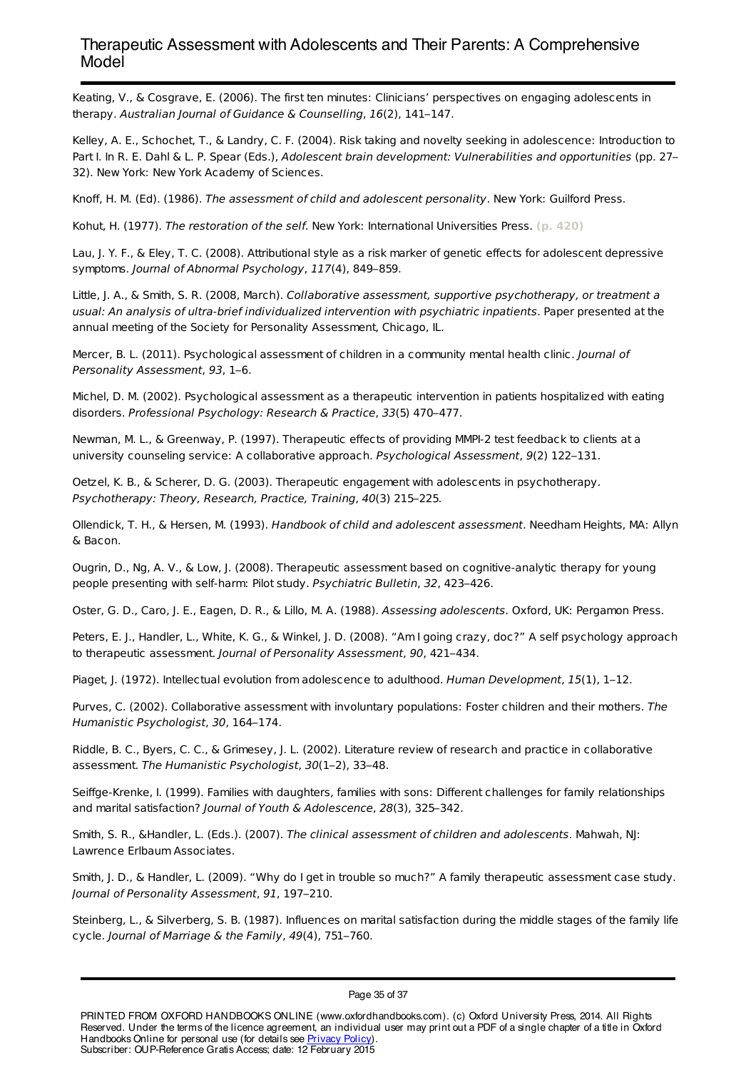Keating, V., & Cosgrave, E. (2006). The first ten minutes: Clinicians' perspectives on engaging adolescents in therapy. *Australian Journal of Guidance & Counselling*, *16*(2), 141–147.

Kelley, A. E., Schochet, T., & Landry, C. F. (2004). Risk taking and novelty seeking in adolescence: Introduction to Part I. In R. E. Dahl & L. P. Spear (Eds.), *Adolescent brain development: Vulnerabilities and opportunities* (pp. 27–32). New York: New York Academy of Sciences.

Knoff, H. M. (Ed). (1986). *The assessment of child and adolescent personality*. New York: Guilford Press.

Kohut, H. (1977). *The restoration of the self*. New York: International Universities Press. **(p. 420)**

Lau, J. Y. F., & Eley, T. C. (2008). Attributional style as a risk marker of genetic effects for adolescent depressive symptoms. *Journal of Abnormal Psychology*, *117*(4), 849–859.

Little, J. A., & Smith, S. R. (2008, March). *Collaborative assessment, supportive psychotherapy, or treatment a usual: An analysis of ultra-brief individualized intervention with psychiatric inpatients*. Paper presented at the annual meeting of the Society for Personality Assessment, Chicago, IL.

Mercer, B. L. (2011). Psychological assessment of children in a community mental health clinic. *Journal of Personality Assessment*, *93*, 1–6.

Michel, D. M. (2002). Psychological assessment as a therapeutic intervention in patients hospitalized with eating disorders. *Professional Psychology: Research & Practice*, *33*(5) 470–477.

Newman, M. L., & Greenway, P. (1997). Therapeutic effects of providing MMPI-2 test feedback to clients at a university counseling service: A collaborative approach. *Psychological Assessment*, *9*(2) 122–131.

Oetzel, K. B., & Scherer, D. G. (2003). Therapeutic engagement with adolescents in psychotherapy. *Psychotherapy: Theory, Research, Practice, Training*, *40*(3) 215–225.

Ollendick, T. H., & Hersen, M. (1993). *Handbook of child and adolescent assessment*. Needham Heights, MA: Allyn & Bacon.

Ougrin, D., Ng, A. V., & Low, J. (2008). Therapeutic assessment based on cognitive-analytic therapy for young people presenting with self-harm: Pilot study. *Psychiatric Bulletin*, *32*, 423–426.

Oster, G. D., Caro, J. E., Eagen, D. R., & Lillo, M. A. (1988). *Assessing adolescents*. Oxford, UK: Pergamon Press.

Peters, E. J., Handler, L., White, K. G., & Winkel, J. D. (2008). "Am I going crazy, doc?" A self psychology approach to therapeutic assessment. *Journal of Personality Assessment*, *90*, 421–434.

Piaget, J. (1972). Intellectual evolution from adolescence to adulthood. *Human Development*, *15*(1), 1–12.

Purves, C. (2002). Collaborative assessment with involuntary populations: Foster children and their mothers. *The Humanistic Psychologist*, *30*, 164–174.

Riddle, B. C., Byers, C. C., & Grimesey, J. L. (2002). Literature review of research and practice in collaborative assessment. *The Humanistic Psychologist*, *30*(1–2), 33–48.

Seiffge-Krenke, I. (1999). Families with daughters, families with sons: Different challenges for family relationships and marital satisfaction? *Journal of Youth & Adolescence*, *28*(3), 325–342.

Smith, S. R., &Handler, L. (Eds.). (2007). *The clinical assessment of children and adolescents*. Mahwah, NJ: Lawrence Erlbaum Associates.

Smith, J. D., & Handler, L. (2009). "Why do I get in trouble so much?" A family therapeutic assessment case study. *Journal of Personality Assessment*, *91*, 197–210.

Steinberg, L., & Silverberg, S. B. (1987). Influences on marital satisfaction during the middle stages of the family life cycle. *Journal of Marriage & the Family*, *49*(4), 751–760.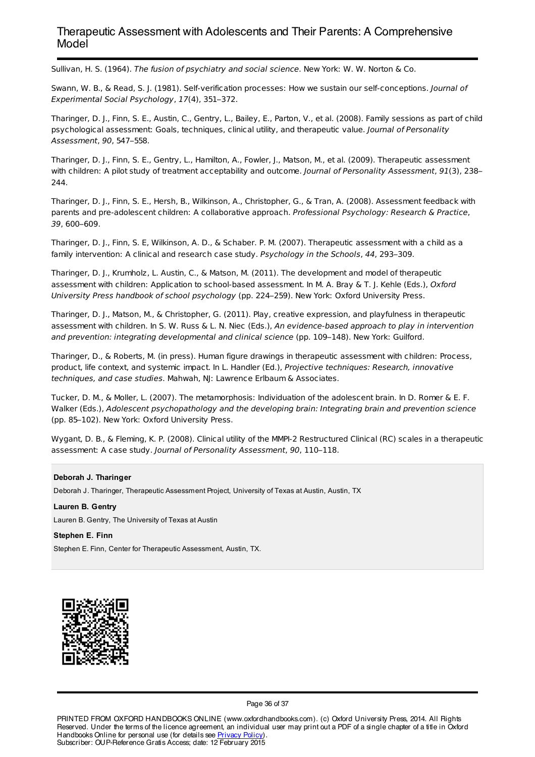Sullivan, H. S. (1964). *The fusion of psychiatry and social science*. New York: W. W. Norton & Co.

Swann, W. B., & Read, S. J. (1981). Self-verification processes: How we sustain our self-conceptions. *Journal of Experimental Social Psychology*, *17*(4), 351–372.

Tharinger, D. J., Finn, S. E., Austin, C., Gentry, L., Bailey, E., Parton, V., et al. (2008). Family sessions as part of child psychological assessment: Goals, techniques, clinical utility, and therapeutic value. *Journal of Personality Assessment*, *90*, 547–558.

Tharinger, D. J., Finn, S. E., Gentry, L., Hamilton, A., Fowler, J., Matson, M., et al. (2009). Therapeutic assessment with children: A pilot study of treatment acceptability and outcome. *Journal of Personality Assessment*, *91*(3), 238–244.

Tharinger, D. J., Finn, S. E., Hersh, B., Wilkinson, A., Christopher, G., & Tran, A. (2008). Assessment feedback with parents and pre-adolescent children: A collaborative approach. *Professional Psychology: Research & Practice*, *39*, 600–609.

Tharinger, D. J., Finn, S. E, Wilkinson, A. D., & Schaber. P. M. (2007). Therapeutic assessment with a child as a family intervention: A clinical and research case study. *Psychology in the Schools*, *44*, 293–309.

Tharinger, D. J., Krumholz, L. Austin, C., & Matson, M. (2011). The development and model of therapeutic assessment with children: Application to school-based assessment. In M. A. Bray & T. J. Kehle (Eds.), *Oxford University Press handbook of school psychology* (pp. 224–259). New York: Oxford University Press.

Tharinger, D. J., Matson, M., & Christopher, G. (2011). Play, creative expression, and playfulness in therapeutic assessment with children. In S. W. Russ & L. N. Niec (Eds.), *An evidence-based approach to play in intervention and prevention: integrating developmental and clinical science* (pp. 109–148). New York: Guilford.

Tharinger, D., & Roberts, M. (in press). Human figure drawings in therapeutic assessment with children: Process, product, life context, and systemic impact. In L. Handler (Ed.), *Projective techniques: Research, innovative techniques, and case studies*. Mahwah, NJ: Lawrence Erlbaum & Associates.

Tucker, D. M., & Moller, L. (2007). The metamorphosis: Individuation of the adolescent brain. In D. Romer & E. F. Walker (Eds.), *Adolescent psychopathology and the developing brain: Integrating brain and prevention science* (pp. 85–102). New York: Oxford University Press.

Wygant, D. B., & Fleming, K. P. (2008). Clinical utility of the MMPI-2 Restructured Clinical (RC) scales in a therapeutic assessment: A case study. *Journal of Personality Assessment*, *90*, 110–118.

**Deborah J. Tharinger**

Deborah J. Tharinger, Therapeutic Assessment Project, University of Texas at Austin, Austin, TX

**Lauren B. Gentry**

Lauren B. Gentry, The University of Texas at Austin

**Stephen E. Finn**

Stephen E. Finn, Center for Therapeutic Assessment, Austin, TX.